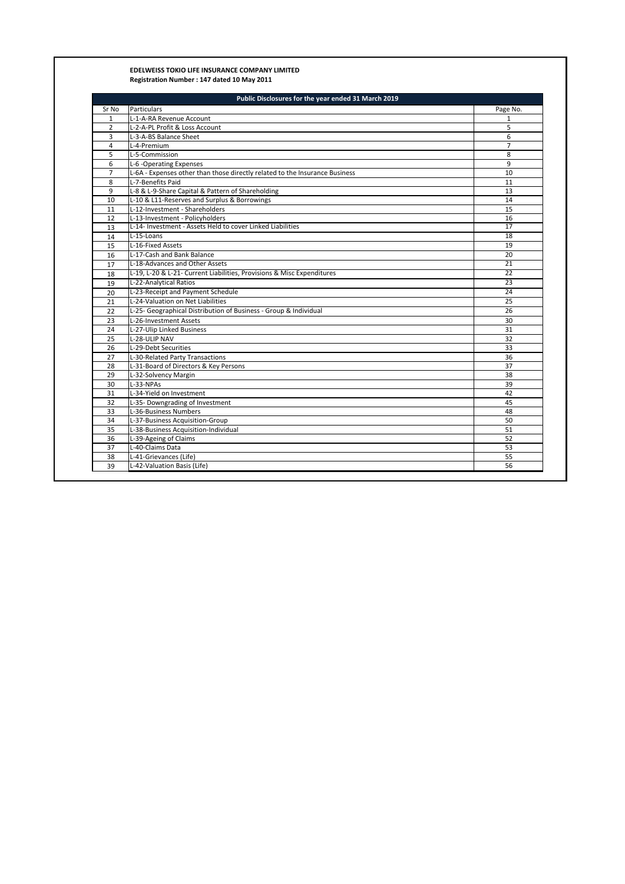**EDELWEISS TOKIO LIFE INSURANCE COMPANY LIMITED**
**Registration Number : 147 dated 10 May 2011**

| Public Disclosures for the year ended 31 March 2019 | | |
|---|---|---|
| Sr No | Particulars | Page No. |
| 1 | L-1-A-RA Revenue Account | 1 |
| 2 | L-2-A-PL Profit & Loss Account | 5 |
| 3 | L-3-A-BS Balance Sheet | 6 |
| 4 | L-4-Premium | 7 |
| 5 | L-5-Commission | 8 |
| 6 | L-6 -Operating Expenses | 9 |
| 7 | L-6A - Expenses other than those directly related to the Insurance Business | 10 |
| 8 | L-7-Benefits Paid | 11 |
| 9 | L-8 & L-9-Share Capital & Pattern of Shareholding | 13 |
| 10 | L-10 & L11-Reserves and Surplus & Borrowings | 14 |
| 11 | L-12-Investment - Shareholders | 15 |
| 12 | L-13-Investment - Policyholders | 16 |
| 13 | L-14- Investment - Assets Held to cover Linked Liabilities | 17 |
| 14 | L-15-Loans | 18 |
| 15 | L-16-Fixed Assets | 19 |
| 16 | L-17-Cash and Bank Balance | 20 |
| 17 | L-18-Advances and Other Assets | 21 |
| 18 | L-19, L-20 & L-21- Current Liabilities, Provisions & Misc Expenditures | 22 |
| 19 | L-22-Analytical Ratios | 23 |
| 20 | L-23-Receipt and Payment Schedule | 24 |
| 21 | L-24-Valuation on Net Liabilities | 25 |
| 22 | L-25- Geographical Distribution of Business - Group & Individual | 26 |
| 23 | L-26-Investment Assets | 30 |
| 24 | L-27-Ulip Linked Business | 31 |
| 25 | L-28-ULIP NAV | 32 |
| 26 | L-29-Debt Securities | 33 |
| 27 | L-30-Related Party Transactions | 36 |
| 28 | L-31-Board of Directors & Key Persons | 37 |
| 29 | L-32-Solvency Margin | 38 |
| 30 | L-33-NPAs | 39 |
| 31 | L-34-Yield on Investment | 42 |
| 32 | L-35- Downgrading of Investment | 45 |
| 33 | L-36-Business Numbers | 48 |
| 34 | L-37-Business Acquisition-Group | 50 |
| 35 | L-38-Business Acquisition-Individual | 51 |
| 36 | L-39-Ageing of Claims | 52 |
| 37 | L-40-Claims Data | 53 |
| 38 | L-41-Grievances (Life) | 55 |
| 39 | L-42-Valuation Basis (Life) | 56 |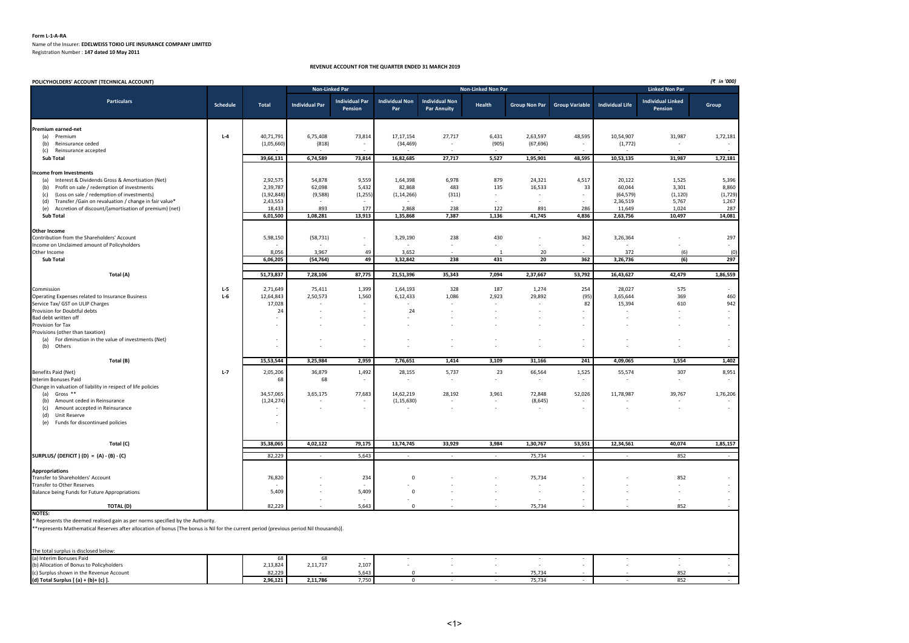**Form L-1-A-RA**

Name of the Insurer: **EDELWEISS TOKIO LIFE INSURANCE COMPANY LIMITED**

Registration Number : **147 dated 10 May 2011**

## REVENUE ACCOUNT FOR THE QUARTER ENDED 31 MARCH 2019

**POLICYHOLDERS' ACCOUNT (TECHNICAL ACCOUNT)** *(₹ in '000)*

| Particulars | Schedule | Total | Non-Linked Par | | Non-Linked Non Par | | | | | Linked Non Par | | |
|---|---|---|---|---|---|---|---|---|---|---|---|---|
| | | | Individual Par | Individual Par Pension | Individual Non Par | Individual Non Par Annuity | Health | Group Non Par | Group Variable | Individual Life | Individual Linked Pension | Group |
| **Premium earned-net** | | | | | | | | | | | | |
| (a) Premium | L-4 | 40,71,791 | 6,75,408 | 73,814 | 17,17,154 | 27,717 | 6,431 | 2,63,597 | 48,595 | 10,54,907 | 31,987 | 1,72,181 |
| (b) Reinsurance ceded | | (1,05,660) | (818) | - | (34,469) | - | (905) | (67,696) | - | (1,772) | - | - |
| (c) Reinsurance accepted | | - | - | - | - | - | - | - | - | - | - | - |
| **Sub Total** | | **39,66,131** | **6,74,589** | **73,814** | **16,82,685** | **27,717** | **5,527** | **1,95,901** | **48,595** | **10,53,135** | **31,987** | **1,72,181** |
| **Income from Investments** | | | | | | | | | | | | |
| (a) Interest & Dividends Gross & Amortisation (Net) | | 2,92,575 | 54,878 | 9,559 | 1,64,398 | 6,978 | 879 | 24,321 | 4,517 | 20,122 | 1,525 | 5,396 |
| (b) Profit on sale / redemption of investments | | 2,39,787 | 62,098 | 5,432 | 82,868 | 483 | 135 | 16,533 | 33 | 60,044 | 3,301 | 8,860 |
| (c) (Loss on sale / redemption of investments) | | (1,92,848) | (9,588) | (1,255) | (1,14,266) | (311) | - | - | - | (64,579) | (1,120) | (1,729) |
| (d) Transfer /Gain on revaluation / change in fair value* | | 2,43,553 | - | - | - | - | - | - | - | 2,36,519 | 5,767 | 1,267 |
| (e) Accretion of discount/(amortisation of premium) (net) | | 18,433 | 893 | 177 | 2,868 | 238 | 122 | 891 | 286 | 11,649 | 1,024 | 287 |
| **Sub Total** | | **6,01,500** | **1,08,281** | **13,913** | **1,35,868** | **7,387** | **1,136** | **41,745** | **4,836** | **2,63,756** | **10,497** | **14,081** |
| **Other Income** | | | | | | | | | | | | |
| Contribution from the Shareholders' Account | | 5,98,150 | (58,731) | - | 3,29,190 | 238 | 430 | - | 362 | 3,26,364 | - | 297 |
| Income on Unclaimed amount of Policyholders | | - | - | - | - | - | - | - | - | - | - | - |
| Other Income | | 8,056 | 3,967 | 49 | 3,652 | - | 1 | 20 | - | 372 | (6) | (0) |
| **Sub Total** | | **6,06,205** | **(54,764)** | **49** | **3,32,842** | **238** | **431** | **20** | **362** | **3,26,736** | **(6)** | **297** |
| **Total (A)** | | **51,73,837** | **7,28,106** | **87,775** | **21,51,396** | **35,343** | **7,094** | **2,37,667** | **53,792** | **16,43,627** | **42,479** | **1,86,559** |
| Commission | L-5 | 2,71,649 | 75,411 | 1,399 | 1,64,193 | 328 | 187 | 1,274 | 254 | 28,027 | 575 | - |
| Operating Expenses related to Insurance Business | L-6 | 12,64,843 | 2,50,573 | 1,560 | 6,12,433 | 1,086 | 2,923 | 29,892 | (95) | 3,65,644 | 369 | 460 |
| Service Tax/ GST on ULIP Charges | | 17,028 | - | - | - | - | - | - | 82 | 15,394 | 610 | 942 |
| Provision for Doubtful debts | | 24 | - | - | 24 | - | - | - | - | - | - | - |
| Bad debt written off | | - | - | - | - | - | - | - | - | - | - | - |
| Provision for Tax | | - | - | - | - | - | - | - | - | - | - | - |
| Provisions (other than taxation) | | | | | | | | | | | | |
| (a) For diminution in the value of investments (Net) | | - | - | - | - | - | - | - | - | - | - | - |
| (b) Others | | - | - | - | - | - | - | - | - | - | - | - |
| **Total (B)** | | **15,53,544** | **3,25,984** | **2,959** | **7,76,651** | **1,414** | **3,109** | **31,166** | **241** | **4,09,065** | **1,554** | **1,402** |
| Benefits Paid (Net) | L-7 | 2,05,206 | 36,879 | 1,492 | 28,155 | 5,737 | 23 | 66,564 | 1,525 | 55,574 | 307 | 8,951 |
| Interim Bonuses Paid | | 68 | 68 | - | - | - | - | - | - | - | - | - |
| Change in valuation of liability in respect of life policies | | | | | | | | | | | | |
| (a) Gross ** | | 34,57,065 | 3,65,175 | 77,683 | 14,62,219 | 28,192 | 3,961 | 72,848 | 52,026 | 11,78,987 | 39,767 | 1,76,206 |
| (b) Amount ceded in Reinsurance | | (1,24,274) | - | - | (1,15,630) | - | - | (8,645) | - | - | - | - |
| (c) Amount accepted in Reinsurance | | - | - | - | - | - | - | - | - | - | - | - |
| (d) Unit Reserve | | - | | | | | | | | | | |
| (e) Funds for discontinued policies | | - | | | | | | | | | | |
| **Total (C)** | | **35,38,065** | **4,02,122** | **79,175** | **13,74,745** | **33,929** | **3,984** | **1,30,767** | **53,551** | **12,34,561** | **40,074** | **1,85,157** |
| **SURPLUS/ (DEFICIT ) (D) = (A) - (B) - (C)** | | 82,229 | - | 5,643 | - | - | - | 75,734 | - | - | 852 | - |
| **Appropriations** | | | | | | | | | | | | |
| Transfer to Shareholders' Account | | 76,820 | - | 234 | 0 | - | - | 75,734 | - | - | 852 | - |
| Transfer to Other Reserves | | - | - | - | - | - | - | - | - | - | - | - |
| Balance being Funds for Future Appropriations | | 5,409 | - | 5,409 | 0 | - | - | - | - | - | - | - |
| **TOTAL (D)** | | 82,229 | - | 5,643 | 0 | - | - | 75,734 | - | - | 852 | - |

**NOTES:**

\* Represents the deemed realised gain as per norms specified by the Authority.

\*\*represents Mathematical Reserves after allocation of bonus [The bonus is Nil for the current period (previous period Nil thousands)].

| The total surplus is disclosed below: | | Total | Individual Par | Individual Par Pension | Individual Non Par | Individual Non Par Annuity | Health | Group Non Par | Group Variable | Individual Life | Individual Linked Pension | Group |
|---|---|---|---|---|---|---|---|---|---|---|---|---|
| (a) Interim Bonuses Paid | | 68 | 68 | - | - | - | - | - | - | - | - | - |
| (b) Allocation of Bonus to Policyholders | | 2,13,824 | 2,11,717 | 2,107 | - | - | - | - | - | - | - | - |
| (c) Surplus shown in the Revenue Account | | 82,229 | - | 5,643 | 0 | - | - | 75,734 | - | - | 852 | - |
| **(d) Total Surplus [ (a) + (b)+ (c) ].** | | **2,96,121** | **2,11,786** | **7,750** | **0** | **-** | **-** | **75,734** | **-** | **-** | **852** | **-** |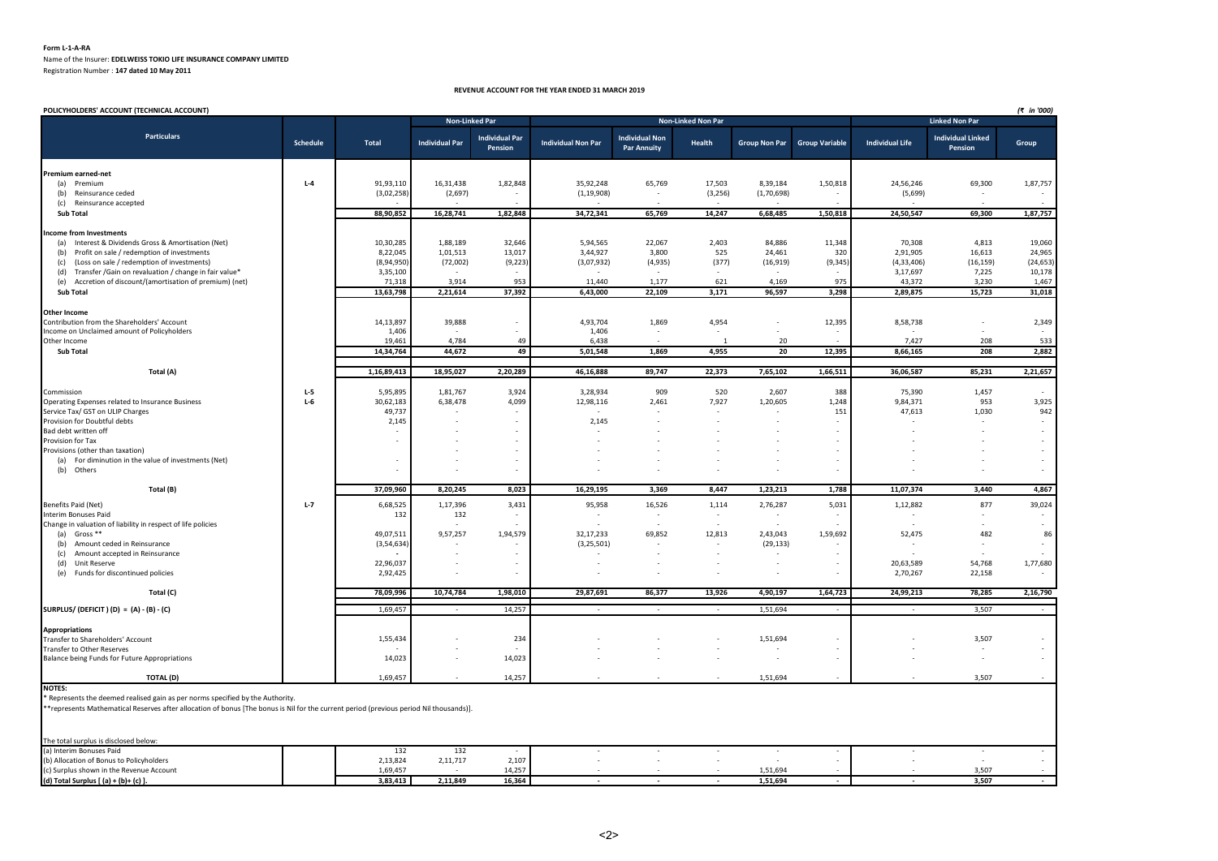**Form L-1-A-RA**

Name of the Insurer: **EDELWEISS TOKIO LIFE INSURANCE COMPANY LIMITED**

Registration Number : **147 dated 10 May 2011**

## REVENUE ACCOUNT FOR THE YEAR ENDED 31 MARCH 2019

**POLICYHOLDERS' ACCOUNT (TECHNICAL ACCOUNT)** *(₹ in '000)*

| Particulars | Schedule | Total | Non-Linked Par | | Non-Linked Non Par | | | | | Linked Non Par | | |
|---|---|---|---|---|---|---|---|---|---|---|---|---|
| | | | Individual Par | Individual Par Pension | Individual Non Par | Individual Non Par Annuity | Health | Group Non Par | Group Variable | Individual Life | Individual Linked Pension | Group |
| **Premium earned-net** | | | | | | | | | | | | |
| (a) Premium | L-4 | 91,93,110 | 16,31,438 | 1,82,848 | 35,92,248 | 65,769 | 17,503 | 8,39,184 | 1,50,818 | 24,56,246 | 69,300 | 1,87,757 |
| (b) Reinsurance ceded | | (3,02,258) | (2,697) | - | (1,19,908) | - | (3,256) | (1,70,698) | - | (5,699) | - | - |
| (c) Reinsurance accepted | | - | - | - | - | - | - | - | - | - | - | - |
| **Sub Total** | | **88,90,852** | **16,28,741** | **1,82,848** | **34,72,341** | **65,769** | **14,247** | **6,68,485** | **1,50,818** | **24,50,547** | **69,300** | **1,87,757** |
| **Income from Investments** | | | | | | | | | | | | |
| (a) Interest & Dividends Gross & Amortisation (Net) | | 10,30,285 | 1,88,189 | 32,646 | 5,94,565 | 22,067 | 2,403 | 84,886 | 11,348 | 70,308 | 4,813 | 19,060 |
| (b) Profit on sale / redemption of investments | | 8,22,045 | 1,01,513 | 13,017 | 3,44,927 | 3,800 | 525 | 24,461 | 320 | 2,91,905 | 16,613 | 24,965 |
| (c) (Loss on sale / redemption of investments) | | (8,94,950) | (72,002) | (9,223) | (3,07,932) | (4,935) | (377) | (16,919) | (9,345) | (4,33,406) | (16,159) | (24,653) |
| (d) Transfer /Gain on revaluation / change in fair value* | | 3,35,100 | - | - | - | - | - | - | - | 3,17,697 | 7,225 | 10,178 |
| (e) Accretion of discount/(amortisation of premium) (net) | | 71,318 | 3,914 | 953 | 11,440 | 1,177 | 621 | 4,169 | 975 | 43,372 | 3,230 | 1,467 |
| **Sub Total** | | **13,63,798** | **2,21,614** | **37,392** | **6,43,000** | **22,109** | **3,171** | **96,597** | **3,298** | **2,89,875** | **15,723** | **31,018** |
| **Other Income** | | | | | | | | | | | | |
| Contribution from the Shareholders' Account | | 14,13,897 | 39,888 | - | 4,93,704 | 1,869 | 4,954 | - | 12,395 | 8,58,738 | - | 2,349 |
| Income on Unclaimed amount of Policyholders | | 1,406 | - | - | 1,406 | - | - | - | - | - | - | - |
| Other Income | | 19,461 | 4,784 | 49 | 6,438 | - | 1 | 20 | - | 7,427 | 208 | 533 |
| **Sub Total** | | **14,34,764** | **44,672** | **49** | **5,01,548** | **1,869** | **4,955** | **20** | **12,395** | **8,66,165** | **208** | **2,882** |
| **Total (A)** | | **1,16,89,413** | **18,95,027** | **2,20,289** | **46,16,888** | **89,747** | **22,373** | **7,65,102** | **1,66,511** | **36,06,587** | **85,231** | **2,21,657** |
| Commission | L-5 | 5,95,895 | 1,81,767 | 3,924 | 3,28,934 | 909 | 520 | 2,607 | 388 | 75,390 | 1,457 | - |
| Operating Expenses related to Insurance Business | L-6 | 30,62,183 | 6,38,478 | 4,099 | 12,98,116 | 2,461 | 7,927 | 1,20,605 | 1,248 | 9,84,371 | 953 | 3,925 |
| Service Tax/ GST on ULIP Charges | | 49,737 | - | - | - | - | - | - | 151 | 47,613 | 1,030 | 942 |
| Provision for Doubtful debts | | 2,145 | - | - | 2,145 | - | - | - | - | - | - | - |
| Bad debt written off | | - | - | - | - | - | - | - | - | - | - | - |
| Provision for Tax | | - | - | - | - | - | - | - | - | - | - | - |
| Provisions (other than taxation) | | | - | - | - | - | - | - | - | - | - | - |
| (a) For diminution in the value of investments (Net) | | - | - | - | - | - | - | - | - | - | - | - |
| (b) Others | | - | - | - | - | - | - | - | - | - | - | - |
| **Total (B)** | | **37,09,960** | **8,20,245** | **8,023** | **16,29,195** | **3,369** | **8,447** | **1,23,213** | **1,788** | **11,07,374** | **3,440** | **4,867** |
| Benefits Paid (Net) | L-7 | 6,68,525 | 1,17,396 | 3,431 | 95,958 | 16,526 | 1,114 | 2,76,287 | 5,031 | 1,12,882 | 877 | 39,024 |
| Interim Bonuses Paid | | 132 | 132 | - | - | - | - | - | - | - | - | - |
| Change in valuation of liability in respect of life policies | | | - | - | - | - | - | - | - | - | - | - |
| (a) Gross ** | | 49,07,511 | 9,57,257 | 1,94,579 | 32,17,233 | 69,852 | 12,813 | 2,43,043 | 1,59,692 | 52,475 | 482 | 86 |
| (b) Amount ceded in Reinsurance | | (3,54,634) | - | - | (3,25,501) | - | - | (29,133) | - | - | - | - |
| (c) Amount accepted in Reinsurance | | - | - | - | - | - | - | - | - | - | - | - |
| (d) Unit Reserve | | 22,96,037 | - | - | - | - | - | - | - | 20,63,589 | 54,768 | 1,77,680 |
| (e) Funds for discontinued policies | | 2,92,425 | - | - | - | - | - | - | - | 2,70,267 | 22,158 | - |
| **Total (C)** | | **78,09,996** | **10,74,784** | **1,98,010** | **29,87,691** | **86,377** | **13,926** | **4,90,197** | **1,64,723** | **24,99,213** | **78,285** | **2,16,790** |
| **SURPLUS/ (DEFICIT ) (D) = (A) - (B) - (C)** | | 1,69,457 | - | 14,257 | - | - | - | 1,51,694 | - | - | 3,507 | - |
| **Appropriations** | | | | | | | | | | | | |
| Transfer to Shareholders' Account | | 1,55,434 | - | 234 | - | - | - | 1,51,694 | - | - | 3,507 | - |
| Transfer to Other Reserves | | - | - | - | - | - | - | - | - | - | - | - |
| Balance being Funds for Future Appropriations | | 14,023 | - | 14,023 | - | - | - | - | - | - | - | - |
| **TOTAL (D)** | | 1,69,457 | - | 14,257 | - | - | - | 1,51,694 | - | - | 3,507 | - |

**NOTES:**

\* Represents the deemed realised gain as per norms specified by the Authority.

\*\*represents Mathematical Reserves after allocation of bonus [The bonus is Nil for the current period (previous period Nil thousands)].

The total surplus is disclosed below:

| Particulars | | Total | Individual Par | Individual Par Pension | Individual Non Par | Individual Non Par Annuity | Health | Group Non Par | Group Variable | Individual Life | Individual Linked Pension | Group |
|---|---|---|---|---|---|---|---|---|---|---|---|---|
| (a) Interim Bonuses Paid | | 132 | 132 | - | - | - | - | - | - | - | - | - |
| (b) Allocation of Bonus to Policyholders | | 2,13,824 | 2,11,717 | 2,107 | - | - | - | - | - | - | - | - |
| (c) Surplus shown in the Revenue Account | | 1,69,457 | - | 14,257 | - | - | - | 1,51,694 | - | - | 3,507 | - |
| **(d) Total Surplus [ (a) + (b)+ (c) ].** | | **3,83,413** | **2,11,849** | **16,364** | **-** | **-** | **-** | **1,51,694** | **-** | **-** | **3,507** | **-** |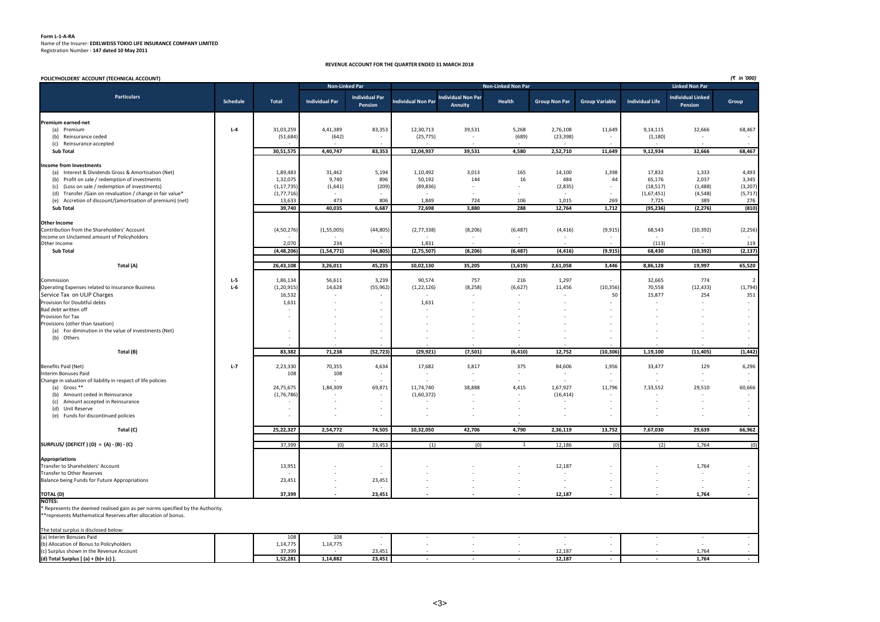**Form L-1-A-RA**
Name of the Insurer: **EDELWEISS TOKIO LIFE INSURANCE COMPANY LIMITED**
Registration Number : **147 dated 10 May 2011**

**REVENUE ACCOUNT FOR THE QUARTER ENDED 31 MARCH 2018**

**POLICYHOLDERS' ACCOUNT (TECHNICAL ACCOUNT)** *(₹ in '000)*

| Particulars | Schedule | Total | Non-Linked Par | | Non-Linked Non Par | | | | | Linked Non Par | | |
|---|---|---|---|---|---|---|---|---|---|---|---|---|
| | | | Individual Par | Individual Par Pension | Individual Non Par | Individual Non Par Annuity | Health | Group Non Par | Group Variable | Individual Life | Individual Linked Pension | Group |
| **Premium earned-net** | | | | | | | | | | | | |
| (a) Premium | L-4 | 31,03,259 | 4,41,389 | 83,353 | 12,30,713 | 39,531 | 5,268 | 2,76,108 | 11,649 | 9,14,115 | 32,666 | 68,467 |
| (b) Reinsurance ceded | | (51,684) | (642) | - | (25,775) | - | (689) | (23,398) | - | (1,180) | - | - |
| (c) Reinsurance accepted | | - | - | - | - | - | - | - | - | - | - | - |
| **Sub Total** | | **30,51,575** | **4,40,747** | **83,353** | **12,04,937** | **39,531** | **4,580** | **2,52,710** | **11,649** | **9,12,934** | **32,666** | **68,467** |
| **Income from Investments** | | | | | | | | | | | | |
| (a) Interest & Dividends Gross & Amortisation (Net) | | 1,89,483 | 31,462 | 5,194 | 1,10,492 | 3,013 | 165 | 14,100 | 1,398 | 17,832 | 1,333 | 4,493 |
| (b) Profit on sale / redemption of investments | | 1,32,075 | 9,740 | 896 | 50,192 | 144 | 16 | 484 | 44 | 65,176 | 2,037 | 3,345 |
| (c) (Loss on sale / redemption of investments) | | (1,17,735) | (1,641) | (209) | (89,836) | - | - | (2,835) | - | (18,517) | (1,488) | (3,207) |
| (d) Transfer /Gain on revaluation / change in fair value* | | (1,77,716) | - | - | - | - | - | - | - | (1,67,451) | (4,548) | (5,717) |
| (e) Accretion of discount/(amortisation of premium) (net) | | 13,633 | 473 | 806 | 1,849 | 724 | 106 | 1,015 | 269 | 7,725 | 389 | 276 |
| **Sub Total** | | **39,740** | **40,035** | **6,687** | **72,698** | **3,880** | **288** | **12,764** | **1,712** | **(95,236)** | **(2,276)** | **(810)** |
| **Other Income** | | | | | | | | | | | | |
| Contribution from the Shareholders' Account | | (4,50,276) | (1,55,005) | (44,805) | (2,77,338) | (8,206) | (6,487) | (4,416) | (9,915) | 68,543 | (10,392) | (2,256) |
| Income on Unclaimed amount of Policyholders | | - | - | - | - | - | - | - | - | - | - | - |
| Other Income | | 2,070 | 234 | - | 1,831 | - | - | - | - | (113) | - | 119 |
| **Sub Total** | | **(4,48,206)** | **(1,54,771)** | **(44,805)** | **(2,75,507)** | **(8,206)** | **(6,487)** | **(4,416)** | **(9,915)** | **68,430** | **(10,392)** | **(2,137)** |
| **Total (A)** | | **26,43,108** | **3,26,011** | **45,235** | **10,02,130** | **35,205** | **(1,619)** | **2,61,058** | **3,446** | **8,86,128** | **19,997** | **65,520** |
| Commission | L-5 | 1,86,134 | 56,611 | 3,239 | 90,574 | 757 | 216 | 1,297 | - | 32,665 | 774 | 2 |
| Operating Expenses related to Insurance Business | L-6 | (1,20,915) | 14,628 | (55,962) | (1,22,126) | (8,258) | (6,627) | 11,456 | (10,356) | 70,558 | (12,433) | (1,794) |
| Service Tax on ULIP Charges | | 16,532 | - | - | - | - | - | - | 50 | 15,877 | 254 | 351 |
| Provision for Doubtful debts | | 1,631 | - | - | 1,631 | - | - | - | - | - | - | - |
| Bad debt written off | | - | - | - | - | - | - | - | - | - | - | - |
| Provision for Tax | | - | - | - | - | - | - | - | - | - | - | - |
| Provisions (other than taxation) | | | - | - | - | - | - | - | - | - | - | - |
| (a) For diminution in the value of investments (Net) | | - | - | - | - | - | - | - | - | - | - | - |
| (b) Others | | - | - | - | - | - | - | - | - | - | - | - |
| **Total (B)** | | **83,382** | **71,238** | **(52,723)** | **(29,921)** | **(7,501)** | **(6,410)** | **12,752** | **(10,306)** | **1,19,100** | **(11,405)** | **(1,442)** |
| Benefits Paid (Net) | L-7 | 2,23,330 | 70,355 | 4,634 | 17,682 | 3,817 | 375 | 84,606 | 1,956 | 33,477 | 129 | 6,296 |
| Interim Bonuses Paid | | 108 | 108 | - | - | - | - | - | - | - | - | - |
| Change in valuation of liability in respect of life policies | | | - | - | - | - | - | - | - | - | - | - |
| (a) Gross ** | | 24,75,675 | 1,84,309 | 69,871 | 11,74,740 | 38,888 | 4,415 | 1,67,927 | 11,796 | 7,33,552 | 29,510 | 60,666 |
| (b) Amount ceded in Reinsurance | | (1,76,786) | - | - | (1,60,372) | - | - | (16,414) | - | - | - | - |
| (c) Amount accepted in Reinsurance | | - | - | - | - | - | - | - | - | - | - | - |
| (d) Unit Reserve | | - | - | - | - | - | - | - | - | - | - | - |
| (e) Funds for discontinued policies | | - | - | - | - | - | - | - | - | - | - | - |
| **Total (C)** | | **25,22,327** | **2,54,772** | **74,505** | **10,32,050** | **42,706** | **4,790** | **2,36,119** | **13,752** | **7,67,030** | **29,639** | **66,962** |
| **SURPLUS/ (DEFICIT ) (D) = (A) - (B) - (C)** | | 37,399 | (0) | 23,453 | (1) | (0) | 1 | 12,186 | (0) | (2) | 1,764 | (0) |
| **Appropriations** | | | | | | | | | | | | |
| Transfer to Shareholders' Account | | 13,951 | - | - | - | - | - | 12,187 | - | - | 1,764 | - |
| Transfer to Other Reserves | | - | - | - | - | - | - | - | - | - | - | - |
| Balance being Funds for Future Appropriations | | 23,451 | - | 23,451 | - | - | - | - | - | - | - | - |
| **TOTAL (D)** | | **37,399** | **-** | **23,451** | **-** | **-** | **-** | **12,187** | **-** | **-** | **1,764** | **-** |

**NOTES:**
\* Represents the deemed realised gain as per norms specified by the Authority.
\*\*represents Mathematical Reserves after allocation of bonus.

The total surplus is disclosed below:

| | | Total | Individual Par | Individual Par Pension | Individual Non Par | Individual Non Par Annuity | Health | Group Non Par | Group Variable | Individual Life | Individual Linked Pension | Group |
|---|---|---|---|---|---|---|---|---|---|---|---|---|
| (a) Interim Bonuses Paid | | 108 | 108 | - | - | - | - | - | - | - | - | - |
| (b) Allocation of Bonus to Policyholders | | 1,14,775 | 1,14,775 | - | - | - | - | - | - | - | - | - |
| (c) Surplus shown in the Revenue Account | | 37,399 | - | 23,451 | - | - | - | 12,187 | - | - | 1,764 | - |
| **(d) Total Surplus [ (a) + (b)+ (c) ].** | | **1,52,281** | **1,14,882** | **23,451** | **-** | **-** | **-** | **12,187** | **-** | **-** | **1,764** | **-** |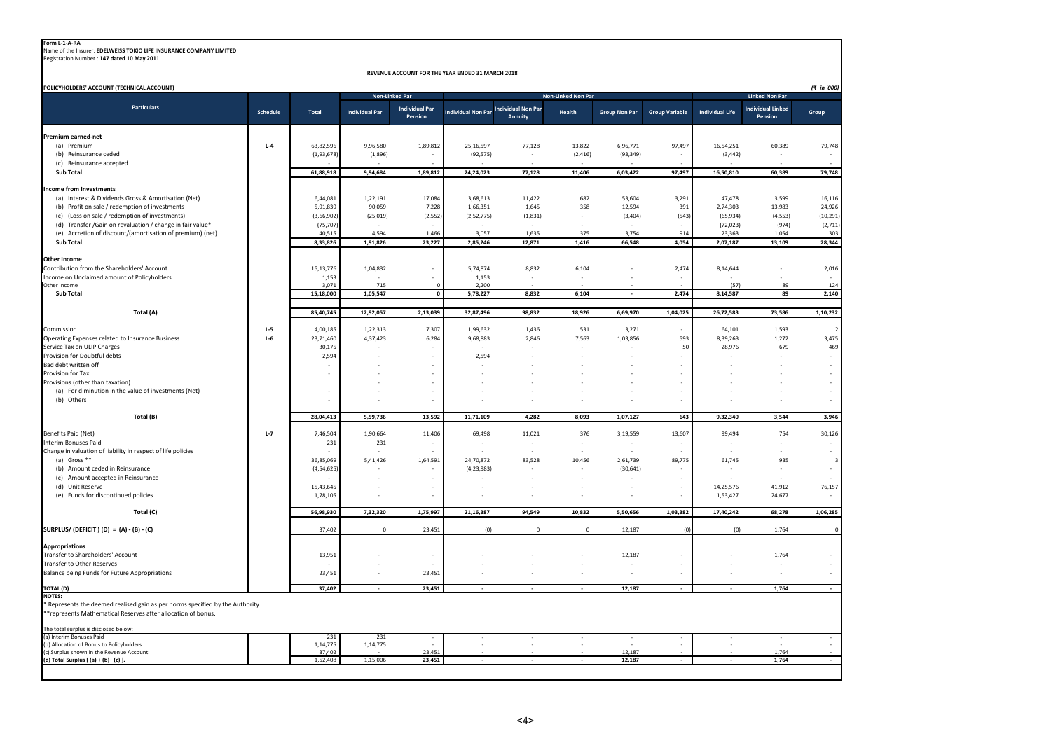**Form L-1-A-RA**

Name of the Insurer: **EDELWEISS TOKIO LIFE INSURANCE COMPANY LIMITED**

Registration Number : **147 dated 10 May 2011**

**REVENUE ACCOUNT FOR THE YEAR ENDED 31 MARCH 2018**

**POLICYHOLDERS' ACCOUNT (TECHNICAL ACCOUNT)**

*(₹ in '000)*

| Particulars | Schedule | Total | Non-Linked Par | | Non-Linked Non Par | | | | | Linked Non Par | | |
|---|---|---|---|---|---|---|---|---|---|---|---|---|
| | | | Individual Par | Individual Par Pension | Individual Non Par | Individual Non Par Annuity | Health | Group Non Par | Group Variable | Individual Life | Individual Linked Pension | Group |
| **Premium earned-net** | | | | | | | | | | | | |
| (a) Premium | L-4 | 63,82,596 | 9,96,580 | 1,89,812 | 25,16,597 | 77,128 | 13,822 | 6,96,771 | 97,497 | 16,54,251 | 60,389 | 79,748 |
| (b) Reinsurance ceded | | (1,93,678) | (1,896) | - | (92,575) | - | (2,416) | (93,349) | - | (3,442) | - | - |
| (c) Reinsurance accepted | | - | - | - | - | - | - | - | - | - | - | - |
| **Sub Total** | | **61,88,918** | **9,94,684** | **1,89,812** | **24,24,023** | **77,128** | **11,406** | **6,03,422** | **97,497** | **16,50,810** | **60,389** | **79,748** |
| **Income from Investments** | | | | | | | | | | | | |
| (a) Interest & Dividends Gross & Amortisation (Net) | | 6,44,081 | 1,22,191 | 17,084 | 3,68,613 | 11,422 | 682 | 53,604 | 3,291 | 47,478 | 3,599 | 16,116 |
| (b) Profit on sale / redemption of investments | | 5,91,839 | 90,059 | 7,228 | 1,66,351 | 1,645 | 358 | 12,594 | 391 | 2,74,303 | 13,983 | 24,926 |
| (c) (Loss on sale / redemption of investments) | | (3,66,902) | (25,019) | (2,552) | (2,52,775) | (1,831) | - | (3,404) | (543) | (65,934) | (4,553) | (10,291) |
| (d) Transfer /Gain on revaluation / change in fair value* | | (75,707) | - | - | - | - | - | - | - | (72,023) | (974) | (2,711) |
| (e) Accretion of discount/(amortisation of premium) (net) | | 40,515 | 4,594 | 1,466 | 3,057 | 1,635 | 375 | 3,754 | 914 | 23,363 | 1,054 | 303 |
| **Sub Total** | | **8,33,826** | **1,91,826** | **23,227** | **2,85,246** | **12,871** | **1,416** | **66,548** | **4,054** | **2,07,187** | **13,109** | **28,344** |
| **Other Income** | | | | | | | | | | | | |
| Contribution from the Shareholders' Account | | 15,13,776 | 1,04,832 | - | 5,74,874 | 8,832 | 6,104 | - | 2,474 | 8,14,644 | - | 2,016 |
| Income on Unclaimed amount of Policyholders | | 1,153 | - | - | 1,153 | - | - | - | - | - | - | - |
| Other Income | | 3,071 | 715 | 0 | 2,200 | - | - | - | - | (57) | 89 | 124 |
| **Sub Total** | | **15,18,000** | **1,05,547** | **0** | **5,78,227** | **8,832** | **6,104** | **-** | **2,474** | **8,14,587** | **89** | **2,140** |
| **Total (A)** | | **85,40,745** | **12,92,057** | **2,13,039** | **32,87,496** | **98,832** | **18,926** | **6,69,970** | **1,04,025** | **26,72,583** | **73,586** | **1,10,232** |
| Commission | L-5 | 4,00,185 | 1,22,313 | 7,307 | 1,99,632 | 1,436 | 531 | 3,271 | - | 64,101 | 1,593 | 2 |
| Operating Expenses related to Insurance Business | L-6 | 23,71,460 | 4,37,423 | 6,284 | 9,68,883 | 2,846 | 7,563 | 1,03,856 | 593 | 8,39,263 | 1,272 | 3,475 |
| Service Tax on ULIP Charges | | 30,175 | - | - | - | - | - | - | 50 | 28,976 | 679 | 469 |
| Provision for Doubtful debts | | 2,594 | - | - | 2,594 | - | - | - | - | - | - | - |
| Bad debt written off | | - | - | - | - | - | - | - | - | - | - | - |
| Provision for Tax | | - | - | - | - | - | - | - | - | - | - | - |
| Provisions (other than taxation) | | | | | | | | | | | | |
| (a) For diminution in the value of investments (Net) | | - | - | - | - | - | - | - | - | - | - | - |
| (b) Others | | - | - | - | - | - | - | - | - | - | - | - |
| **Total (B)** | | **28,04,413** | **5,59,736** | **13,592** | **11,71,109** | **4,282** | **8,093** | **1,07,127** | **643** | **9,32,340** | **3,544** | **3,946** |
| Benefits Paid (Net) | L-7 | 7,46,504 | 1,90,664 | 11,406 | 69,498 | 11,021 | 376 | 3,19,559 | 13,607 | 99,494 | 754 | 30,126 |
| Interim Bonuses Paid | | 231 | 231 | - | - | - | - | - | - | - | - | - |
| Change in valuation of liability in respect of life policies | | - | - | - | - | - | - | - | - | - | - | - |
| (a) Gross ** | | 36,85,069 | 5,41,426 | 1,64,591 | 24,70,872 | 83,528 | 10,456 | 2,61,739 | 89,775 | 61,745 | 935 | 3 |
| (b) Amount ceded in Reinsurance | | (4,54,625) | - | - | (4,23,983) | - | - | (30,641) | - | - | - | - |
| (c) Amount accepted in Reinsurance | | - | - | - | - | - | - | - | - | - | - | - |
| (d) Unit Reserve | | 15,43,645 | - | - | - | - | - | - | - | 14,25,576 | 41,912 | 76,157 |
| (e) Funds for discontinued policies | | 1,78,105 | - | - | - | - | - | - | - | 1,53,427 | 24,677 | - |
| **Total (C)** | | **56,98,930** | **7,32,320** | **1,75,997** | **21,16,387** | **94,549** | **10,832** | **5,50,656** | **1,03,382** | **17,40,242** | **68,278** | **1,06,285** |
| **SURPLUS/ (DEFICIT ) (D) = (A) - (B) - (C)** | | 37,402 | 0 | 23,451 | (0) | 0 | 0 | 12,187 | (0) | (0) | 1,764 | 0 |
| **Appropriations** | | | | | | | | | | | | |
| Transfer to Shareholders' Account | | 13,951 | - | - | - | - | - | 12,187 | - | - | 1,764 | - |
| Transfer to Other Reserves | | - | - | - | - | - | - | - | - | - | - | - |
| Balance being Funds for Future Appropriations | | 23,451 | - | 23,451 | - | - | - | - | - | - | - | - |
| **TOTAL (D)** | | **37,402** | **-** | **23,451** | **-** | **-** | **-** | **12,187** | **-** | **-** | **1,764** | **-** |

**NOTES:**

* Represents the deemed realised gain as per norms specified by the Authority.

**represents Mathematical Reserves after allocation of bonus.

The total surplus is disclosed below:

| | | | | | | | | | | | | |
|---|---|---|---|---|---|---|---|---|---|---|---|---|
| (a) Interim Bonuses Paid | | 231 | 231 | - | - | - | - | - | - | - | - | - |
| (b) Allocation of Bonus to Policyholders | | 1,14,775 | 1,14,775 | - | - | - | - | - | - | - | - | - |
| (c) Surplus shown in the Revenue Account | | 37,402 | - | 23,451 | - | - | - | 12,187 | - | - | 1,764 | - |
| **(d) Total Surplus [ (a) + (b)+ (c) ].** | | **1,52,408** | **1,15,006** | **23,451** | **-** | **-** | **-** | **12,187** | **-** | **-** | **1,764** | **-** |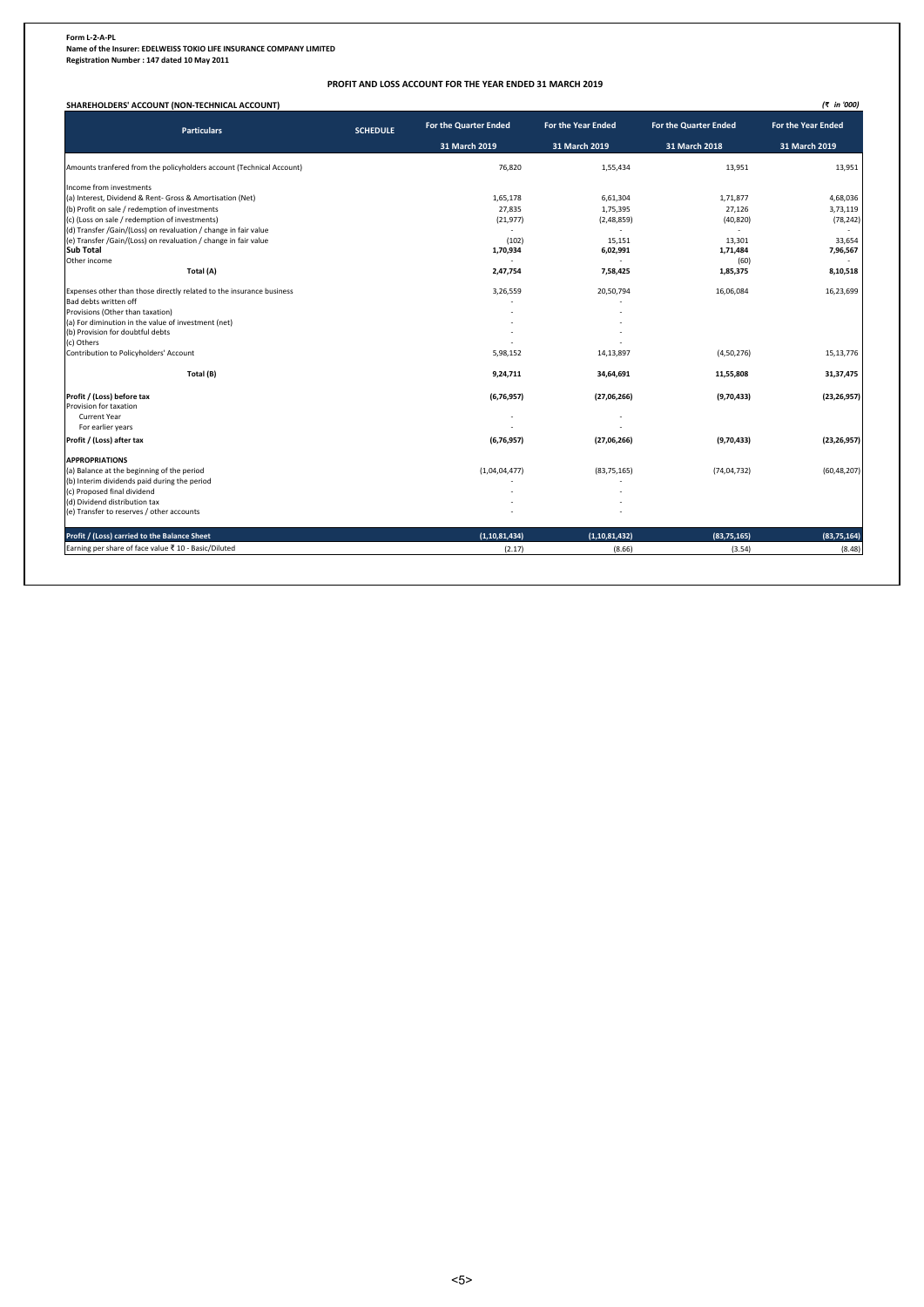Form L-2-A-PL

**Name of the Insurer: EDELWEISS TOKIO LIFE INSURANCE COMPANY LIMITED**

**Registration Number : 147 dated 10 May 2011**

## PROFIT AND LOSS ACCOUNT FOR THE YEAR ENDED 31 MARCH 2019

**SHAREHOLDERS' ACCOUNT (NON-TECHNICAL ACCOUNT)** *(₹ in '000)*

| Particulars | SCHEDULE | For the Quarter Ended 31 March 2019 | For the Year Ended 31 March 2019 | For the Quarter Ended 31 March 2018 | For the Year Ended 31 March 2019 |
|---|---|---|---|---|---|
| Amounts tranfered from the policyholders account (Technical Account) | | 76,820 | 1,55,434 | 13,951 | 13,951 |
| Income from investments | | | | | |
| (a) Interest, Dividend & Rent- Gross & Amortisation (Net) | | 1,65,178 | 6,61,304 | 1,71,877 | 4,68,036 |
| (b) Profit on sale / redemption of investments | | 27,835 | 1,75,395 | 27,126 | 3,73,119 |
| (c) (Loss on sale / redemption of investments) | | (21,977) | (2,48,859) | (40,820) | (78,242) |
| (d) Transfer /Gain/(Loss) on revaluation / change in fair value | | - | - | - | - |
| (e) Transfer /Gain/(Loss) on revaluation / change in fair value | | (102) | 15,151 | 13,301 | 33,654 |
| **Sub Total** | | **1,70,934** | **6,02,991** | **1,71,484** | **7,96,567** |
| Other income | | - | - | (60) | - |
| **Total (A)** | | **2,47,754** | **7,58,425** | **1,85,375** | **8,10,518** |
| Expenses other than those directly related to the insurance business | | 3,26,559 | 20,50,794 | 16,06,084 | 16,23,699 |
| Bad debts written off | | - | - | | |
| Provisions (Other than taxation) | | - | - | | |
| (a) For diminution in the value of investment (net) | | - | - | | |
| (b) Provision for doubtful debts | | - | - | | |
| (c) Others | | - | - | | |
| Contribution to Policyholders' Account | | 5,98,152 | 14,13,897 | (4,50,276) | 15,13,776 |
| **Total (B)** | | **9,24,711** | **34,64,691** | **11,55,808** | **31,37,475** |
| **Profit / (Loss) before tax** | | **(6,76,957)** | **(27,06,266)** | **(9,70,433)** | **(23,26,957)** |
| Provision for taxation | | | | | |
| Current Year | | - | - | | |
| For earlier years | | - | - | | |
| **Profit / (Loss) after tax** | | **(6,76,957)** | **(27,06,266)** | **(9,70,433)** | **(23,26,957)** |
| **APPROPRIATIONS** | | | | | |
| (a) Balance at the beginning of the period | | (1,04,04,477) | (83,75,165) | (74,04,732) | (60,48,207) |
| (b) Interim dividends paid during the period | | - | - | | |
| (c) Proposed final dividend | | - | - | | |
| (d) Dividend distribution tax | | - | - | | |
| (e) Transfer to reserves / other accounts | | - | - | | |
| **Profit / (Loss) carried to the Balance Sheet** | | **(1,10,81,434)** | **(1,10,81,432)** | **(83,75,165)** | **(83,75,164)** |
| Earning per share of face value ₹ 10 - Basic/Diluted | | (2.17) | (8.66) | (3.54) | (8.48) |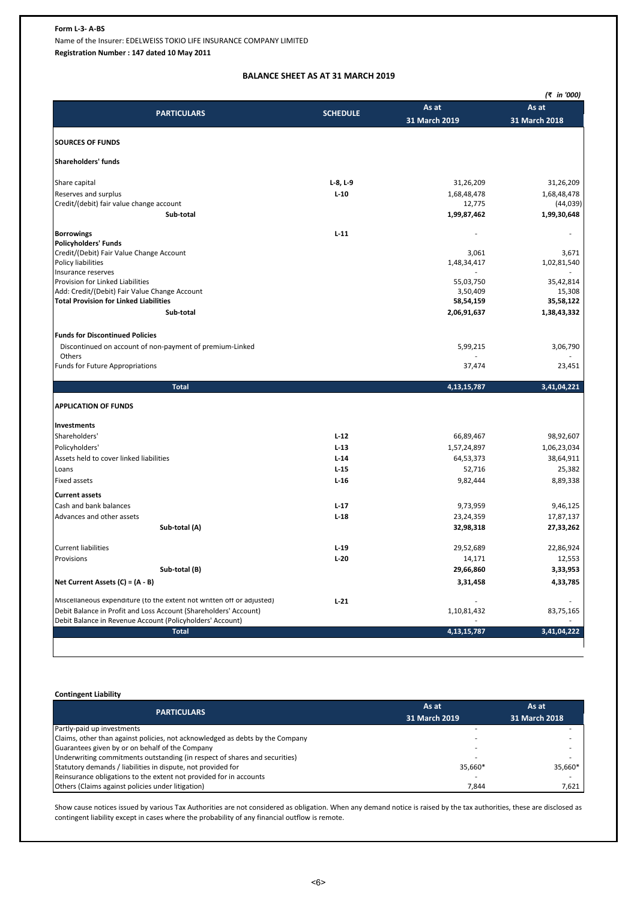**Form L-3- A-BS**

Name of the Insurer: EDELWEISS TOKIO LIFE INSURANCE COMPANY LIMITED

**Registration Number : 147 dated 10 May 2011**

## BALANCE SHEET AS AT 31 MARCH 2019

*(₹ in '000)*

| PARTICULARS | SCHEDULE | As at 31 March 2019 | As at 31 March 2018 |
|---|---|---|---|
| **SOURCES OF FUNDS** | | | |
| **Shareholders' funds** | | | |
| Share capital | L-8, L-9 | 31,26,209 | 31,26,209 |
| Reserves and surplus | L-10 | 1,68,48,478 | 1,68,48,478 |
| Credit/(debit) fair value change account | | 12,775 | (44,039) |
| **Sub-total** | | **1,99,87,462** | **1,99,30,648** |
| **Borrowings** | L-11 | - | - |
| **Policyholders' Funds** | | | |
| Credit/(Debit) Fair Value Change Account | | 3,061 | 3,671 |
| Policy liabilities | | 1,48,34,417 | 1,02,81,540 |
| Insurance reserves | | - | - |
| Provision for Linked Liabilities | | 55,03,750 | 35,42,814 |
| Add: Credit/(Debit) Fair Value Change Account | | 3,50,409 | 15,308 |
| **Total Provision for Linked Liabilities** | | **58,54,159** | **35,58,122** |
| **Sub-total** | | **2,06,91,637** | **1,38,43,332** |
| **Funds for Discontinued Policies** | | | |
| Discontinued on account of non-payment of premium-Linked | | 5,99,215 | 3,06,790 |
| Others | | - | - |
| Funds for Future Appropriations | | 37,474 | 23,451 |
| **Total** | | **4,13,15,787** | **3,41,04,221** |
| **APPLICATION OF FUNDS** | | | |
| **Investments** | | | |
| Shareholders' | L-12 | 66,89,467 | 98,92,607 |
| Policyholders' | L-13 | 1,57,24,897 | 1,06,23,034 |
| Assets held to cover linked liabilities | L-14 | 64,53,373 | 38,64,911 |
| Loans | L-15 | 52,716 | 25,382 |
| Fixed assets | L-16 | 9,82,444 | 8,89,338 |
| **Current assets** | | | |
| Cash and bank balances | L-17 | 9,73,959 | 9,46,125 |
| Advances and other assets | L-18 | 23,24,359 | 17,87,137 |
| **Sub-total (A)** | | **32,98,318** | **27,33,262** |
| Current liabilities | L-19 | 29,52,689 | 22,86,924 |
| Provisions | L-20 | 14,171 | 12,553 |
| **Sub-total (B)** | | **29,66,860** | **3,33,953** |
| **Net Current Assets (C) = (A - B)** | | **3,31,458** | **4,33,785** |
| Miscellaneous expenditure (to the extent not written off or adjusted) | L-21 | - | - |
| Debit Balance in Profit and Loss Account (Shareholders' Account) | | 1,10,81,432 | 83,75,165 |
| Debit Balance in Revenue Account (Policyholders' Account) | | - | - |
| **Total** | | **4,13,15,787** | **3,41,04,222** |

**Contingent Liability**

| PARTICULARS | As at 31 March 2019 | As at 31 March 2018 |
|---|---|---|
| Partly-paid up investments | - | - |
| Claims, other than against policies, not acknowledged as debts by the Company | - | - |
| Guarantees given by or on behalf of the Company | - | - |
| Underwriting commitments outstanding (in respect of shares and securities) | - | - |
| Statutory demands / liabilities in dispute, not provided for | 35,660* | 35,660* |
| Reinsurance obligations to the extent not provided for in accounts | - | - |
| Others (Claims against policies under litigation) | 7,844 | 7,621 |

Show cause notices issued by various Tax Authorities are not considered as obligation. When any demand notice is raised by the tax authorities, these are disclosed as contingent liability except in cases where the probability of any financial outflow is remote.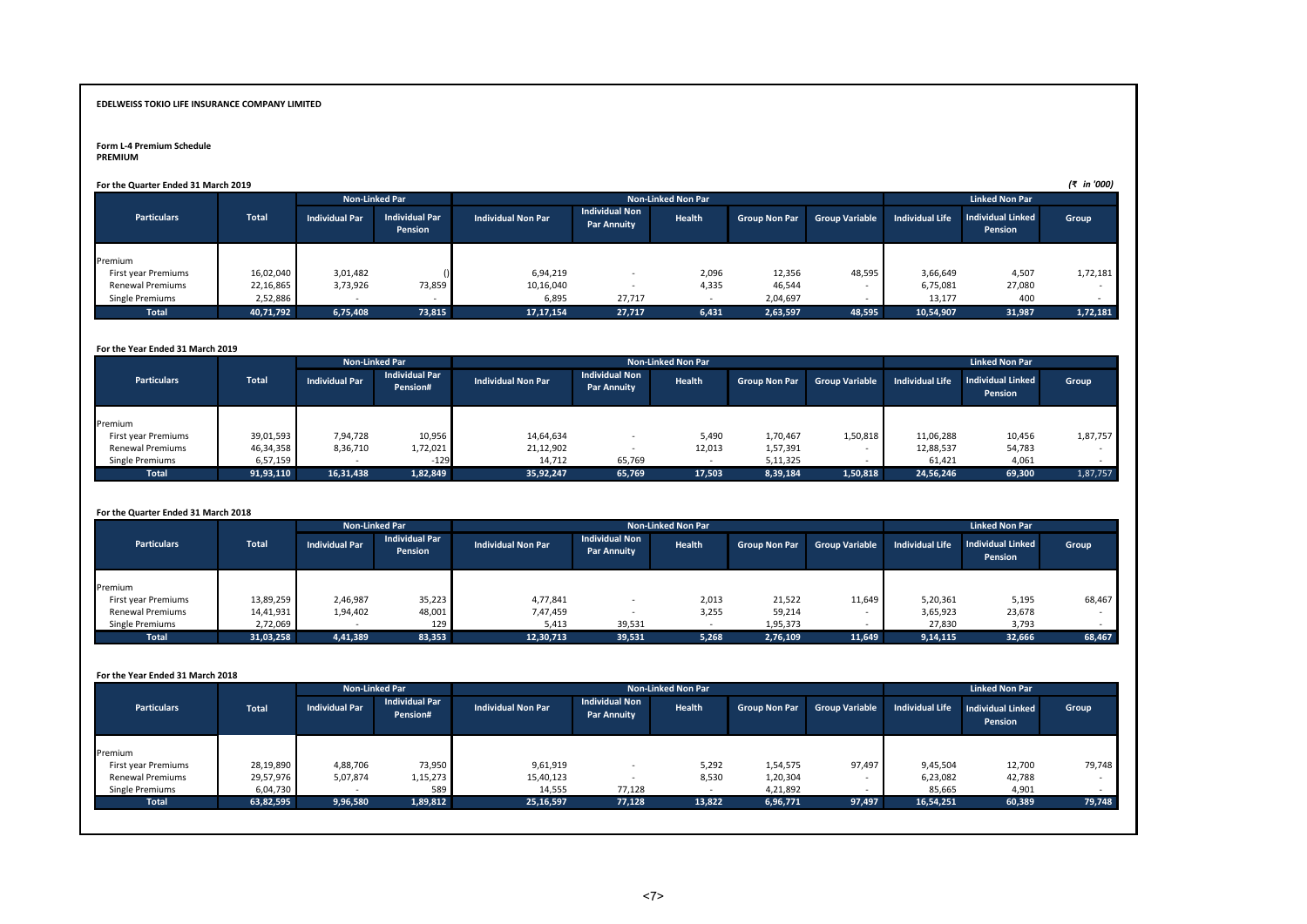**EDELWEISS TOKIO LIFE INSURANCE COMPANY LIMITED**

**Form L-4 Premium Schedule**
**PREMIUM**

**For the Quarter Ended 31 March 2019**

*(₹ in '000)*

| Particulars | Total | Non-Linked Par | | Non-Linked Non Par | | | | | Linked Non Par | | |
|---|---|---|---|---|---|---|---|---|---|---|---|
| | | Individual Par | Individual Par Pension | Individual Non Par | Individual Non Par Annuity | Health | Group Non Par | Group Variable | Individual Life | Individual Linked Pension | Group |
| Premium | | | | | | | | | | | |
| First year Premiums | 16,02,040 | 3,01,482 | () | 6,94,219 | - | 2,096 | 12,356 | 48,595 | 3,66,649 | 4,507 | 1,72,181 |
| Renewal Premiums | 22,16,865 | 3,73,926 | 73,859 | 10,16,040 | - | 4,335 | 46,544 | - | 6,75,081 | 27,080 | - |
| Single Premiums | 2,52,886 | - | - | 6,895 | 27,717 | - | 2,04,697 | - | 13,177 | 400 | - |
| **Total** | **40,71,792** | **6,75,408** | **73,815** | **17,17,154** | **27,717** | **6,431** | **2,63,597** | **48,595** | **10,54,907** | **31,987** | **1,72,181** |

**For the Year Ended 31 March 2019**

| Particulars | Total | Non-Linked Par | | Non-Linked Non Par | | | | | Linked Non Par | | |
|---|---|---|---|---|---|---|---|---|---|---|---|
| | | Individual Par | Individual Par Pension# | Individual Non Par | Individual Non Par Annuity | Health | Group Non Par | Group Variable | Individual Life | Individual Linked Pension | Group |
| Premium | | | | | | | | | | | |
| First year Premiums | 39,01,593 | 7,94,728 | 10,956 | 14,64,634 | - | 5,490 | 1,70,467 | 1,50,818 | 11,06,288 | 10,456 | 1,87,757 |
| Renewal Premiums | 46,34,358 | 8,36,710 | 1,72,021 | 21,12,902 | - | 12,013 | 1,57,391 | - | 12,88,537 | 54,783 | - |
| Single Premiums | 6,57,159 | - | -129 | 14,712 | 65,769 | - | 5,11,325 | - | 61,421 | 4,061 | - |
| **Total** | **91,93,110** | **16,31,438** | **1,82,849** | **35,92,247** | **65,769** | **17,503** | **8,39,184** | **1,50,818** | **24,56,246** | **69,300** | **1,87,757** |

**For the Quarter Ended 31 March 2018**

| Particulars | Total | Non-Linked Par | | Non-Linked Non Par | | | | | Linked Non Par | | |
|---|---|---|---|---|---|---|---|---|---|---|---|
| | | Individual Par | Individual Par Pension | Individual Non Par | Individual Non Par Annuity | Health | Group Non Par | Group Variable | Individual Life | Individual Linked Pension | Group |
| Premium | | | | | | | | | | | |
| First year Premiums | 13,89,259 | 2,46,987 | 35,223 | 4,77,841 | - | 2,013 | 21,522 | 11,649 | 5,20,361 | 5,195 | 68,467 |
| Renewal Premiums | 14,41,931 | 1,94,402 | 48,001 | 7,47,459 | - | 3,255 | 59,214 | - | 3,65,923 | 23,678 | - |
| Single Premiums | 2,72,069 | - | 129 | 5,413 | 39,531 | - | 1,95,373 | - | 27,830 | 3,793 | - |
| **Total** | **31,03,258** | **4,41,389** | **83,353** | **12,30,713** | **39,531** | **5,268** | **2,76,109** | **11,649** | **9,14,115** | **32,666** | **68,467** |

**For the Year Ended 31 March 2018**

| Particulars | Total | Non-Linked Par | | Non-Linked Non Par | | | | | Linked Non Par | | |
|---|---|---|---|---|---|---|---|---|---|---|---|
| | | Individual Par | Individual Par Pension# | Individual Non Par | Individual Non Par Annuity | Health | Group Non Par | Group Variable | Individual Life | Individual Linked Pension | Group |
| Premium | | | | | | | | | | | |
| First year Premiums | 28,19,890 | 4,88,706 | 73,950 | 9,61,919 | - | 5,292 | 1,54,575 | 97,497 | 9,45,504 | 12,700 | 79,748 |
| Renewal Premiums | 29,57,976 | 5,07,874 | 1,15,273 | 15,40,123 | - | 8,530 | 1,20,304 | - | 6,23,082 | 42,788 | - |
| Single Premiums | 6,04,730 | - | 589 | 14,555 | 77,128 | - | 4,21,892 | - | 85,665 | 4,901 | - |
| **Total** | **63,82,595** | **9,96,580** | **1,89,812** | **25,16,597** | **77,128** | **13,822** | **6,96,771** | **97,497** | **16,54,251** | **60,389** | **79,748** |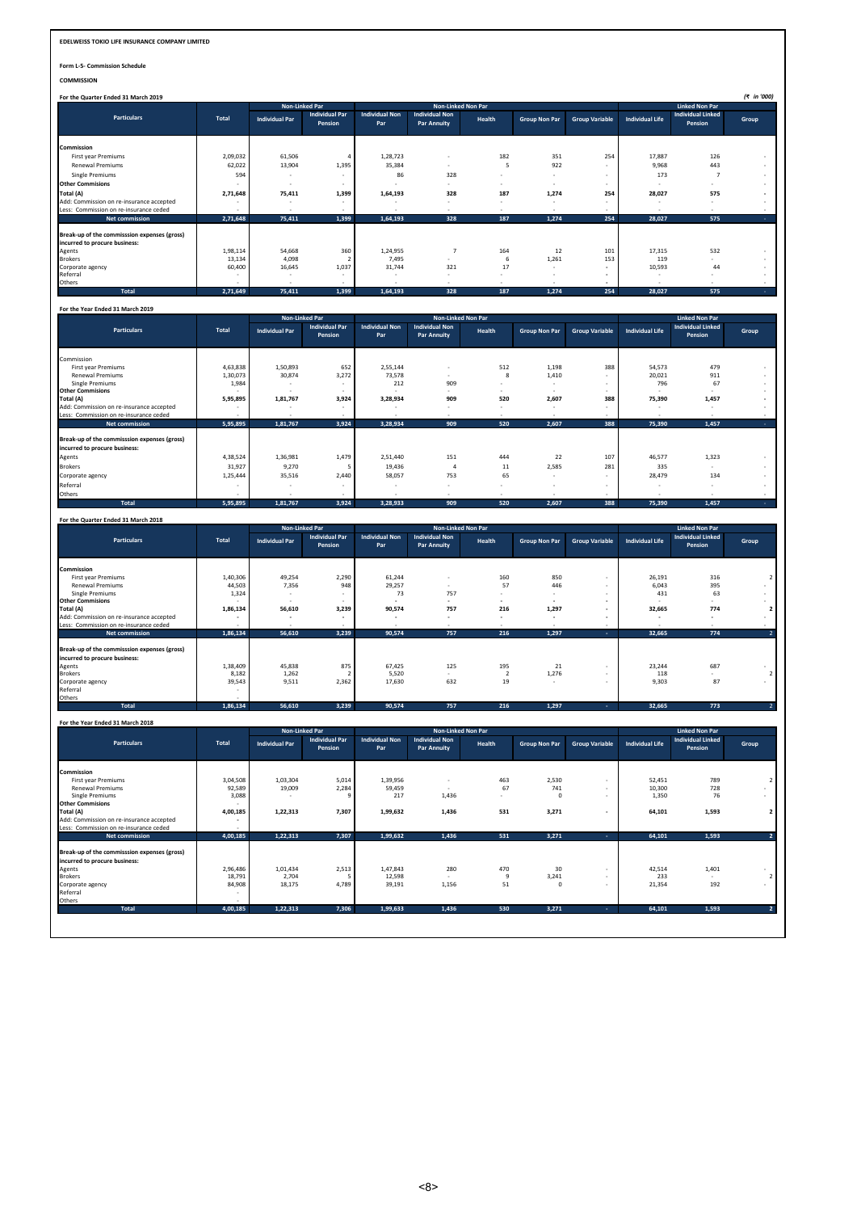**EDELWEISS TOKIO LIFE INSURANCE COMPANY LIMITED**

**Form L-5- Commission Schedule**

**COMMISSION**

**For the Quarter Ended 31 March 2019**

*(₹ in '000)*

| Particulars | Total | Non-Linked Par | | Non-Linked Non Par | | | | | Linked Non Par | | |
|---|---|---|---|---|---|---|---|---|---|---|---|
| | | Individual Par | Individual Par Pension | Individual Non Par | Individual Non Par Annuity | Health | Group Non Par | Group Variable | Individual Life | Individual Linked Pension | Group |
| **Commission** | | | | | | | | | | | |
| First year Premiums | 2,09,032 | 61,506 | 4 | 1,28,723 | - | 182 | 351 | 254 | 17,887 | 126 | - |
| Renewal Premiums | 62,022 | 13,904 | 1,395 | 35,384 | - | 5 | 922 | - | 9,968 | 443 | - |
| Single Premiums | 594 | - | - | 86 | 328 | - | - | - | 173 | 7 | - |
| **Other Commisions** | - | - | - | - | - | - | - | - | - | - | - |
| **Total (A)** | **2,71,648** | **75,411** | **1,399** | **1,64,193** | **328** | **187** | **1,274** | **254** | **28,027** | **575** | **-** |
| Add: Commission on re-insurance accepted | - | - | - | - | - | - | - | - | - | - | - |
| Less: Commission on re-insurance ceded | - | - | - | - | - | - | - | - | - | - | - |
| **Net commission** | **2,71,648** | **75,411** | **1,399** | **1,64,193** | **328** | **187** | **1,274** | **254** | **28,027** | **575** | **-** |
| **Break-up of the commisssion expenses (gross) incurred to procure business:** | | | | | | | | | | | |
| Agents | 1,98,114 | 54,668 | 360 | 1,24,955 | 7 | 164 | 12 | 101 | 17,315 | 532 | - |
| Brokers | 13,134 | 4,098 | 2 | 7,495 | - | 6 | 1,261 | 153 | 119 | - | - |
| Corporate agency | 60,400 | 16,645 | 1,037 | 31,744 | 321 | 17 | - | - | 10,593 | 44 | - |
| Referral | - | - | - | - | - | - | - | - | - | - | - |
| Others | - | - | - | - | - | - | - | - | - | - | - |
| **Total** | **2,71,649** | **75,411** | **1,399** | **1,64,193** | **328** | **187** | **1,274** | **254** | **28,027** | **575** | **-** |

**For the Year Ended 31 March 2019**

| Particulars | Total | Non-Linked Par | | Non-Linked Non Par | | | | | Linked Non Par | | |
|---|---|---|---|---|---|---|---|---|---|---|---|
| | | Individual Par | Individual Par Pension | Individual Non Par | Individual Non Par Annuity | Health | Group Non Par | Group Variable | Individual Life | Individual Linked Pension | Group |
| Commission | | | | | | | | | | | |
| First year Premiums | 4,63,838 | 1,50,893 | 652 | 2,55,144 | - | 512 | 1,198 | 388 | 54,573 | 479 | - |
| Renewal Premiums | 1,30,073 | 30,874 | 3,272 | 73,578 | - | 8 | 1,410 | - | 20,021 | 911 | - |
| Single Premiums | 1,984 | - | - | 212 | 909 | - | - | - | 796 | 67 | - |
| **Other Commisions** | - | - | - | - | - | - | - | - | - | - | - |
| **Total (A)** | **5,95,895** | **1,81,767** | **3,924** | **3,28,934** | **909** | **520** | **2,607** | **388** | **75,390** | **1,457** | **-** |
| Add: Commission on re-insurance accepted | - | - | - | - | - | - | - | - | - | - | - |
| Less: Commission on re-insurance ceded | - | - | - | - | - | - | - | - | - | - | - |
| **Net commission** | **5,95,895** | **1,81,767** | **3,924** | **3,28,934** | **909** | **520** | **2,607** | **388** | **75,390** | **1,457** | **-** |
| **Break-up of the commisssion expenses (gross) incurred to procure business:** | | | | | | | | | | | |
| Agents | 4,38,524 | 1,36,981 | 1,479 | 2,51,440 | 151 | 444 | 22 | 107 | 46,577 | 1,323 | - |
| Brokers | 31,927 | 9,270 | 5 | 19,436 | 4 | 11 | 2,585 | 281 | 335 | - | - |
| Corporate agency | 1,25,444 | 35,516 | 2,440 | 58,057 | 753 | 65 | - | - | 28,479 | 134 | - |
| Referral | - | - | - | - | - | - | - | - | - | - | - |
| Others | - | - | - | - | - | - | - | - | - | - | - |
| **Total** | **5,95,895** | **1,81,767** | **3,924** | **3,28,933** | **909** | **520** | **2,607** | **388** | **75,390** | **1,457** | **-** |

**For the Quarter Ended 31 March 2018**

| Particulars | Total | Non-Linked Par | | Non-Linked Non Par | | | | | Linked Non Par | | |
|---|---|---|---|---|---|---|---|---|---|---|---|
| | | Individual Par | Individual Par Pension | Individual Non Par | Individual Non Par Annuity | Health | Group Non Par | Group Variable | Individual Life | Individual Linked Pension | Group |
| **Commission** | | | | | | | | | | | |
| First year Premiums | 1,40,306 | 49,254 | 2,290 | 61,244 | - | 160 | 850 | - | 26,191 | 316 | 2 |
| Renewal Premiums | 44,503 | 7,356 | 948 | 29,257 | - | 57 | 446 | - | 6,043 | 395 | - |
| Single Premiums | 1,324 | - | - | 73 | 757 | - | - | - | 431 | 63 | - |
| **Other Commisions** | - | - | - | - | - | - | - | - | - | - | - |
| **Total (A)** | **1,86,134** | **56,610** | **3,239** | **90,574** | **757** | **216** | **1,297** | **-** | **32,665** | **774** | **2** |
| Add: Commission on re-insurance accepted | - | - | - | - | - | - | - | - | - | - | - |
| Less: Commission on re-insurance ceded | - | - | - | - | - | - | - | - | - | - | - |
| **Net commission** | **1,86,134** | **56,610** | **3,239** | **90,574** | **757** | **216** | **1,297** | **-** | **32,665** | **774** | **2** |
| **Break-up of the commisssion expenses (gross) incurred to procure business:** | | | | | | | | | | | |
| Agents | 1,38,409 | 45,838 | 875 | 67,425 | 125 | 195 | 21 | - | 23,244 | 687 | - |
| Brokers | 8,182 | 1,262 | 2 | 5,520 | - | 2 | 1,276 | - | 118 | - | 2 |
| Corporate agency | 39,543 | 9,511 | 2,362 | 17,630 | 632 | 19 | - | - | 9,303 | 87 | - |
| Referral | - | | | | | | | | | | |
| Others | - | | | | | | | | | | |
| **Total** | **1,86,134** | **56,610** | **3,239** | **90,574** | **757** | **216** | **1,297** | **-** | **32,665** | **773** | **2** |

**For the Year Ended 31 March 2018**

| Particulars | Total | Non-Linked Par | | Non-Linked Non Par | | | | | Linked Non Par | | |
|---|---|---|---|---|---|---|---|---|---|---|---|
| | | Individual Par | Individual Par Pension | Individual Non Par | Individual Non Par Annuity | Health | Group Non Par | Group Variable | Individual Life | Individual Linked Pension | Group |
| **Commission** | | | | | | | | | | | |
| First year Premiums | 3,04,508 | 1,03,304 | 5,014 | 1,39,956 | - | 463 | 2,530 | - | 52,451 | 789 | 2 |
| Renewal Premiums | 92,589 | 19,009 | 2,284 | 59,459 | - | 67 | 741 | - | 10,300 | 728 | - |
| Single Premiums | 3,088 | - | 9 | 217 | 1,436 | - | 0 | - | 1,350 | 76 | - |
| **Other Commisions** | - | | | | | | | | | | |
| **Total (A)** | **4,00,185** | **1,22,313** | **7,307** | **1,99,632** | **1,436** | **531** | **3,271** | **-** | **64,101** | **1,593** | **2** |
| Add: Commission on re-insurance accepted | - | | | | | | | | | | |
| Less: Commission on re-insurance ceded | - | | | | | | | | | | |
| **Net commission** | **4,00,185** | **1,22,313** | **7,307** | **1,99,632** | **1,436** | **531** | **3,271** | **-** | **64,101** | **1,593** | **2** |
| **Break-up of the commisssion expenses (gross) incurred to procure business:** | | | | | | | | | | | |
| Agents | 2,96,486 | 1,01,434 | 2,513 | 1,47,843 | 280 | 470 | 30 | - | 42,514 | 1,401 | - |
| Brokers | 18,791 | 2,704 | 5 | 12,598 | - | 9 | 3,241 | - | 233 | - | 2 |
| Corporate agency | 84,908 | 18,175 | 4,789 | 39,191 | 1,156 | 51 | 0 | - | 21,354 | 192 | - |
| Referral | - | | | | | | | | | | |
| Others | - | | | | | | | | | | |
| **Total** | **4,00,185** | **1,22,313** | **7,306** | **1,99,633** | **1,436** | **530** | **3,271** | **-** | **64,101** | **1,593** | **2** |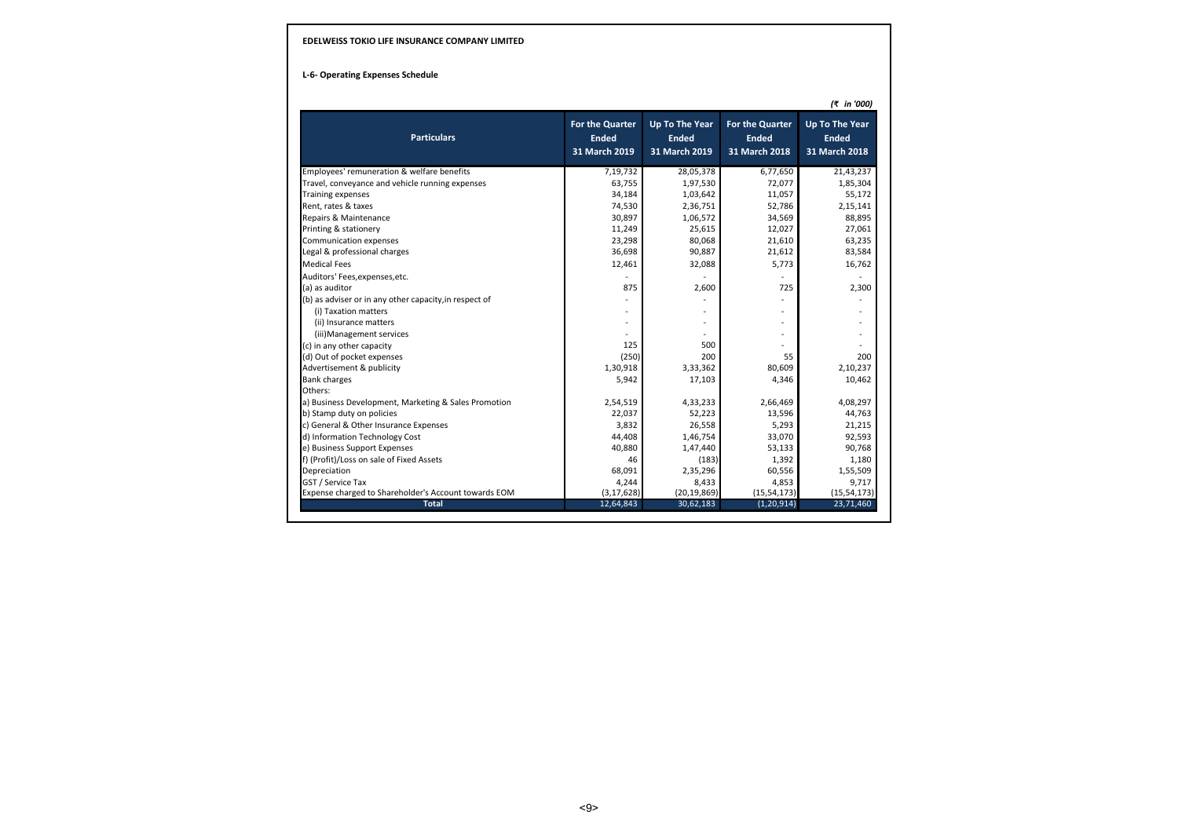**EDELWEISS TOKIO LIFE INSURANCE COMPANY LIMITED**

**L-6- Operating Expenses Schedule**

*(₹ in '000)*

| Particulars | For the Quarter Ended 31 March 2019 | Up To The Year Ended 31 March 2019 | For the Quarter Ended 31 March 2018 | Up To The Year Ended 31 March 2018 |
|---|---|---|---|---|
| Employees' remuneration & welfare benefits | 7,19,732 | 28,05,378 | 6,77,650 | 21,43,237 |
| Travel, conveyance and vehicle running expenses | 63,755 | 1,97,530 | 72,077 | 1,85,304 |
| Training expenses | 34,184 | 1,03,642 | 11,057 | 55,172 |
| Rent, rates & taxes | 74,530 | 2,36,751 | 52,786 | 2,15,141 |
| Repairs & Maintenance | 30,897 | 1,06,572 | 34,569 | 88,895 |
| Printing & stationery | 11,249 | 25,615 | 12,027 | 27,061 |
| Communication expenses | 23,298 | 80,068 | 21,610 | 63,235 |
| Legal & professional charges | 36,698 | 90,887 | 21,612 | 83,584 |
| Medical Fees | 12,461 | 32,088 | 5,773 | 16,762 |
| Auditors' Fees,expenses,etc. | - | - | - | - |
| (a) as auditor | 875 | 2,600 | 725 | 2,300 |
| (b) as adviser or in any other capacity,in respect of | - | - | - | - |
| (i) Taxation matters | - | - | - | - |
| (ii) Insurance matters | - | - | - | - |
| (iii)Management services | - | - | - | - |
| (c) in any other capacity | 125 | 500 | - | - |
| (d) Out of pocket expenses | (250) | 200 | 55 | 200 |
| Advertisement & publicity | 1,30,918 | 3,33,362 | 80,609 | 2,10,237 |
| Bank charges | 5,942 | 17,103 | 4,346 | 10,462 |
| Others: | | | | |
| a) Business Development, Marketing & Sales Promotion | 2,54,519 | 4,33,233 | 2,66,469 | 4,08,297 |
| b) Stamp duty on policies | 22,037 | 52,223 | 13,596 | 44,763 |
| c) General & Other Insurance Expenses | 3,832 | 26,558 | 5,293 | 21,215 |
| d) Information Technology Cost | 44,408 | 1,46,754 | 33,070 | 92,593 |
| e) Business Support Expenses | 40,880 | 1,47,440 | 53,133 | 90,768 |
| f) (Profit)/Loss on sale of Fixed Assets | 46 | (183) | 1,392 | 1,180 |
| Depreciation | 68,091 | 2,35,296 | 60,556 | 1,55,509 |
| GST / Service Tax | 4,244 | 8,433 | 4,853 | 9,717 |
| Expense charged to Shareholder's Account towards EOM | (3,17,628) | (20,19,869) | (15,54,173) | (15,54,173) |
| **Total** | 12,64,843 | 30,62,183 | (1,20,914) | 23,71,460 |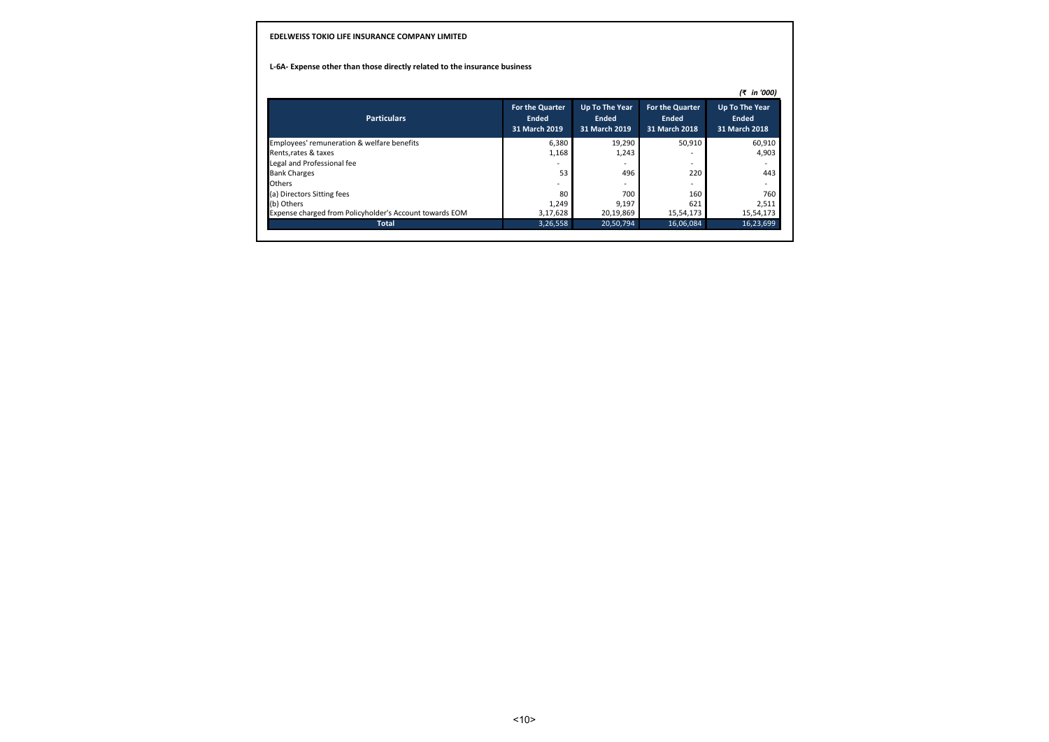**EDELWEISS TOKIO LIFE INSURANCE COMPANY LIMITED**

**L-6A- Expense other than those directly related to the insurance business**

*(₹ in '000)*

| Particulars | For the Quarter Ended 31 March 2019 | Up To The Year Ended 31 March 2019 | For the Quarter Ended 31 March 2018 | Up To The Year Ended 31 March 2018 |
|---|---|---|---|---|
| Employees' remuneration & welfare benefits | 6,380 | 19,290 | 50,910 | 60,910 |
| Rents,rates & taxes | 1,168 | 1,243 | - | 4,903 |
| Legal and Professional fee | - | - | - | - |
| Bank Charges | 53 | 496 | 220 | 443 |
| Others | - | - | - | - |
| (a) Directors Sitting fees | 80 | 700 | 160 | 760 |
| (b) Others | 1,249 | 9,197 | 621 | 2,511 |
| Expense charged from Policyholder's Account towards EOM | 3,17,628 | 20,19,869 | 15,54,173 | 15,54,173 |
| **Total** | 3,26,558 | 20,50,794 | 16,06,084 | 16,23,699 |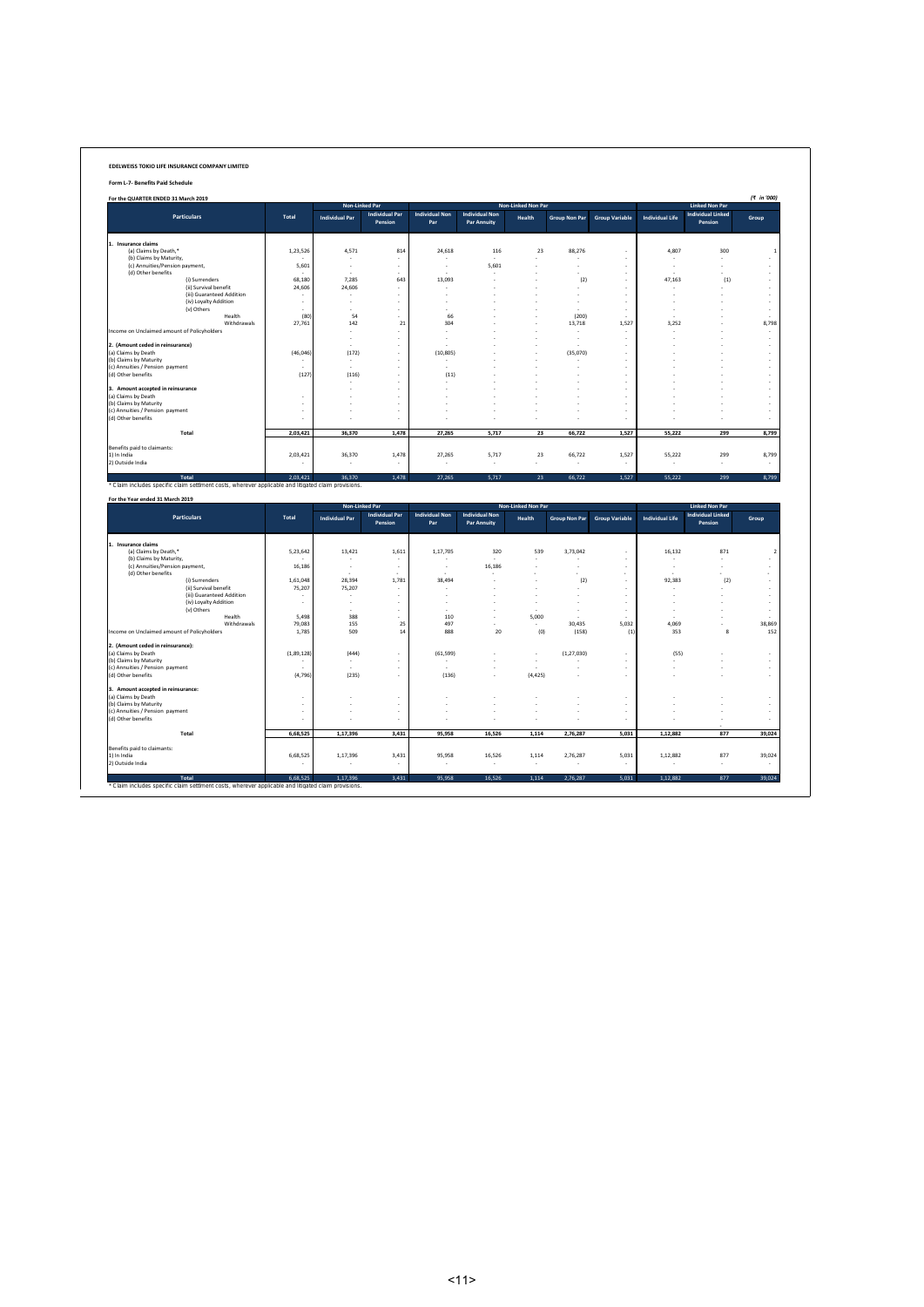**EDELWEISS TOKIO LIFE INSURANCE COMPANY LIMITED**

**Form L-7- Benefits Paid Schedule**

**For the QUARTER ENDED 31 March 2019**

(₹ in '000)

| Particulars | Total | Non-Linked Par | | Non-Linked Non Par | | | | | Linked Non Par | | |
|---|---|---|---|---|---|---|---|---|---|---|---|
| | | Individual Par | Individual Par Pension | Individual Non Par | Individual Non Par Annuity | Health | Group Non Par | Group Variable | Individual Life | Individual Linked Pension | Group |
| **1. Insurance claims** | | | | | | | | | | | |
| (a) Claims by Death,* | 1,23,526 | 4,571 | 814 | 24,618 | 116 | 23 | 88,276 | - | 4,807 | 300 | 1 |
| (b) Claims by Maturity, | - | - | - | - | - | - | - | - | - | - | - |
| (c) Annuities/Pension payment, | 5,601 | - | - | - | 5,601 | - | - | - | - | - | - |
| (d) Other benefits | - | - | - | - | - | - | - | - | - | - | - |
| (i) Surrenders | 68,180 | 7,285 | 643 | 13,093 | - | - | (2) | - | 47,163 | (1) | - |
| (ii) Survival benefit | 24,606 | 24,606 | - | - | - | - | - | - | - | - | - |
| (iii) Guaranteed Addition | - | - | - | - | - | - | - | - | - | - | - |
| (iv) Loyalty Addition | - | - | - | - | - | - | - | - | - | - | - |
| (v) Others | - | - | - | - | - | - | - | - | - | - | - |
| Health | (80) | 54 | - | 66 | - | - | (200) | - | - | - | - |
| Withdrawals | 27,761 | 142 | 21 | 304 | - | - | 13,718 | 1,527 | 3,252 | - | 8,798 |
| Income on Unclaimed amount of Policyholders | - | - | - | - | - | - | - | - | - | - | - |
| **2. (Amount ceded in reinsurance)** | | | | | | | | | | | |
| (a) Claims by Death | (46,046) | (172) | - | (10,805) | - | - | (35,070) | - | - | - | - |
| (b) Claims by Maturity | - | - | - | - | - | - | - | - | - | - | - |
| (c) Annuities / Pension payment | - | - | - | - | - | - | - | - | - | - | - |
| (d) Other benefits | (127) | (116) | - | (11) | - | - | - | - | - | - | - |
| **3. Amount accepted in reinsurance** | | | | | | | | | | | |
| (a) Claims by Death | - | - | - | - | - | - | - | - | - | - | - |
| (b) Claims by Maturity | - | - | - | - | - | - | - | - | - | - | - |
| (c) Annuities / Pension payment | - | - | - | - | - | - | - | - | - | - | - |
| (d) Other benefits | - | - | - | - | - | - | - | - | - | - | - |
| **Total** | **2,03,421** | **36,370** | **1,478** | **27,265** | **5,717** | **23** | **66,722** | **1,527** | **55,222** | **299** | **8,799** |
| Benefits paid to claimants: | | | | | | | | | | | |
| 1) In India | 2,03,421 | 36,370 | 1,478 | 27,265 | 5,717 | 23 | 66,722 | 1,527 | 55,222 | 299 | 8,799 |
| 2) Outside India | - | - | - | - | - | - | - | - | - | - | - |
| **Total** | **2,03,421** | **36,370** | **1,478** | **27,265** | **5,717** | **23** | **66,722** | **1,527** | **55,222** | **299** | **8,799** |

* Claim includes specific claim settlement costs, wherever applicable and litigated claim provisions.

**For the Year ended 31 March 2019**

| Particulars | Total | Non-Linked Par | | Non-Linked Non Par | | | | | Linked Non Par | | |
|---|---|---|---|---|---|---|---|---|---|---|---|
| | | Individual Par | Individual Par Pension | Individual Non Par | Individual Non Par Annuity | Health | Group Non Par | Group Variable | Individual Life | Individual Linked Pension | Group |
| **1. Insurance claims** | | | | | | | | | | | |
| (a) Claims by Death,* | 5,23,642 | 13,421 | 1,611 | 1,17,705 | 320 | 539 | 3,73,042 | - | 16,132 | 871 | 2 |
| (b) Claims by Maturity, | - | - | - | - | - | - | - | - | - | - | - |
| (c) Annuities/Pension payment, | 16,186 | - | - | - | 16,186 | - | - | - | - | - | - |
| (d) Other benefits | - | - | - | - | - | - | - | - | - | - | - |
| (i) Surrenders | 1,61,048 | 28,394 | 1,781 | 38,494 | - | - | (2) | - | 92,383 | (2) | - |
| (ii) Survival benefit | 75,207 | 75,207 | - | - | - | - | - | - | - | - | - |
| (iii) Guaranteed Addition | - | - | - | - | - | - | - | - | - | - | - |
| (iv) Loyalty Addition | - | - | - | - | - | - | - | - | - | - | - |
| (v) Others | - | - | - | - | - | - | - | - | - | - | - |
| Health | 5,498 | 388 | - | 110 | - | 5,000 | - | - | - | - | - |
| Withdrawals | 79,083 | 155 | 25 | 497 | - | - | 30,435 | 5,032 | 4,069 | - | 38,869 |
| Income on Unclaimed amount of Policyholders | 1,785 | 509 | 14 | 888 | 20 | (0) | (158) | (1) | 353 | 8 | 152 |
| **2. (Amount ceded in reinsurance):** | | | | | | | | | | | |
| (a) Claims by Death | (1,89,128) | (444) | - | (61,599) | - | - | (1,27,030) | - | (55) | - | - |
| (b) Claims by Maturity | - | - | - | - | - | - | - | - | - | - | - |
| (c) Annuities / Pension payment | - | - | - | - | - | - | - | - | - | - | - |
| (d) Other benefits | (4,796) | (235) | - | (136) | - | (4,425) | - | - | - | - | - |
| **3. Amount accepted in reinsurance:** | | | | | | | | | | | |
| (a) Claims by Death | - | - | - | - | - | - | - | - | - | - | - |
| (b) Claims by Maturity | - | - | - | - | - | - | - | - | - | - | - |
| (c) Annuities / Pension payment | - | - | - | - | - | - | - | - | - | - | - |
| (d) Other benefits | - | - | - | - | - | - | - | - | - | - | - |
| **Total** | **6,68,525** | **1,17,396** | **3,431** | **95,958** | **16,526** | **1,114** | **2,76,287** | **5,031** | **1,12,882** | **877** | **39,024** |
| Benefits paid to claimants: | | | | | | | | | | | |
| 1) In India | 6,68,525 | 1,17,396 | 3,431 | 95,958 | 16,526 | 1,114 | 2,76,287 | 5,031 | 1,12,882 | 877 | 39,024 |
| 2) Outside India | - | - | - | - | - | - | - | - | - | - | - |
| **Total** | **6,68,525** | **1,17,396** | **3,431** | **95,958** | **16,526** | **1,114** | **2,76,287** | **5,031** | **1,12,882** | **877** | **39,024** |

* Claim includes specific claim settlement costs, wherever applicable and litigated claim provisions.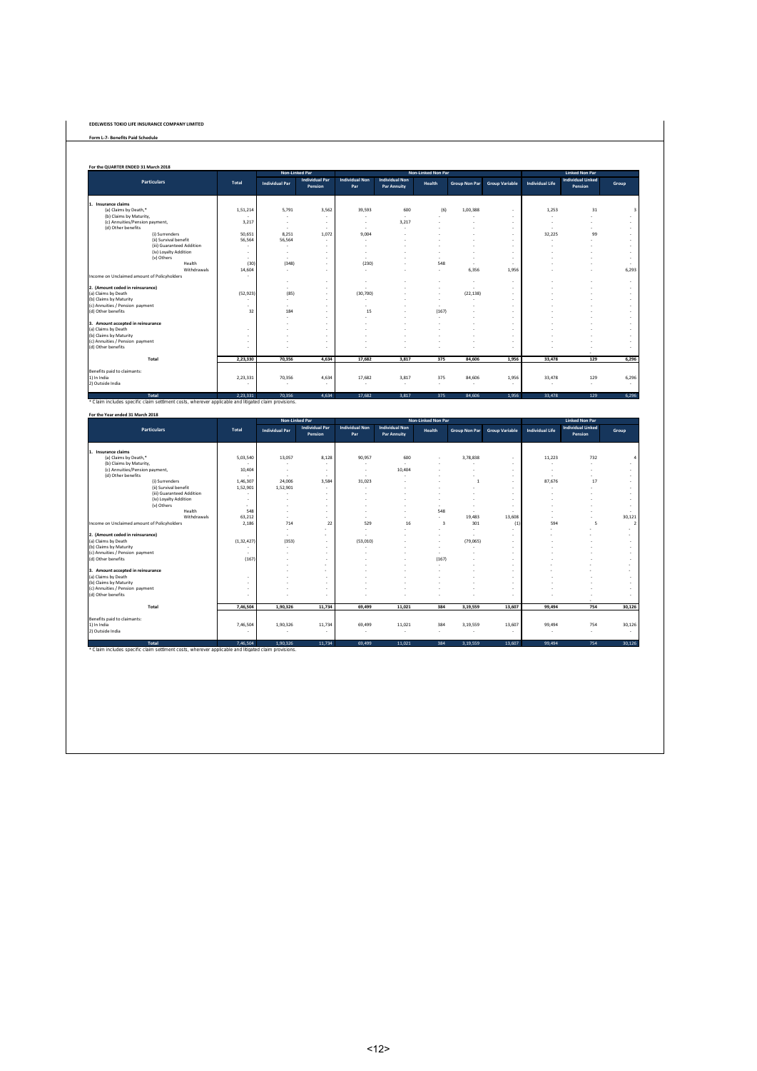**EDELWEISS TOKIO LIFE INSURANCE COMPANY LIMITED**

**Form L-7- Benefits Paid Schedule**

**For the QUARTER ENDED 31 March 2018**

| Particulars | Total | Non-Linked Par | | Non-Linked Non Par | | | | | Linked Non Par | | |
|---|---|---|---|---|---|---|---|---|---|---|---|
| | | Individual Par | Individual Par Pension | Individual Non Par | Individual Non Par Annuity | Health | Group Non Par | Group Variable | Individual Life | Individual Linked Pension | Group |
| **1. Insurance claims** | | | | | | | | | | | |
| (a) Claims by Death,* | 1,51,214 | 5,791 | 3,562 | 39,593 | 600 | (6) | 1,00,388 | - | 1,253 | 31 | 3 |
| (b) Claims by Maturity, | - | - | - | - | - | - | - | - | - | - | - |
| (c) Annuities/Pension payment, | 3,217 | - | - | - | 3,217 | - | - | - | - | - | - |
| (d) Other benefits | - | - | - | - | - | - | - | - | - | - | - |
| (i) Surrenders | 50,651 | 8,251 | 1,072 | 9,004 | - | - | - | - | 32,225 | 99 | - |
| (ii) Survival benefit | 56,564 | 56,564 | - | - | - | - | - | - | - | - | - |
| (iii) Guaranteed Addition | - | - | - | - | - | - | - | - | - | - | - |
| (iv) Loyalty Addition | - | - | - | - | - | - | - | - | - | - | - |
| (v) Others | - | - | - | - | - | - | - | - | - | - | - |
| Health | (30) | (348) | - | (230) | - | 548 | - | - | - | - | - |
| Withdrawals | 14,604 | - | - | - | - | - | 6,356 | 1,956 | - | - | 6,293 |
| Income on Unclaimed amount of Policyholders | - | | | | | | | | | | |
| **2. (Amount ceded in reinsurance)** | | - | - | - | - | - | - | - | - | - | - |
| (a) Claims by Death | (52,923) | (85) | - | (30,700) | - | - | (22,138) | - | - | - | - |
| (b) Claims by Maturity | - | - | - | - | - | - | - | - | - | - | - |
| (c) Annuities / Pension payment | - | - | - | - | - | - | - | - | - | - | - |
| (d) Other benefits | 32 | 184 | - | 15 | - | (167) | - | - | - | - | - |
| **3. Amount accepted in reinsurance** | | - | - | - | - | - | - | - | - | - | - |
| (a) Claims by Death | - | - | - | - | - | - | - | - | - | - | - |
| (b) Claims by Maturity | - | - | - | - | - | - | - | - | - | - | - |
| (c) Annuities / Pension payment | - | - | - | - | - | - | - | - | - | - | - |
| (d) Other benefits | - | - | - | - | - | - | - | - | - | - | - |
| **Total** | **2,23,330** | **70,356** | **4,634** | **17,682** | **3,817** | **375** | **84,606** | **1,956** | **33,478** | **129** | **6,296** |
| Benefits paid to claimants: | | | | | | | | | | | |
| 1) In India | 2,23,331 | 70,356 | 4,634 | 17,682 | 3,817 | 375 | 84,606 | 1,956 | 33,478 | 129 | 6,296 |
| 2) Outside India | - | - | - | - | - | - | - | - | - | - | - |
| **Total** | **2,23,331** | **70,356** | **4,634** | **17,682** | **3,817** | **375** | **84,606** | **1,956** | **33,478** | **129** | **6,296** |

\* Claim includes specific claim settlement costs, wherever applicable and litigated claim provisions.

**For the Year ended 31 March 2018**

| Particulars | Total | Non-Linked Par | | Non-Linked Non Par | | | | | Linked Non Par | | |
|---|---|---|---|---|---|---|---|---|---|---|---|
| | | Individual Par | Individual Par Pension | Individual Non Par | Individual Non Par Annuity | Health | Group Non Par | Group Variable | Individual Life | Individual Linked Pension | Group |
| **1. Insurance claims** | | | | | | | | | | | |
| (a) Claims by Death,* | 5,03,540 | 13,057 | 8,128 | 90,957 | 600 | - | 3,78,838 | - | 11,223 | 732 | 4 |
| (b) Claims by Maturity, | - | - | - | - | - | - | - | - | - | - | - |
| (c) Annuities/Pension payment, | 10,404 | - | - | - | 10,404 | - | - | - | - | - | - |
| (d) Other benefits | - | - | - | - | - | - | - | - | - | - | - |
| (i) Surrenders | 1,46,307 | 24,006 | 3,584 | 31,023 | - | - | 1 | - | 87,676 | 17 | - |
| (ii) Survival benefit | 1,52,901 | 1,52,901 | - | - | - | - | - | - | - | - | - |
| (iii) Guaranteed Addition | - | - | - | - | - | - | - | - | - | - | - |
| (iv) Loyalty Addition | - | - | - | - | - | - | - | - | - | - | - |
| (v) Others | - | - | - | - | - | - | - | - | - | - | - |
| Health | 548 | - | - | - | - | 548 | - | - | - | - | - |
| Withdrawals | 63,212 | - | - | - | - | - | 19,483 | 13,608 | - | - | 30,121 |
| Income on Unclaimed amount of Policyholders | 2,186 | 714 | 22 | 529 | 16 | 3 | 301 | (1) | 594 | 5 | 2 |
| **2. (Amount ceded in reinsurance)** | | - | - | - | - | - | - | - | - | - | - |
| (a) Claims by Death | (1,32,427) | (353) | - | (53,010) | - | - | (79,065) | - | - | - | - |
| (b) Claims by Maturity | - | - | - | - | - | - | - | - | - | - | - |
| (c) Annuities / Pension payment | - | - | - | - | - | - | - | - | - | - | - |
| (d) Other benefits | (167) | - | - | - | - | (167) | - | - | - | - | - |
| **3. Amount accepted in reinsurance** | | - | - | - | - | - | - | - | - | - | - |
| (a) Claims by Death | - | - | - | - | - | - | - | - | - | - | - |
| (b) Claims by Maturity | - | - | - | - | - | - | - | - | - | - | - |
| (c) Annuities / Pension payment | - | - | - | - | - | - | - | - | - | - | - |
| (d) Other benefits | - | - | - | - | - | - | - | - | - | - | - |
| **Total** | **7,46,504** | **1,90,326** | **11,734** | **69,499** | **11,021** | **384** | **3,19,559** | **13,607** | **99,494** | **754** | **30,126** |
| Benefits paid to claimants: | | | | | | | | | | | |
| 1) In India | 7,46,504 | 1,90,326 | 11,734 | 69,499 | 11,021 | 384 | 3,19,559 | 13,607 | 99,494 | 754 | 30,126 |
| 2) Outside India | - | - | - | - | - | - | - | - | - | - | - |
| **Total** | **7,46,504** | **1,90,326** | **11,734** | **69,499** | **11,021** | **384** | **3,19,559** | **13,607** | **99,494** | **754** | **30,126** |

\* Claim includes specific claim settlement costs, wherever applicable and litigated claim provisions.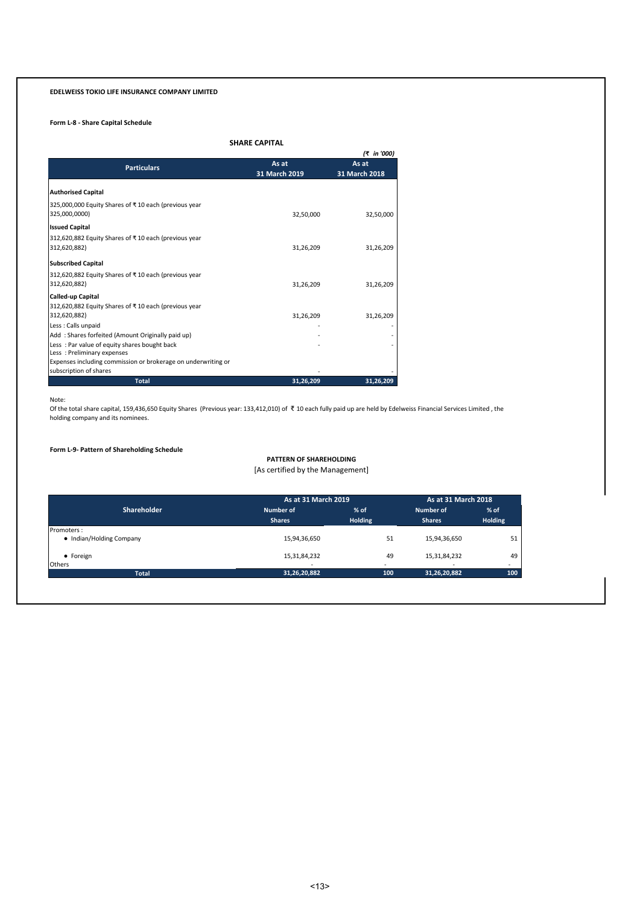**EDELWEISS TOKIO LIFE INSURANCE COMPANY LIMITED**

**Form L-8 - Share Capital Schedule**

**SHARE CAPITAL**

*(₹ in '000)*

| Particulars | As at 31 March 2019 | As at 31 March 2018 |
|---|---|---|
| **Authorised Capital** | | |
| 325,000,000 Equity Shares of ₹ 10 each (previous year 325,000,0000) | 32,50,000 | 32,50,000 |
| **Issued Capital** | | |
| 312,620,882 Equity Shares of ₹ 10 each (previous year 312,620,882) | 31,26,209 | 31,26,209 |
| **Subscribed Capital** | | |
| 312,620,882 Equity Shares of ₹ 10 each (previous year 312,620,882) | 31,26,209 | 31,26,209 |
| **Called-up Capital** | | |
| 312,620,882 Equity Shares of ₹ 10 each (previous year 312,620,882) | 31,26,209 | 31,26,209 |
| Less : Calls unpaid | - | - |
| Add : Shares forfeited (Amount Originally paid up) | - | - |
| Less : Par value of equity shares bought back | - | - |
| Less : Preliminary expenses | | |
| Expenses including commission or brokerage on underwriting or subscription of shares | - | - |
| **Total** | **31,26,209** | **31,26,209** |

Note:
Of the total share capital, 159,436,650 Equity Shares (Previous year: 133,412,010) of ₹ 10 each fully paid up are held by Edelweiss Financial Services Limited , the holding company and its nominees.

**Form L-9- Pattern of Shareholding Schedule**

**PATTERN OF SHAREHOLDING**

[As certified by the Management]

| Shareholder | As at 31 March 2019 | | As at 31 March 2018 | |
|---|---|---|---|---|
| | Number of Shares | % of Holding | Number of Shares | % of Holding |
| Promoters : | | | | |
| • Indian/Holding Company | 15,94,36,650 | 51 | 15,94,36,650 | 51 |
| • Foreign | 15,31,84,232 | 49 | 15,31,84,232 | 49 |
| Others | - | - | - | - |
| **Total** | **31,26,20,882** | **100** | **31,26,20,882** | **100** |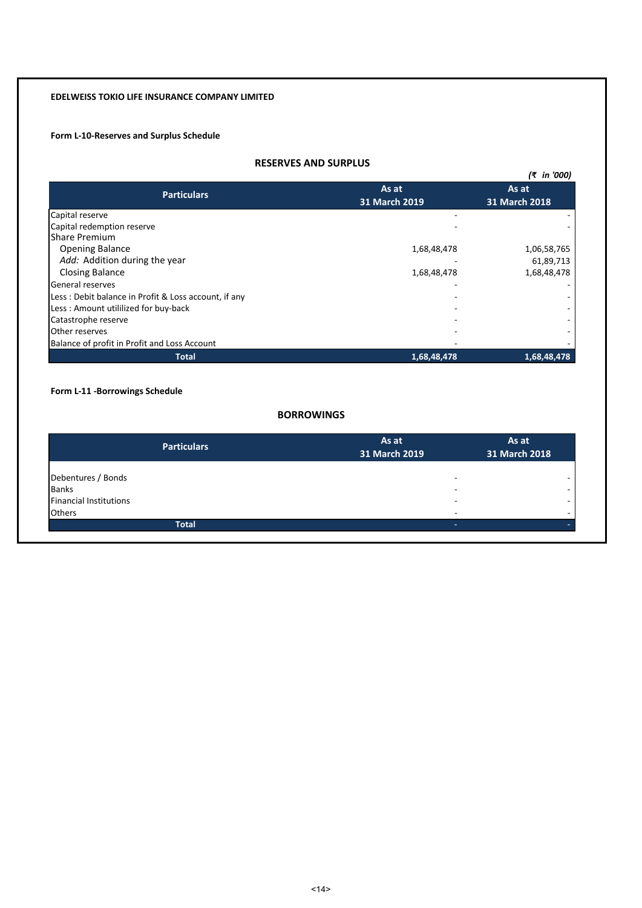**EDELWEISS TOKIO LIFE INSURANCE COMPANY LIMITED**

**Form L-10-Reserves and Surplus Schedule**

## RESERVES AND SURPLUS

*(₹ in '000)*

| Particulars | As at 31 March 2019 | As at 31 March 2018 |
|---|---|---|
| Capital reserve | - | - |
| Capital redemption reserve | - | - |
| Share Premium | | |
| Opening Balance | 1,68,48,478 | 1,06,58,765 |
| *Add:* Addition during the year | - | 61,89,713 |
| Closing Balance | 1,68,48,478 | 1,68,48,478 |
| General reserves | - | - |
| Less : Debit balance in Profit & Loss account, if any | - | - |
| Less : Amount utililized for buy-back | - | - |
| Catastrophe reserve | - | - |
| Other reserves | - | - |
| Balance of profit in Profit and Loss Account | - | - |
| **Total** | **1,68,48,478** | **1,68,48,478** |

**Form L-11 -Borrowings Schedule**

## BORROWINGS

| Particulars | As at 31 March 2019 | As at 31 March 2018 |
|---|---|---|
| Debentures / Bonds | - | - |
| Banks | - | - |
| Financial Institutions | - | - |
| Others | - | - |
| **Total** | **-** | **-** |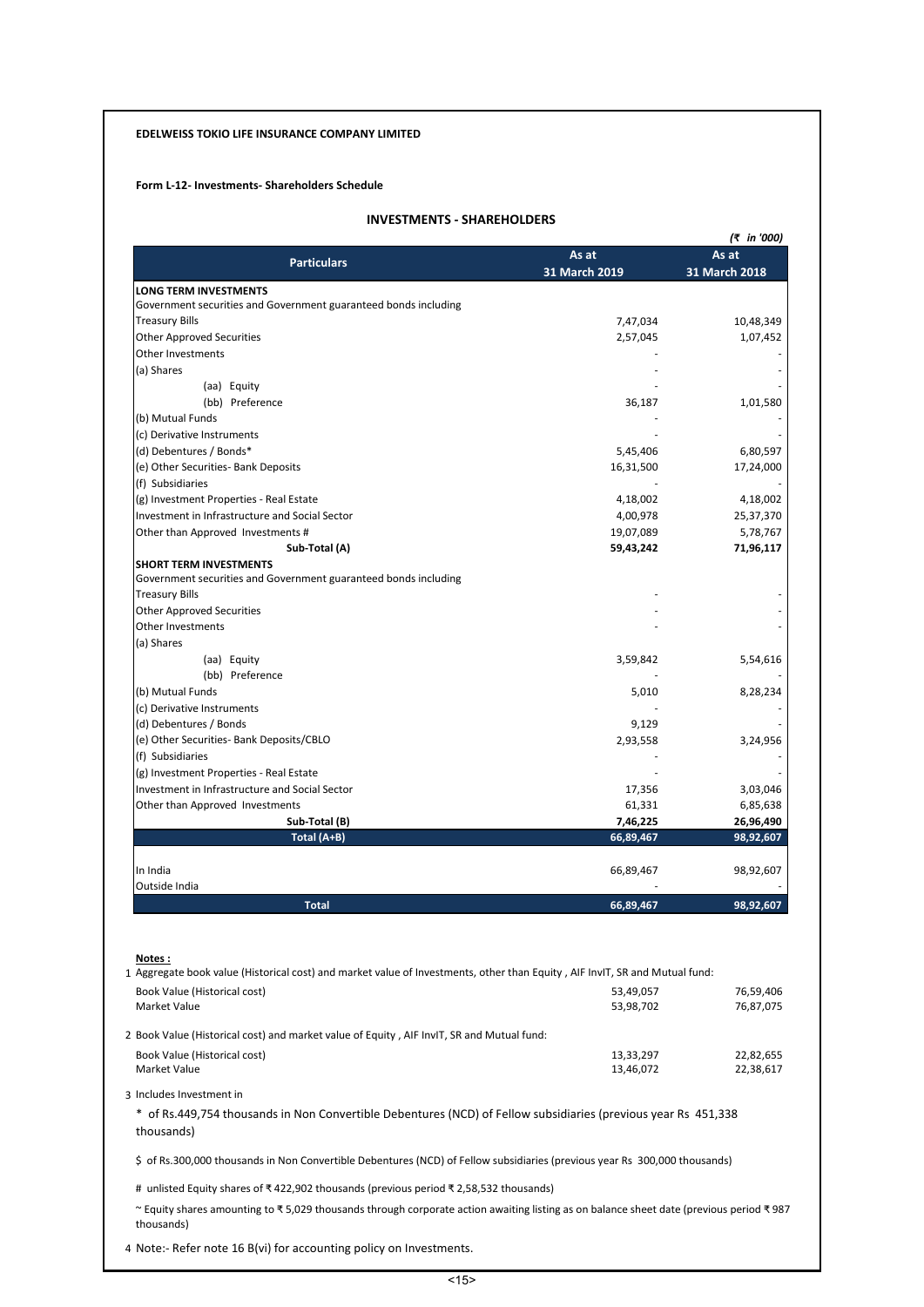**EDELWEISS TOKIO LIFE INSURANCE COMPANY LIMITED**

**Form L-12- Investments- Shareholders Schedule**

## INVESTMENTS - SHAREHOLDERS

*(₹ in '000)*

| Particulars | As at 31 March 2019 | As at 31 March 2018 |
|---|---|---|
| **LONG TERM INVESTMENTS** | | |
| Government securities and Government guaranteed bonds including | | |
| Treasury Bills | 7,47,034 | 10,48,349 |
| Other Approved Securities | 2,57,045 | 1,07,452 |
| Other Investments | - | - |
| (a) Shares | - | - |
| (aa) Equity | - | - |
| (bb) Preference | 36,187 | 1,01,580 |
| (b) Mutual Funds | - | - |
| (c) Derivative Instruments | - | - |
| (d) Debentures / Bonds* | 5,45,406 | 6,80,597 |
| (e) Other Securities- Bank Deposits | 16,31,500 | 17,24,000 |
| (f) Subsidiaries | - | - |
| (g) Investment Properties - Real Estate | 4,18,002 | 4,18,002 |
| Investment in Infrastructure and Social Sector | 4,00,978 | 25,37,370 |
| Other than Approved Investments # | 19,07,089 | 5,78,767 |
| **Sub-Total (A)** | **59,43,242** | **71,96,117** |
| **SHORT TERM INVESTMENTS** | | |
| Government securities and Government guaranteed bonds including | | |
| Treasury Bills | - | - |
| Other Approved Securities | - | - |
| Other Investments | - | - |
| (a) Shares | | |
| (aa) Equity | 3,59,842 | 5,54,616 |
| (bb) Preference | - | - |
| (b) Mutual Funds | 5,010 | 8,28,234 |
| (c) Derivative Instruments | - | - |
| (d) Debentures / Bonds | 9,129 | - |
| (e) Other Securities- Bank Deposits/CBLO | 2,93,558 | 3,24,956 |
| (f) Subsidiaries | - | - |
| (g) Investment Properties - Real Estate | - | - |
| Investment in Infrastructure and Social Sector | 17,356 | 3,03,046 |
| Other than Approved Investments | 61,331 | 6,85,638 |
| **Sub-Total (B)** | **7,46,225** | **26,96,490** |
| **Total (A+B)** | **66,89,467** | **98,92,607** |
| In India | 66,89,467 | 98,92,607 |
| Outside India | - | - |
| **Total** | **66,89,467** | **98,92,607** |

**Notes :**

1. Aggregate book value (Historical cost) and market value of Investments, other than Equity , AIF InvIT, SR and Mutual fund:

| | | |
|---|---|---|
| Book Value (Historical cost) | 53,49,057 | 76,59,406 |
| Market Value | 53,98,702 | 76,87,075 |

2. Book Value (Historical cost) and market value of Equity , AIF InvIT, SR and Mutual fund:

| | | |
|---|---|---|
| Book Value (Historical cost) | 13,33,297 | 22,82,655 |
| Market Value | 13,46,072 | 22,38,617 |

3. Includes Investment in

\* of Rs.449,754 thousands in Non Convertible Debentures (NCD) of Fellow subsidiaries (previous year Rs 451,338 thousands)

$ of Rs.300,000 thousands in Non Convertible Debentures (NCD) of Fellow subsidiaries (previous year Rs 300,000 thousands)

# unlisted Equity shares of ₹ 422,902 thousands (previous period ₹ 2,58,532 thousands)

~ Equity shares amounting to ₹ 5,029 thousands through corporate action awaiting listing as on balance sheet date (previous period ₹ 987 thousands)

4. Note:- Refer note 16 B(vi) for accounting policy on Investments.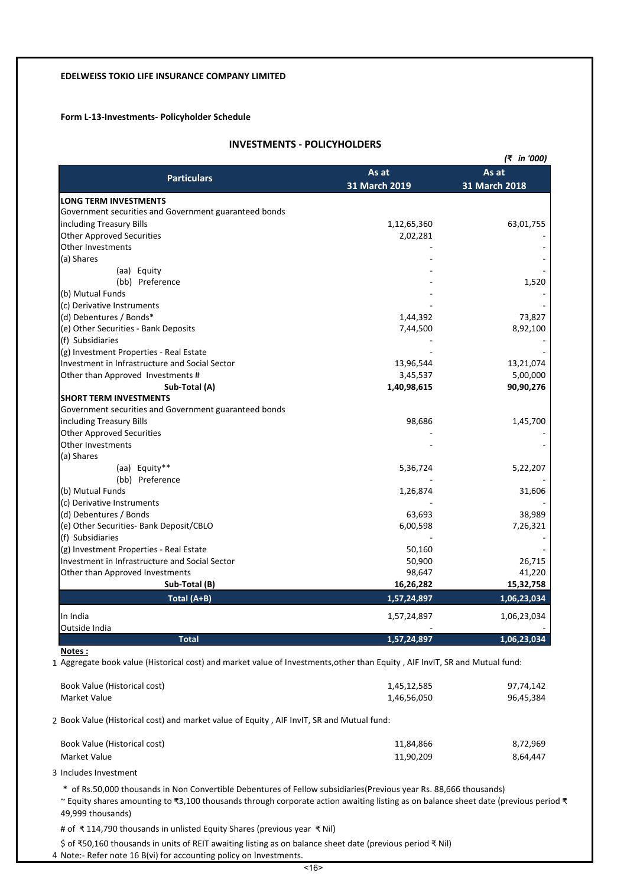**EDELWEISS TOKIO LIFE INSURANCE COMPANY LIMITED**

**Form L-13-Investments- Policyholder Schedule**

## INVESTMENTS - POLICYHOLDERS

*(₹ in '000)*

| Particulars | As at 31 March 2019 | As at 31 March 2018 |
|---|---|---|
| **LONG TERM INVESTMENTS** | | |
| Government securities and Government guaranteed bonds including Treasury Bills | 1,12,65,360 | 63,01,755 |
| Other Approved Securities | 2,02,281 | - |
| Other Investments | - | - |
| (a) Shares | - | - |
| (aa) Equity | - | - |
| (bb) Preference | - | 1,520 |
| (b) Mutual Funds | - | - |
| (c) Derivative Instruments | - | - |
| (d) Debentures / Bonds* | 1,44,392 | 73,827 |
| (e) Other Securities - Bank Deposits | 7,44,500 | 8,92,100 |
| (f) Subsidiaries | - | - |
| (g) Investment Properties - Real Estate | - | - |
| Investment in Infrastructure and Social Sector | 13,96,544 | 13,21,074 |
| Other than Approved Investments # | 3,45,537 | 5,00,000 |
| **Sub-Total (A)** | **1,40,98,615** | **90,90,276** |
| **SHORT TERM INVESTMENTS** | | |
| Government securities and Government guaranteed bonds including Treasury Bills | 98,686 | 1,45,700 |
| Other Approved Securities | - | - |
| Other Investments | - | - |
| (a) Shares | | |
| (aa) Equity** | 5,36,724 | 5,22,207 |
| (bb) Preference | - | - |
| (b) Mutual Funds | 1,26,874 | 31,606 |
| (c) Derivative Instruments | - | - |
| (d) Debentures / Bonds | 63,693 | 38,989 |
| (e) Other Securities- Bank Deposit/CBLO | 6,00,598 | 7,26,321 |
| (f) Subsidiaries | - | - |
| (g) Investment Properties - Real Estate | 50,160 | - |
| Investment in Infrastructure and Social Sector | 50,900 | 26,715 |
| Other than Approved Investments | 98,647 | 41,220 |
| **Sub-Total (B)** | **16,26,282** | **15,32,758** |
| **Total (A+B)** | **1,57,24,897** | **1,06,23,034** |
| In India | 1,57,24,897 | 1,06,23,034 |
| Outside India | - | - |
| **Total** | **1,57,24,897** | **1,06,23,034** |

**Notes :**

1 Aggregate book value (Historical cost) and market value of Investments,other than Equity , AIF InvIT, SR and Mutual fund:

| | | |
|---|---|---|
| Book Value (Historical cost) | 1,45,12,585 | 97,74,142 |
| Market Value | 1,46,56,050 | 96,45,384 |

2 Book Value (Historical cost) and market value of Equity , AIF InvIT, SR and Mutual fund:

| | | |
|---|---|---|
| Book Value (Historical cost) | 11,84,866 | 8,72,969 |
| Market Value | 11,90,209 | 8,64,447 |

3 Includes Investment

\* of Rs.50,000 thousands in Non Convertible Debentures of Fellow subsidiaries(Previous year Rs. 88,666 thousands)

~ Equity shares amounting to ₹3,100 thousands through corporate action awaiting listing as on balance sheet date (previous period ₹ 49,999 thousands)

# of ₹ 114,790 thousands in unlisted Equity Shares (previous year ₹ Nil)

$ of ₹50,160 thousands in units of REIT awaiting listing as on balance sheet date (previous period ₹ Nil)

4 Note:- Refer note 16 B(vi) for accounting policy on Investments.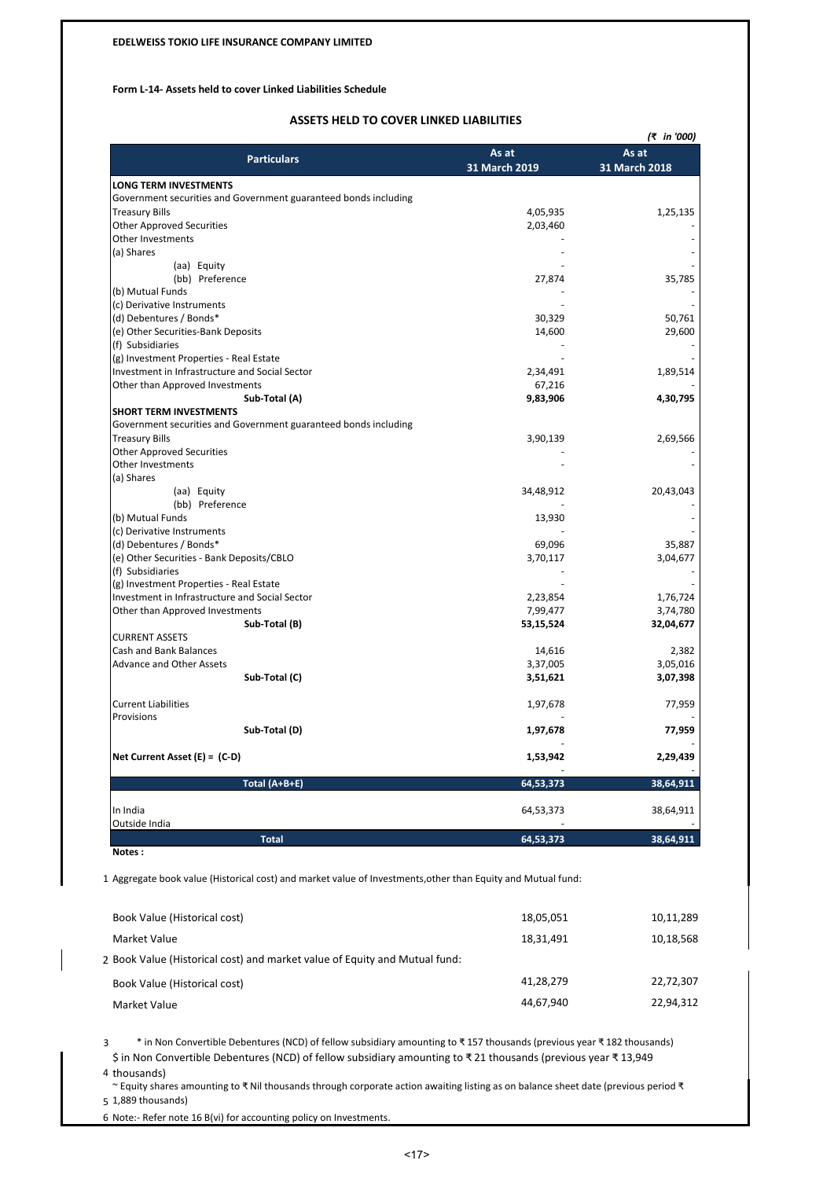**EDELWEISS TOKIO LIFE INSURANCE COMPANY LIMITED**

**Form L-14- Assets held to cover Linked Liabilities Schedule**

## ASSETS HELD TO COVER LINKED LIABILITIES

*(₹ in '000)*

| Particulars | As at 31 March 2019 | As at 31 March 2018 |
|---|---|---|
| **LONG TERM INVESTMENTS** | | |
| Government securities and Government guaranteed bonds including | | |
| Treasury Bills | 4,05,935 | 1,25,135 |
| Other Approved Securities | 2,03,460 | - |
| Other Investments | - | - |
| (a) Shares | - | - |
| (aa) Equity | - | - |
| (bb) Preference | 27,874 | 35,785 |
| (b) Mutual Funds | - | - |
| (c) Derivative Instruments | - | - |
| (d) Debentures / Bonds* | 30,329 | 50,761 |
| (e) Other Securities-Bank Deposits | 14,600 | 29,600 |
| (f) Subsidiaries | - | - |
| (g) Investment Properties - Real Estate | - | - |
| Investment in Infrastructure and Social Sector | 2,34,491 | 1,89,514 |
| Other than Approved Investments | 67,216 | - |
| **Sub-Total (A)** | **9,83,906** | **4,30,795** |
| **SHORT TERM INVESTMENTS** | | |
| Government securities and Government guaranteed bonds including | | |
| Treasury Bills | 3,90,139 | 2,69,566 |
| Other Approved Securities | - | - |
| Other Investments | - | - |
| (a) Shares | | |
| (aa) Equity | 34,48,912 | 20,43,043 |
| (bb) Preference | - | - |
| (b) Mutual Funds | 13,930 | - |
| (c) Derivative Instruments | - | - |
| (d) Debentures / Bonds* | 69,096 | 35,887 |
| (e) Other Securities - Bank Deposits/CBLO | 3,70,117 | 3,04,677 |
| (f) Subsidiaries | - | - |
| (g) Investment Properties - Real Estate | - | - |
| Investment in Infrastructure and Social Sector | 2,23,854 | 1,76,724 |
| Other than Approved Investments | 7,99,477 | 3,74,780 |
| **Sub-Total (B)** | **53,15,524** | **32,04,677** |
| CURRENT ASSETS | | |
| Cash and Bank Balances | 14,616 | 2,382 |
| Advance and Other Assets | 3,37,005 | 3,05,016 |
| **Sub-Total (C)** | **3,51,621** | **3,07,398** |
| Current Liabilities | 1,97,678 | 77,959 |
| Provisions | - | - |
| **Sub-Total (D)** | **1,97,678** | **77,959** |
| | - | - |
| **Net Current Asset (E) = (C-D)** | **1,53,942** | **2,29,439** |
| | - | |
| **Total (A+B+E)** | **64,53,373** | **38,64,911** |
| In India | 64,53,373 | 38,64,911 |
| Outside India | - | - |
| **Total** | **64,53,373** | **38,64,911** |

**Notes :**

1 Aggregate book value (Historical cost) and market value of Investments,other than Equity and Mutual fund:

| | | |
|---|---|---|
| Book Value (Historical cost) | 18,05,051 | 10,11,289 |
| Market Value | 18,31,491 | 10,18,568 |

2 Book Value (Historical cost) and market value of Equity and Mutual fund:

| | | |
|---|---|---|
| Book Value (Historical cost) | 41,28,279 | 22,72,307 |
| Market Value | 44,67,940 | 22,94,312 |

3 * in Non Convertible Debentures (NCD) of fellow subsidiary amounting to ₹ 157 thousands (previous year ₹ 182 thousands)

4 $ in Non Convertible Debentures (NCD) of fellow subsidiary amounting to ₹ 21 thousands (previous year ₹ 13,949 thousands)

5 ~ Equity shares amounting to ₹ Nil thousands through corporate action awaiting listing as on balance sheet date (previous period ₹ 1,889 thousands)

6 Note:- Refer note 16 B(vi) for accounting policy on Investments.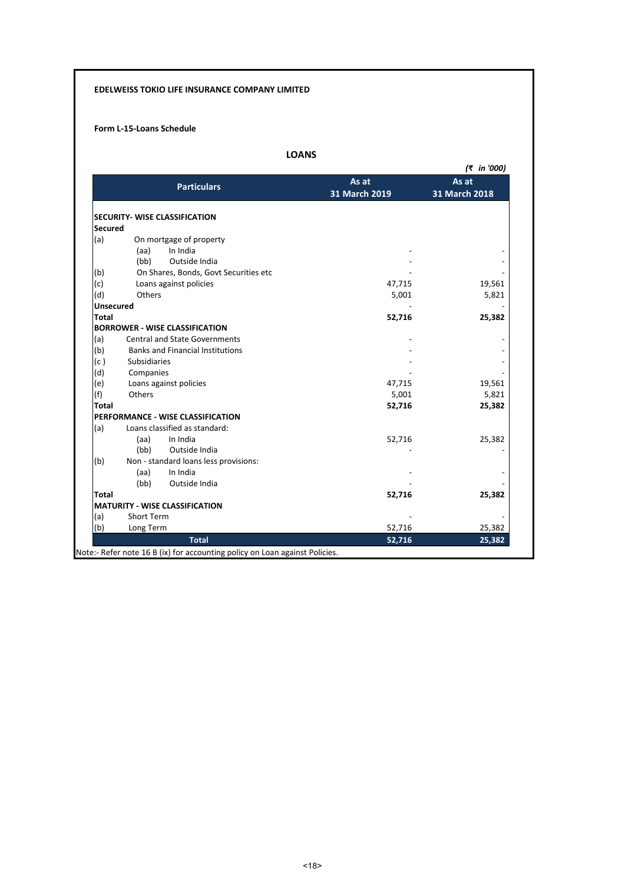**EDELWEISS TOKIO LIFE INSURANCE COMPANY LIMITED**

**Form L-15-Loans Schedule**

## LOANS

*(₹ in '000)*

| Particulars | As at 31 March 2019 | As at 31 March 2018 |
|---|---|---|
| **SECURITY- WISE CLASSIFICATION** | | |
| **Secured** | | |
| (a) On mortgage of property | | |
| (aa) In India | - | - |
| (bb) Outside India | - | - |
| (b) On Shares, Bonds, Govt Securities etc | - | - |
| (c) Loans against policies | 47,715 | 19,561 |
| (d) Others | 5,001 | 5,821 |
| **Unsecured** | - | - |
| **Total** | **52,716** | **25,382** |
| **BORROWER - WISE CLASSIFICATION** | | |
| (a) Central and State Governments | - | - |
| (b) Banks and Financial Institutions | - | - |
| (c ) Subsidiaries | - | - |
| (d) Companies | - | - |
| (e) Loans against policies | 47,715 | 19,561 |
| (f) Others | 5,001 | 5,821 |
| **Total** | **52,716** | **25,382** |
| **PERFORMANCE - WISE CLASSIFICATION** | | |
| (a) Loans classified as standard: | | |
| (aa) In India | 52,716 | 25,382 |
| (bb) Outside India | - | - |
| (b) Non - standard loans less provisions: | | |
| (aa) In India | - | - |
| (bb) Outside India | - | - |
| **Total** | **52,716** | **25,382** |
| **MATURITY - WISE CLASSIFICATION** | | |
| (a) Short Term | - | - |
| (b) Long Term | 52,716 | 25,382 |
| **Total** | **52,716** | **25,382** |

Note:- Refer note 16 B (ix) for accounting policy on Loan against Policies.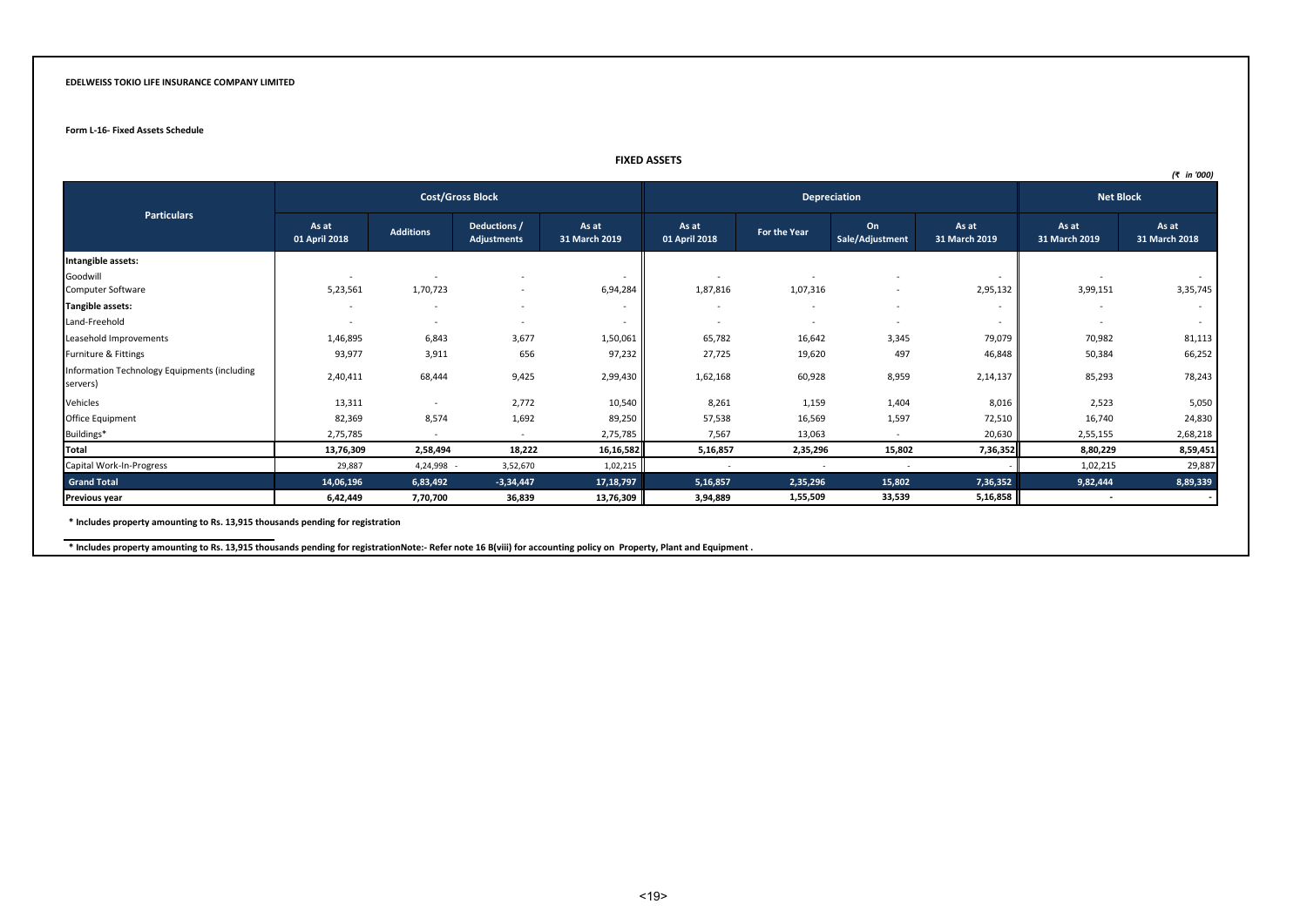**EDELWEISS TOKIO LIFE INSURANCE COMPANY LIMITED**

**Form L-16- Fixed Assets Schedule**

**FIXED ASSETS**

*(₹ in '000)*

| Particulars | Cost/Gross Block | | | | Depreciation | | | | Net Block | |
|---|---|---|---|---|---|---|---|---|---|---|
| | As at 01 April 2018 | Additions | Deductions / Adjustments | As at 31 March 2019 | As at 01 April 2018 | For the Year | On Sale/Adjustment | As at 31 March 2019 | As at 31 March 2019 | As at 31 March 2018 |
| **Intangible assets:** | | | | | | | | | | |
| Goodwill | - | - | - | - | - | - | - | - | - | - |
| Computer Software | 5,23,561 | 1,70,723 | - | 6,94,284 | 1,87,816 | 1,07,316 | - | 2,95,132 | 3,99,151 | 3,35,745 |
| **Tangible assets:** | - | - | - | - | - | - | - | - | - | - |
| Land-Freehold | - | - | - | - | - | - | - | - | - | - |
| Leasehold Improvements | 1,46,895 | 6,843 | 3,677 | 1,50,061 | 65,782 | 16,642 | 3,345 | 79,079 | 70,982 | 81,113 |
| Furniture & Fittings | 93,977 | 3,911 | 656 | 97,232 | 27,725 | 19,620 | 497 | 46,848 | 50,384 | 66,252 |
| Information Technology Equipments (including servers) | 2,40,411 | 68,444 | 9,425 | 2,99,430 | 1,62,168 | 60,928 | 8,959 | 2,14,137 | 85,293 | 78,243 |
| Vehicles | 13,311 | - | 2,772 | 10,540 | 8,261 | 1,159 | 1,404 | 8,016 | 2,523 | 5,050 |
| Office Equipment | 82,369 | 8,574 | 1,692 | 89,250 | 57,538 | 16,569 | 1,597 | 72,510 | 16,740 | 24,830 |
| Buildings* | 2,75,785 | - | - | 2,75,785 | 7,567 | 13,063 | - | 20,630 | 2,55,155 | 2,68,218 |
| **Total** | **13,76,309** | **2,58,494** | **18,222** | **16,16,582** | **5,16,857** | **2,35,296** | **15,802** | **7,36,352** | **8,80,229** | **8,59,451** |
| Capital Work-In-Progress | 29,887 | 4,24,998 - | 3,52,670 | 1,02,215 | - | - | - | - | 1,02,215 | 29,887 |
| **Grand Total** | **14,06,196** | **6,83,492** | **-3,34,447** | **17,18,797** | **5,16,857** | **2,35,296** | **15,802** | **7,36,352** | **9,82,444** | **8,89,339** |
| **Previous year** | **6,42,449** | **7,70,700** | **36,839** | **13,76,309** | **3,94,889** | **1,55,509** | **33,539** | **5,16,858** | **-** | **-** |

**\* Includes property amounting to Rs. 13,915 thousands pending for registration**

**\* Includes property amounting to Rs. 13,915 thousands pending for registrationNote:- Refer note 16 B(viii) for accounting policy on Property, Plant and Equipment .**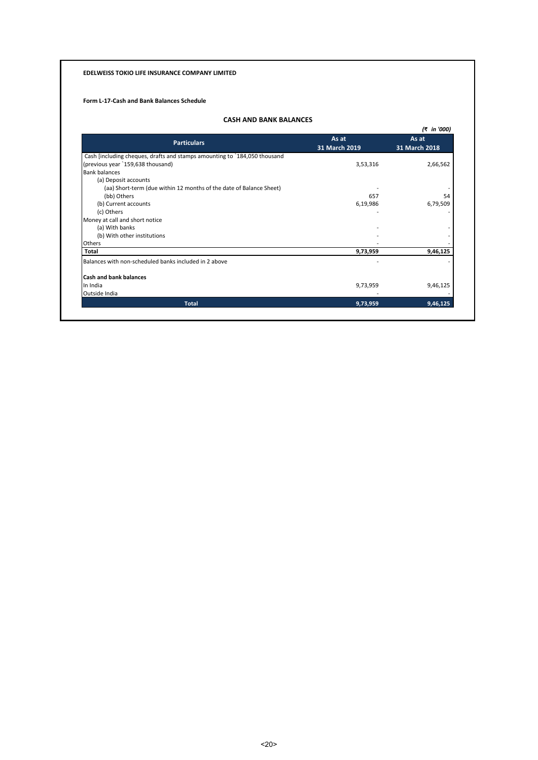**EDELWEISS TOKIO LIFE INSURANCE COMPANY LIMITED**

**Form L-17-Cash and Bank Balances Schedule**

## CASH AND BANK BALANCES

*(₹ in '000)*

| Particulars | As at 31 March 2019 | As at 31 March 2018 |
|---|---|---|
| Cash [including cheques, drafts and stamps amounting to `184,050 thousand (previous year `159,638 thousand) | 3,53,316 | 2,66,562 |
| Bank balances | | |
| (a) Deposit accounts | | |
| (aa) Short-term (due within 12 months of the date of Balance Sheet) | - | - |
| (bb) Others | 657 | 54 |
| (b) Current accounts | 6,19,986 | 6,79,509 |
| (c) Others | - | - |
| Money at call and short notice | | |
| (a) With banks | - | - |
| (b) With other institutions | - | - |
| Others | - | - |
| **Total** | **9,73,959** | **9,46,125** |
| Balances with non-scheduled banks included in 2 above | - | - |
| **Cash and bank balances** | | |
| In India | 9,73,959 | 9,46,125 |
| Outside India | - | - |
| **Total** | **9,73,959** | **9,46,125** |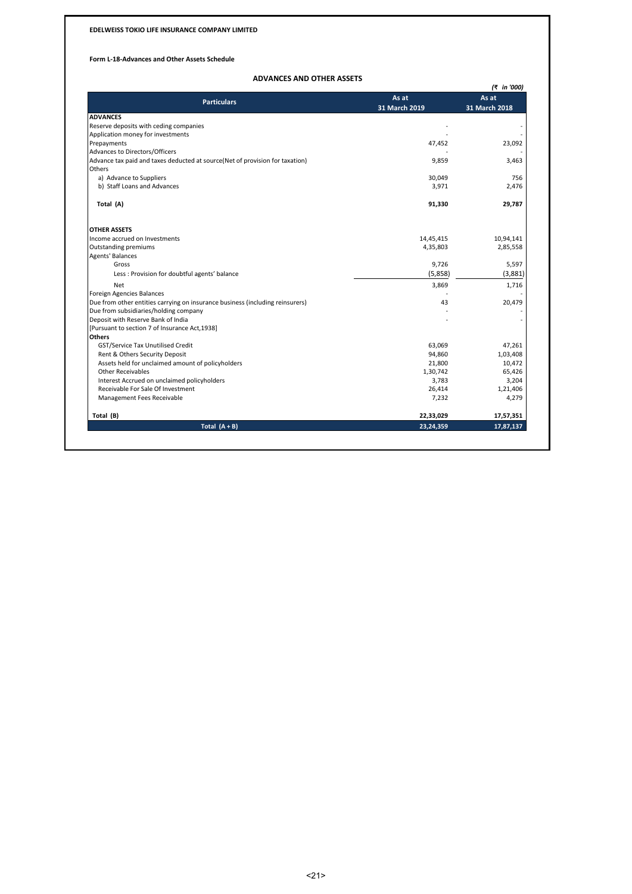**EDELWEISS TOKIO LIFE INSURANCE COMPANY LIMITED**

**Form L-18-Advances and Other Assets Schedule**

## ADVANCES AND OTHER ASSETS

*(₹ in '000)*

| Particulars | As at 31 March 2019 | As at 31 March 2018 |
|---|---|---|
| **ADVANCES** | | |
| Reserve deposits with ceding companies | - | - |
| Application money for investments | - | - |
| Prepayments | 47,452 | 23,092 |
| Advances to Directors/Officers | - | - |
| Advance tax paid and taxes deducted at source(Net of provision for taxation) | 9,859 | 3,463 |
| Others | | |
| a) Advance to Suppliers | 30,049 | 756 |
| b) Staff Loans and Advances | 3,971 | 2,476 |
| **Total (A)** | **91,330** | **29,787** |
| **OTHER ASSETS** | | |
| Income accrued on Investments | 14,45,415 | 10,94,141 |
| Outstanding premiums | 4,35,803 | 2,85,558 |
| Agents' Balances | | |
| Gross | 9,726 | 5,597 |
| Less : Provision for doubtful agents' balance | (5,858) | (3,881) |
| Net | 3,869 | 1,716 |
| Foreign Agencies Balances | - | - |
| Due from other entities carrying on insurance business (including reinsurers) | 43 | 20,479 |
| Due from subsidiaries/holding company | - | - |
| Deposit with Reserve Bank of India [Pursuant to section 7 of Insurance Act,1938] | - | - |
| **Others** | | |
| GST/Service Tax Unutilised Credit | 63,069 | 47,261 |
| Rent & Others Security Deposit | 94,860 | 1,03,408 |
| Assets held for unclaimed amount of policyholders | 21,800 | 10,472 |
| Other Receivables | 1,30,742 | 65,426 |
| Interest Accrued on unclaimed policyholders | 3,783 | 3,204 |
| Receivable For Sale Of Investment | 26,414 | 1,21,406 |
| Management Fees Receivable | 7,232 | 4,279 |
| **Total (B)** | **22,33,029** | **17,57,351** |
| **Total (A + B)** | **23,24,359** | **17,87,137** |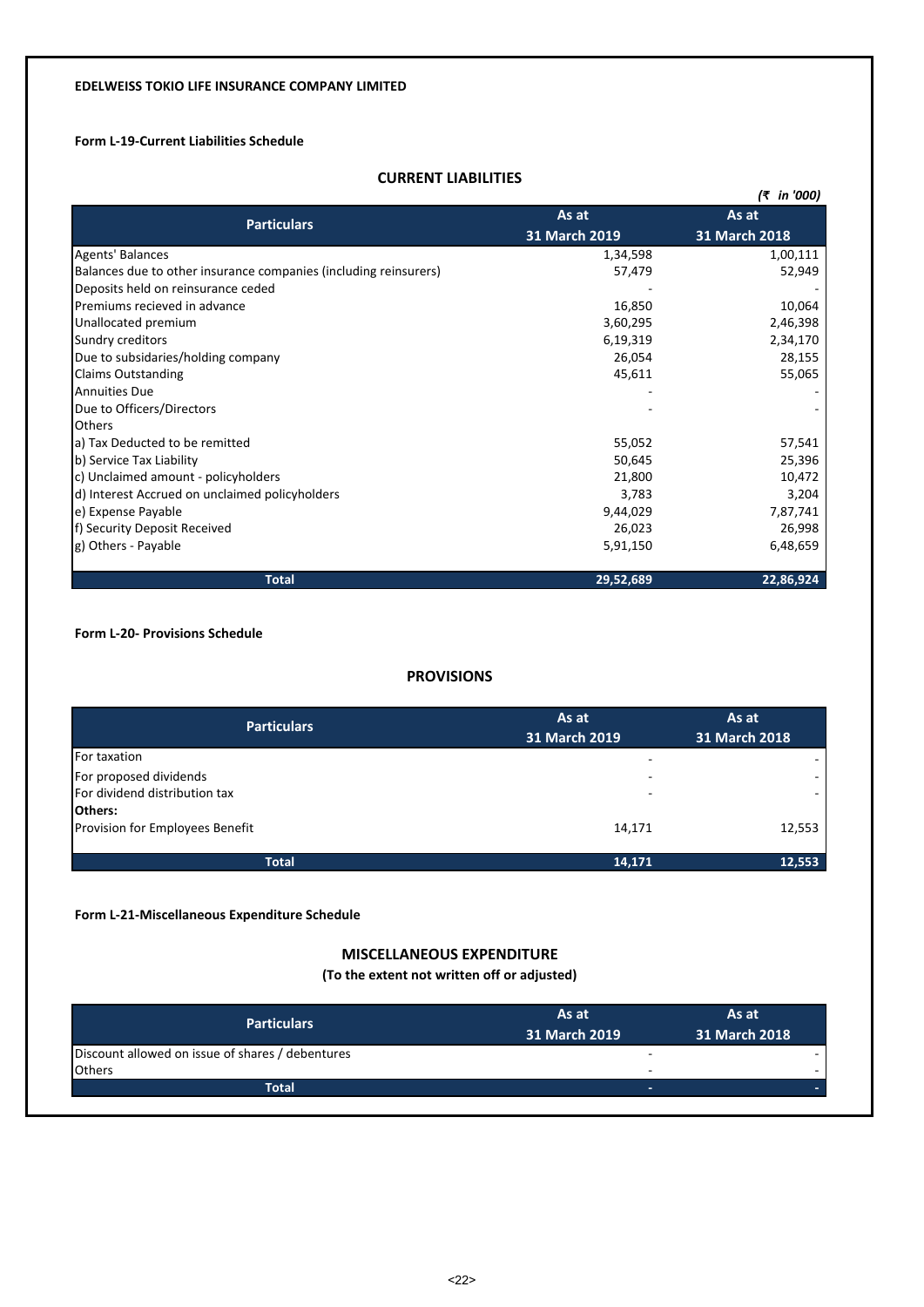**EDELWEISS TOKIO LIFE INSURANCE COMPANY LIMITED**

**Form L-19-Current Liabilities Schedule**

## CURRENT LIABILITIES

*(₹ in '000)*

| Particulars | As at 31 March 2019 | As at 31 March 2018 |
|---|---|---|
| Agents' Balances | 1,34,598 | 1,00,111 |
| Balances due to other insurance companies (including reinsurers) | 57,479 | 52,949 |
| Deposits held on reinsurance ceded | - | - |
| Premiums recieved in advance | 16,850 | 10,064 |
| Unallocated premium | 3,60,295 | 2,46,398 |
| Sundry creditors | 6,19,319 | 2,34,170 |
| Due to subsidaries/holding company | 26,054 | 28,155 |
| Claims Outstanding | 45,611 | 55,065 |
| Annuities Due | - | - |
| Due to Officers/Directors | - | - |
| Others | | |
| a) Tax Deducted to be remitted | 55,052 | 57,541 |
| b) Service Tax Liability | 50,645 | 25,396 |
| c) Unclaimed amount - policyholders | 21,800 | 10,472 |
| d) Interest Accrued on unclaimed policyholders | 3,783 | 3,204 |
| e) Expense Payable | 9,44,029 | 7,87,741 |
| f) Security Deposit Received | 26,023 | 26,998 |
| g) Others - Payable | 5,91,150 | 6,48,659 |
| **Total** | **29,52,689** | **22,86,924** |

**Form L-20- Provisions Schedule**

## PROVISIONS

| Particulars | As at 31 March 2019 | As at 31 March 2018 |
|---|---|---|
| For taxation | - | - |
| For proposed dividends | - | - |
| For dividend distribution tax | - | - |
| **Others:** | | |
| Provision for Employees Benefit | 14,171 | 12,553 |
| **Total** | **14,171** | **12,553** |

**Form L-21-Miscellaneous Expenditure Schedule**

## MISCELLANEOUS EXPENDITURE

**(To the extent not written off or adjusted)**

| Particulars | As at 31 March 2019 | As at 31 March 2018 |
|---|---|---|
| Discount allowed on issue of shares / debentures | - | - |
| Others | - | - |
| **Total** | **-** | **-** |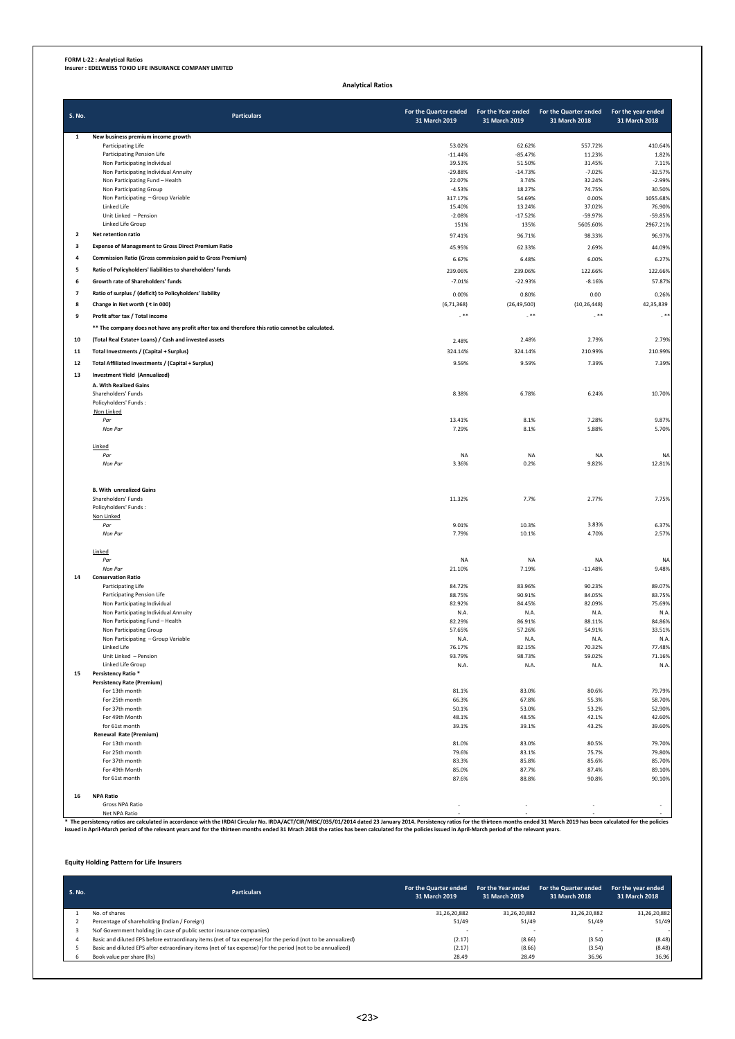**FORM L-22 : Analytical Ratios**
**Insurer : EDELWEISS TOKIO LIFE INSURANCE COMPANY LIMITED**

## Analytical Ratios

| S. No. | Particulars | For the Quarter ended 31 March 2019 | For the Year ended 31 March 2019 | For the Quarter ended 31 March 2018 | For the year ended 31 March 2018 |
|---|---|---|---|---|---|
| 1 | **New business premium income growth** | | | | |
| | Participating Life | 53.02% | 62.62% | 557.72% | 410.64% |
| | Participating Pension Life | -11.44% | -85.47% | 11.23% | 1.82% |
| | Non Participating Individual | 39.53% | 51.50% | 31.45% | 7.11% |
| | Non Participating Individual Annuity | -29.88% | -14.73% | -7.02% | -32.57% |
| | Non Participating Fund – Health | 22.07% | 3.74% | 32.24% | -2.99% |
| | Non Participating Group | -4.53% | 18.27% | 74.75% | 30.50% |
| | Non Participating – Group Variable | 317.17% | 54.69% | 0.00% | 1055.68% |
| | Linked Life | 15.40% | 13.24% | 37.02% | 76.90% |
| | Unit Linked – Pension | -2.08% | -17.52% | -59.97% | -59.85% |
| | Linked Life Group | 151% | 135% | 5605.60% | 2967.21% |
| 2 | **Net retention ratio** | 97.41% | 96.71% | 98.33% | 96.97% |
| 3 | **Expense of Management to Gross Direct Premium Ratio** | 45.95% | 62.33% | 2.69% | 44.09% |
| 4 | **Commission Ratio (Gross commission paid to Gross Premium)** | 6.67% | 6.48% | 6.00% | 6.27% |
| 5 | **Ratio of Policyholders' liabilities to shareholders' funds** | 239.06% | 239.06% | 122.66% | 122.66% |
| 6 | **Growth rate of Shareholders' funds** | -7.01% | -22.93% | -8.16% | 57.87% |
| 7 | **Ratio of surplus / (deficit) to Policyholders' liability** | 0.00% | 0.80% | 0.00 | 0.26% |
| 8 | **Change in Net worth ( ₹ in 000)** | (6,71,368) | (26,49,500) | (10,26,448) | 42,35,839 |
| 9 | **Profit after tax / Total income** | - ** | - ** | - ** | - ** |
| | ** The company does not have any profit after tax and therefore this ratio cannot be calculated. | | | | |
| 10 | **(Total Real Estate+ Loans) / Cash and invested assets** | 2.48% | 2.48% | 2.79% | 2.79% |
| 11 | **Total Investments / (Capital + Surplus)** | 324.14% | 324.14% | 210.99% | 210.99% |
| 12 | **Total Affiliated Investments / (Capital + Surplus)** | 9.59% | 9.59% | 7.39% | 7.39% |
| 13 | **Investment Yield (Annualized)** | | | | |
| | **A. With Realized Gains** | | | | |
| | Shareholders' Funds | 8.38% | 6.78% | 6.24% | 10.70% |
| | Policyholders' Funds : | | | | |
| | Non Linked | | | | |
| | *Par* | 13.41% | 8.1% | 7.28% | 9.87% |
| | *Non Par* | 7.29% | 8.1% | 5.88% | 5.70% |
| | Linked | | | | |
| | *Par* | NA | NA | NA | NA |
| | *Non Par* | 3.36% | 0.2% | 9.82% | 12.81% |
| | **B. With unrealized Gains** | | | | |
| | Shareholders' Funds | 11.32% | 7.7% | 2.77% | 7.75% |
| | Policyholders' Funds : | | | | |
| | Non Linked | | | | |
| | *Par* | 9.01% | 10.3% | 3.83% | 6.37% |
| | *Non Par* | 7.79% | 10.1% | 4.70% | 2.57% |
| | Linked | | | | |
| | *Par* | NA | NA | NA | NA |
| | *Non Par* | 21.10% | 7.19% | -11.48% | 9.48% |
| 14 | **Conservation Ratio** | | | | |
| | Participating Life | 84.72% | 83.96% | 90.23% | 89.07% |
| | Participating Pension Life | 88.75% | 90.91% | 84.05% | 83.75% |
| | Non Participating Individual | 82.92% | 84.45% | 82.09% | 75.69% |
| | Non Participating Individual Annuity | N.A. | N.A. | N.A. | N.A. |
| | Non Participating Fund – Health | 82.29% | 86.91% | 88.11% | 84.86% |
| | Non Participating Group | 57.65% | 57.26% | 54.91% | 33.51% |
| | Non Participating – Group Variable | N.A. | N.A. | N.A. | N.A. |
| | Linked Life | 76.17% | 82.15% | 70.32% | 77.48% |
| | Unit Linked – Pension | 93.79% | 98.73% | 59.02% | 71.16% |
| | Linked Life Group | N.A. | N.A. | N.A. | N.A. |
| 15 | **Persistency Ratio *** | | | | |
| | **Persistency Rate (Premium)** | | | | |
| | For 13th month | 81.1% | 83.0% | 80.6% | 79.79% |
| | For 25th month | 66.3% | 67.8% | 55.3% | 58.70% |
| | For 37th month | 50.1% | 53.0% | 53.2% | 52.90% |
| | For 49th Month | 48.1% | 48.5% | 42.1% | 42.60% |
| | for 61st month | 39.1% | 39.1% | 43.2% | 39.60% |
| | **Renewal Rate (Premium)** | | | | |
| | For 13th month | 81.0% | 83.0% | 80.5% | 79.70% |
| | For 25th month | 79.6% | 83.1% | 75.7% | 79.80% |
| | For 37th month | 83.3% | 85.8% | 85.6% | 85.70% |
| | For 49th Month | 85.0% | 87.7% | 87.4% | 89.10% |
| | for 61st month | 87.6% | 88.8% | 90.8% | 90.10% |
| 16 | **NPA Ratio** | | | | |
| | Gross NPA Ratio | - | - | - | - |
| | Net NPA Ratio | - | - | - | - |

**\* The persistency ratios are calculated in accordance with the IRDAI Circular No. IRDA/ACT/CIR/MISC/035/01/2014 dated 23 January 2014. Persistency ratios for the thirteen months ended 31 March 2019 has been calculated for the policies issued in April-March period of the relevant years and for the thirteen months ended 31 Mrach 2018 the ratios has been calculated for the policies issued in April-March period of the relevant years.**

### Equity Holding Pattern for Life Insurers

| S. No. | Particulars | For the Quarter ended 31 March 2019 | For the Year ended 31 March 2019 | For the Quarter ended 31 March 2018 | For the year ended 31 March 2018 |
|---|---|---|---|---|---|
| 1 | No. of shares | 31,26,20,882 | 31,26,20,882 | 31,26,20,882 | 31,26,20,882 |
| 2 | Percentage of shareholding (Indian / Foreign) | 51/49 | 51/49 | 51/49 | 51/49 |
| 3 | %of Government holding (in case of public sector insurance companies) | - | - | - | - |
| 4 | Basic and diluted EPS before extraordinary items (net of tax expense) for the period (not to be annualized) | (2.17) | (8.66) | (3.54) | (8.48) |
| 5 | Basic and diluted EPS after extraordinary items (net of tax expense) for the period (not to be annualized) | (2.17) | (8.66) | (3.54) | (8.48) |
| 6 | Book value per share (Rs) | 28.49 | 28.49 | 36.96 | 36.96 |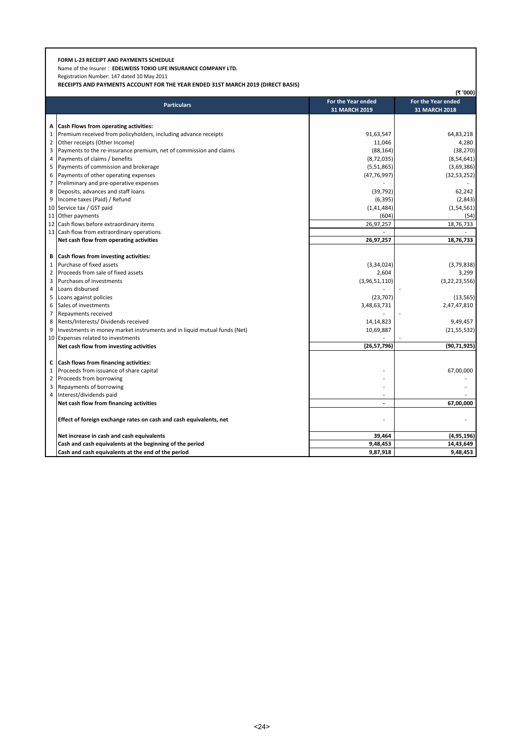**FORM L-23 RECEIPT AND PAYMENTS SCHEDULE**

Name of the Insurer : **EDELWEISS TOKIO LIFE INSURANCE COMPANY LTD.**

Registration Number: 147 dated 10 May 2011

**RECEIPTS AND PAYMENTS ACCOUNT FOR THE YEAR ENDED 31ST MARCH 2019 (DIRECT BASIS)**

(₹ '000)

| | Particulars | For the Year ended 31 MARCH 2019 | For the Year ended 31 MARCH 2018 |
|---|---|---|---|
| **A** | **Cash Flows from operating activities:** | | |
| 1 | Premium received from policyholders, including advance receipts | 91,63,547 | 64,83,218 |
| 2 | Other receipts (Other Income) | 11,046 | 4,280 |
| 3 | Payments to the re-insurance premium, net of commission and claims | (88,164) | (38,270) |
| 4 | Payments of claims / benefits | (8,72,035) | (8,54,641) |
| 5 | Payments of commission and brokerage | (5,51,865) | (3,69,386) |
| 6 | Payments of other operating expenses | (47,76,997) | (32,53,252) |
| 7 | Preliminary and pre-operative expenses | - | - |
| 8 | Deposits, advances and staff loans | (39,792) | 62,242 |
| 9 | Income taxes (Paid) / Refund | (6,395) | (2,843) |
| 10 | Service tax / GST paid | (1,41,484) | (1,54,561) |
| 11 | Other payments | (604) | (54) |
| 12 | Cash flows before extraordinary items | 26,97,257 | 18,76,733 |
| 13 | Cash flow from extraordinary operations | - | - |
| | **Net cash flow from operating activities** | **26,97,257** | **18,76,733** |
| **B** | **Cash flows from investing activities:** | | |
| 1 | Purchase of fixed assets | (3,34,024) | (3,79,838) |
| 2 | Proceeds from sale of fixed assets | 2,604 | 3,299 |
| 3 | Purchases of investments | (3,96,51,110) | (3,22,23,556) |
| 4 | Loans disbursed | - | - |
| 5 | Loans against policies | (23,707) | (13,565) |
| 6 | Sales of investments | 3,48,63,731 | 2,47,47,810 |
| 7 | Repayments received | - | - |
| 8 | Rents/Interests/ Dividends received | 14,14,823 | 9,49,457 |
| 9 | Investments in money market instruments and in liquid mutual funds (Net) | 10,69,887 | (21,55,532) |
| 10 | Expenses related to investments | - | - |
| | **Net cash flow from investing activities** | **(26,57,796)** | **(90,71,925)** |
| **C** | **Cash flows from financing activities:** | | |
| 1 | Proceeds from issuance of share capital | - | 67,00,000 |
| 2 | Proceeds from borrowing | - | - |
| 3 | Repayments of borrowing | - | - |
| 4 | Interest/dividends paid | - | - |
| | **Net cash flow from financing activities** | **-** | **67,00,000** |
| | **Effect of foreign exchange rates on cash and cash equivalents, net** | - | - |
| | **Net increase in cash and cash equivalents** | **39,464** | **(4,95,196)** |
| | **Cash and cash equivalents at the beginning of the period** | **9,48,453** | **14,43,649** |
| | **Cash and cash equivalents at the end of the period** | **9,87,918** | **9,48,453** |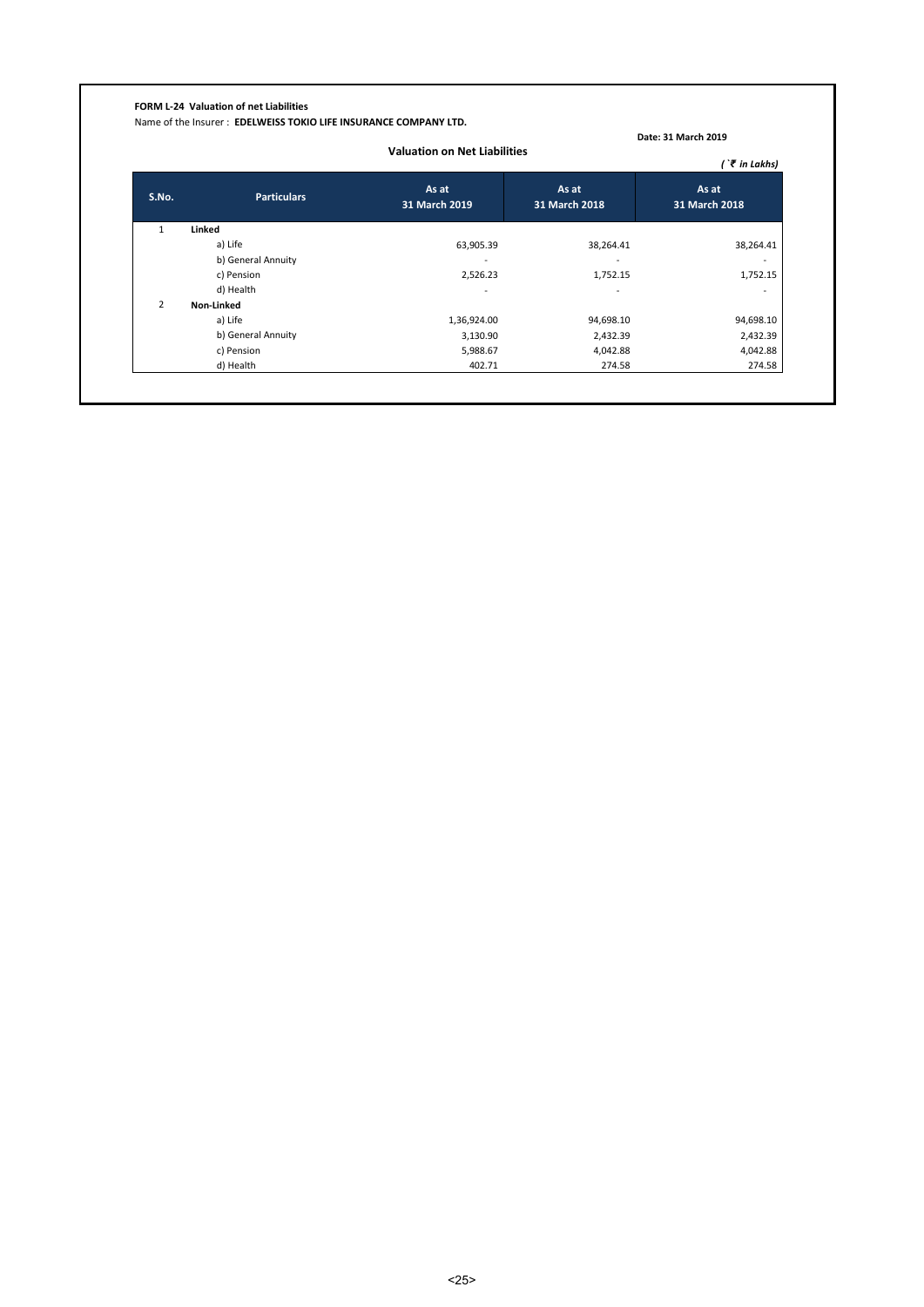**FORM L-24 Valuation of net Liabilities**

Name of the Insurer : **EDELWEISS TOKIO LIFE INSURANCE COMPANY LTD.**

**Date: 31 March 2019**

**Valuation on Net Liabilities**

***( ` ₹ in Lakhs)***

| S.No. | Particulars | As at 31 March 2019 | As at 31 March 2018 | As at 31 March 2018 |
|---|---|---|---|---|
| 1 | **Linked** | | | |
| | a) Life | 63,905.39 | 38,264.41 | 38,264.41 |
| | b) General Annuity | - | - | - |
| | c) Pension | 2,526.23 | 1,752.15 | 1,752.15 |
| | d) Health | - | - | - |
| 2 | **Non-Linked** | | | |
| | a) Life | 1,36,924.00 | 94,698.10 | 94,698.10 |
| | b) General Annuity | 3,130.90 | 2,432.39 | 2,432.39 |
| | c) Pension | 5,988.67 | 4,042.88 | 4,042.88 |
| | d) Health | 402.71 | 274.58 | 274.58 |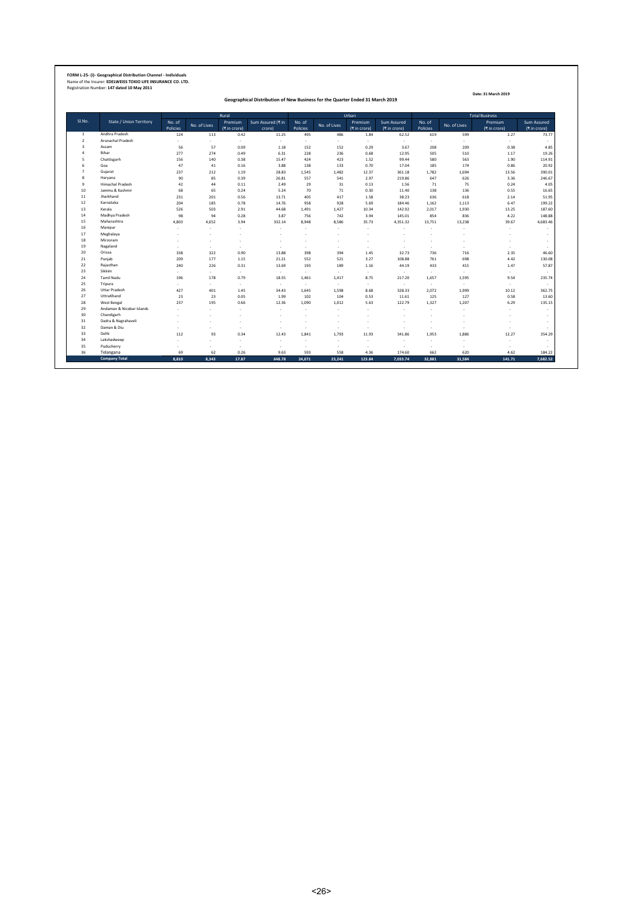**FORM L-25- (i)- Geographical Distribution Channel - Individuals**
Name of the Insurer: **EDELWEISS TOKIO LIFE INSURANCE CO. LTD.**
Registration Number: **147 dated 10 May 2011**

**Date: 31 March 2019**

**Geographical Distribution of New Business for the Quarter Ended 31 March 2019**

| Sl.No. | State / Union Territory | Rural | | | | Urban | | | | Total Business | | | |
|---|---|---|---|---|---|---|---|---|---|---|---|---|---|
| | | No. of Policies | No. of Lives | Premium (₹ in crore) | Sum Assured (₹ in crore) | No. of Policies | No. of Lives | Premium (₹ in crore) | Sum Assured (₹ in crore) | No. of Policies | No. of Lives | Premium (₹ in crore) | Sum Assured (₹ in crore) |
| 1 | Andhra Pradesh | 124 | 113 | 0.42 | 11.25 | 495 | 486 | 1.84 | 62.52 | 619 | 599 | 2.27 | 73.77 |
| 2 | Arunachal Pradesh | - | - | - | - | - | - | - | - | - | - | - | - |
| 3 | Assam | 56 | 57 | 0.09 | 1.18 | 152 | 152 | 0.29 | 3.67 | 208 | 209 | 0.38 | 4.85 |
| 4 | Bihar | 277 | 274 | 0.49 | 6.31 | 228 | 236 | 0.68 | 12.95 | 505 | 510 | 1.17 | 19.26 |
| 5 | Chattisgarh | 156 | 140 | 0.38 | 15.47 | 424 | 423 | 1.52 | 99.44 | 580 | 563 | 1.90 | 114.91 |
| 6 | Goa | 47 | 41 | 0.16 | 3.88 | 138 | 133 | 0.70 | 17.04 | 185 | 174 | 0.86 | 20.92 |
| 7 | Gujarat | 237 | 212 | 1.19 | 28.83 | 1,545 | 1,482 | 12.37 | 361.18 | 1,782 | 1,694 | 13.56 | 390.01 |
| 8 | Haryana | 90 | 85 | 0.39 | 26.81 | 557 | 541 | 2.97 | 219.86 | 647 | 626 | 3.36 | 246.67 |
| 9 | Himachal Pradesh | 42 | 44 | 0.11 | 2.49 | 29 | 31 | 0.13 | 1.56 | 71 | 75 | 0.24 | 4.05 |
| 10 | Jammu & Kashmir | 68 | 65 | 0.24 | 5.24 | 70 | 71 | 0.30 | 11.40 | 138 | 136 | 0.55 | 16.65 |
| 11 | Jharkhand | 231 | 201 | 0.56 | 13.71 | 405 | 417 | 1.58 | 38.23 | 636 | 618 | 2.14 | 51.95 |
| 12 | Karnataka | 204 | 185 | 0.78 | 14.76 | 958 | 928 | 5.69 | 184.46 | 1,162 | 1,113 | 6.47 | 199.22 |
| 13 | Kerala | 526 | 503 | 2.91 | 44.68 | 1,491 | 1,427 | 10.34 | 142.92 | 2,017 | 1,930 | 13.25 | 187.60 |
| 14 | Madhya Pradesh | 98 | 94 | 0.28 | 3.87 | 756 | 742 | 3.94 | 145.01 | 854 | 836 | 4.22 | 148.88 |
| 15 | Maharashtra | 4,803 | 4,652 | 3.94 | 332.14 | 8,948 | 8,586 | 35.73 | 4,351.32 | 13,751 | 13,238 | 39.67 | 4,683.46 |
| 16 | Manipur | - | - | - | - | - | - | - | - | - | - | - | - |
| 17 | Meghalaya | - | - | - | - | - | - | - | - | - | - | - | - |
| 18 | Mirzoram | - | - | - | - | - | - | - | - | - | - | - | - |
| 19 | Nagaland | - | - | - | - | - | - | - | - | - | - | - | - |
| 20 | Orissa | 338 | 322 | 0.90 | 13.88 | 398 | 394 | 1.45 | 32.73 | 736 | 716 | 2.35 | 46.60 |
| 21 | Punjab | 209 | 177 | 1.15 | 21.21 | 552 | 521 | 3.27 | 108.88 | 761 | 698 | 4.42 | 130.08 |
| 22 | Rajasthan | 240 | 226 | 0.31 | 13.69 | 193 | 189 | 1.16 | 44.19 | 433 | 415 | 1.47 | 57.87 |
| 23 | Sikkim | - | - | - | - | - | - | - | - | - | - | - | - |
| 24 | Tamil Nadu | 196 | 178 | 0.79 | 18.55 | 1,461 | 1,417 | 8.75 | 217.20 | 1,657 | 1,595 | 9.54 | 235.74 |
| 25 | Tripura | - | - | - | - | - | - | - | - | - | - | - | - |
| 26 | Uttar Pradesh | 427 | 401 | 1.45 | 34.43 | 1,645 | 1,598 | 8.68 | 328.33 | 2,072 | 1,999 | 10.12 | 362.75 |
| 27 | Uttrakhand | 23 | 23 | 0.05 | 1.99 | 102 | 104 | 0.53 | 11.61 | 125 | 127 | 0.58 | 13.60 |
| 28 | West Bengal | 237 | 195 | 0.66 | 12.36 | 1,090 | 1,012 | 5.63 | 122.79 | 1,327 | 1,207 | 6.29 | 135.15 |
| 29 | Andaman & Nicobar Islands | - | - | - | - | - | - | - | - | - | - | - | - |
| 30 | Chandigarh | - | - | - | - | - | - | - | - | - | - | - | - |
| 31 | Dadra & Nagrahaveli | - | - | - | - | - | - | - | - | - | - | - | - |
| 32 | Daman & Diu | - | - | - | - | - | - | - | - | - | - | - | - |
| 33 | Delhi | 112 | 93 | 0.34 | 12.43 | 1,841 | 1,793 | 11.93 | 341.86 | 1,953 | 1,886 | 12.27 | 354.29 |
| 34 | Lakshadweep | - | - | - | - | - | - | - | - | - | - | - | - |
| 35 | Puducherry | - | - | - | - | - | - | - | - | - | - | - | - |
| 36 | Telangana | 69 | 62 | 0.26 | 9.63 | 593 | 558 | 4.36 | 174.60 | 662 | 620 | 4.62 | 184.22 |
| | **Company Total** | **8,810** | **8,343** | **17.87** | **648.78** | **24,071** | **23,241** | **123.84** | **7,033.74** | **32,881** | **31,584** | **141.71** | **7,682.52** |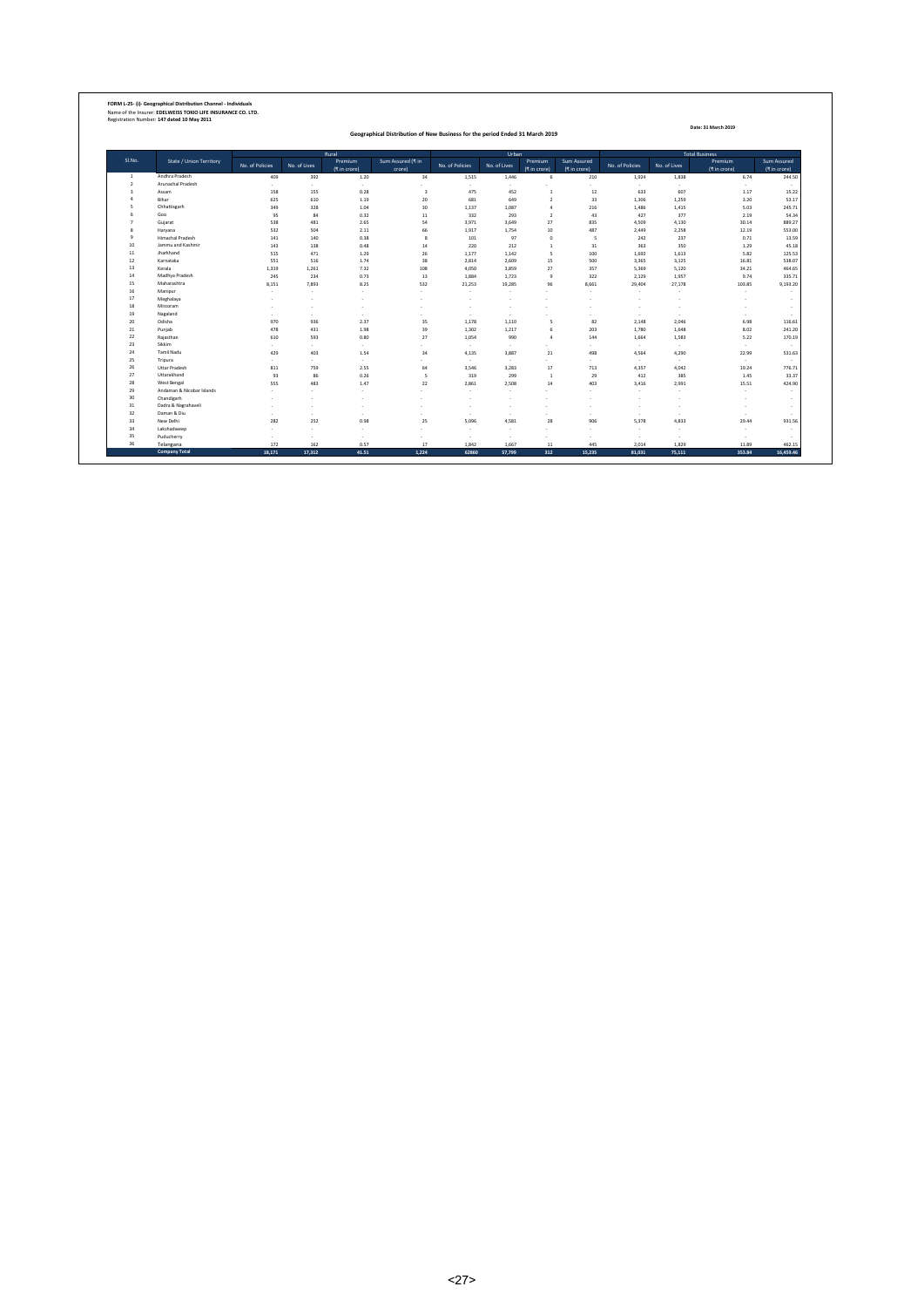**FORM L-25- (i)- Geographical Distribution Channel - Individuals**

Name of the Insurer: **EDELWEISS TOKIO LIFE INSURANCE CO. LTD.**

Registration Number: **147 dated 10 May 2011**

**Date: 31 March 2019**

**Geographical Distribution of New Business for the period Ended 31 March 2019**

| Sl.No. | State / Union Territory | Rural | | | | Urban | | | | Total Business | | | |
|---|---|---|---|---|---|---|---|---|---|---|---|---|---|
| | | No. of Policies | No. of Lives | Premium (₹ in crore) | Sum Assured (₹ in crore) | No. of Policies | No. of Lives | Premium (₹ in crore) | Sum Assured (₹ in crore) | No. of Policies | No. of Lives | Premium (₹ in crore) | Sum Assured (₹ in crore) |
| 1 | Andhra Pradesh | 409 | 392 | 1.20 | 34 | 1,515 | 1,446 | 6 | 210 | 1,924 | 1,838 | 6.74 | 244.50 |
| 2 | Arunachal Pradesh | - | - | - | - | - | - | - | - | - | - | - | - |
| 3 | Assam | 158 | 155 | 0.28 | 3 | 475 | 452 | 1 | 12 | 633 | 607 | 1.17 | 15.22 |
| 4 | Bihar | 625 | 610 | 1.19 | 20 | 681 | 649 | 2 | 33 | 1,306 | 1,259 | 3.20 | 53.17 |
| 5 | Chhattisgarh | 349 | 328 | 1.04 | 30 | 1,137 | 1,087 | 4 | 216 | 1,486 | 1,415 | 5.03 | 245.71 |
| 6 | Goa | 95 | 84 | 0.32 | 11 | 332 | 293 | 2 | 43 | 427 | 377 | 2.19 | 54.34 |
| 7 | Gujarat | 538 | 481 | 2.65 | 54 | 3,971 | 3,649 | 27 | 835 | 4,509 | 4,130 | 30.14 | 889.27 |
| 8 | Haryana | 532 | 504 | 2.11 | 66 | 1,917 | 1,754 | 10 | 487 | 2,449 | 2,258 | 12.19 | 553.00 |
| 9 | Himachal Pradesh | 141 | 140 | 0.38 | 8 | 101 | 97 | 0 | 5 | 242 | 237 | 0.71 | 13.59 |
| 10 | Jammu and Kashmir | 143 | 138 | 0.48 | 14 | 220 | 212 | 1 | 31 | 363 | 350 | 1.29 | 45.18 |
| 11 | Jharkhand | 515 | 471 | 1.29 | 26 | 1,177 | 1,142 | 5 | 100 | 1,692 | 1,613 | 5.82 | 125.53 |
| 12 | Karnataka | 551 | 516 | 1.74 | 38 | 2,814 | 2,609 | 15 | 500 | 3,365 | 3,125 | 16.81 | 538.07 |
| 13 | Kerala | 1,319 | 1,261 | 7.32 | 108 | 4,050 | 3,859 | 27 | 357 | 5,369 | 5,120 | 34.21 | 464.65 |
| 14 | Madhya Pradesh | 245 | 234 | 0.73 | 13 | 1,884 | 1,723 | 9 | 322 | 2,129 | 1,957 | 9.74 | 335.71 |
| 15 | Maharashtra | 8,151 | 7,893 | 8.25 | 532 | 21,253 | 19,285 | 96 | 8,661 | 29,404 | 27,178 | 103.85 | 9,193.20 |
| 16 | Manipur | - | - | - | - | - | - | - | - | - | - | - | - |
| 17 | Meghalaya | - | - | - | - | - | - | - | - | - | - | - | - |
| 18 | Mizoram | - | - | - | - | - | - | - | - | - | - | - | - |
| 19 | Nagaland | - | - | - | - | - | - | - | - | - | - | - | - |
| 20 | Odisha | 970 | 936 | 2.37 | 35 | 1,178 | 1,110 | 5 | 82 | 2,148 | 2,046 | 6.98 | 116.61 |
| 21 | Punjab | 478 | 431 | 1.98 | 39 | 1,302 | 1,217 | 6 | 203 | 1,780 | 1,648 | 8.02 | 241.20 |
| 22 | Rajasthan | 610 | 593 | 0.80 | 27 | 1,054 | 990 | 4 | 144 | 1,664 | 1,583 | 5.22 | 170.19 |
| 23 | Sikkim | - | - | - | - | - | - | - | - | - | - | - | - |
| 24 | Tamil Nadu | 429 | 403 | 1.54 | 34 | 4,135 | 3,887 | 21 | 498 | 4,564 | 4,290 | 22.99 | 531.63 |
| 25 | Tripura | - | - | - | - | - | - | - | - | - | - | - | - |
| 26 | Uttar Pradesh | 811 | 759 | 2.55 | 64 | 3,546 | 3,283 | 17 | 713 | 4,357 | 4,042 | 19.24 | 776.71 |
| 27 | Uttarakhand | 93 | 86 | 0.26 | 5 | 319 | 299 | 1 | 29 | 412 | 385 | 1.45 | 33.37 |
| 28 | West Bengal | 555 | 483 | 1.47 | 22 | 2,861 | 2,508 | 14 | 403 | 3,416 | 2,991 | 15.51 | 424.90 |
| 29 | Andaman & Nicobar Islands | - | - | - | - | - | - | - | - | - | - | - | - |
| 30 | Chandigarh | - | - | - | - | - | - | - | - | - | - | - | - |
| 31 | Dadra & Nagrahaveli | - | - | - | - | - | - | - | - | - | - | - | - |
| 32 | Daman & Diu | - | - | - | - | - | - | - | - | - | - | - | - |
| 33 | New Delhi | 282 | 252 | 0.98 | 25 | 5,096 | 4,581 | 28 | 906 | 5,378 | 4,833 | 29.44 | 931.56 |
| 34 | Lakshadweep | - | - | - | - | - | - | - | - | - | - | - | - |
| 35 | Puducherry | - | - | - | - | - | - | - | - | - | - | - | - |
| 36 | Telangana | 172 | 162 | 0.57 | 17 | 1,842 | 1,667 | 11 | 445 | 2,014 | 1,829 | 11.89 | 462.15 |
| | **Company Total** | **18,171** | **17,312** | **41.51** | **1,224** | **62860** | **57,799** | **312** | **15,235** | **81,031** | **75,111** | **353.84** | **16,459.46** |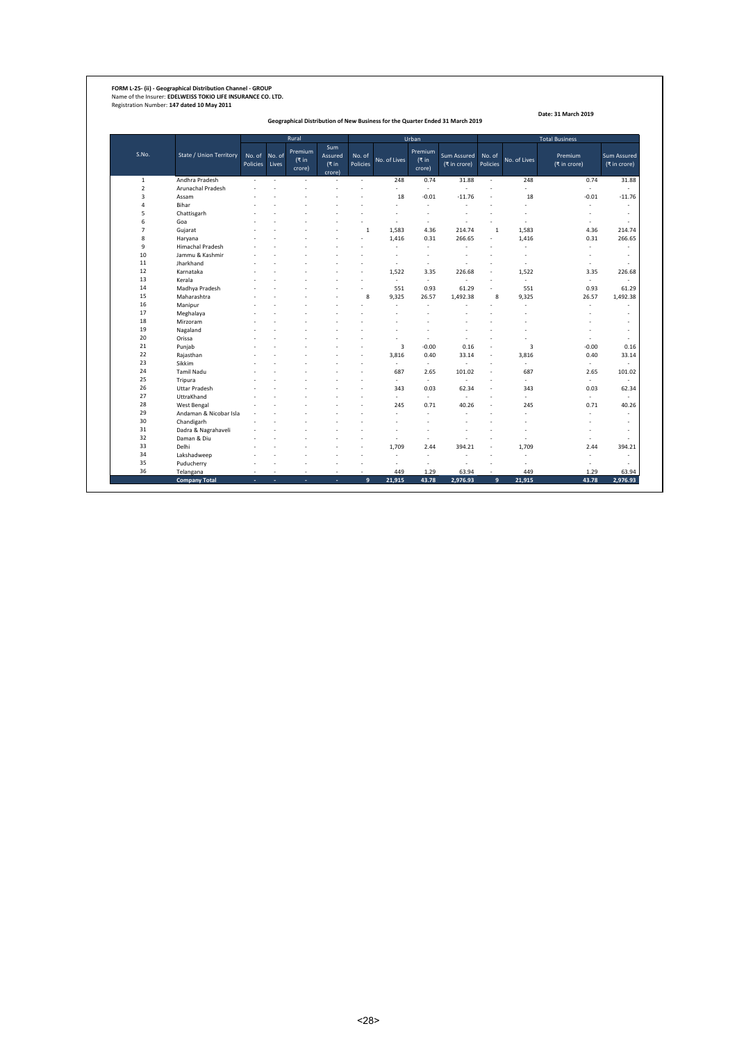**FORM L-25- (ii) - Geographical Distribution Channel - GROUP**
Name of the Insurer: **EDELWEISS TOKIO LIFE INSURANCE CO. LTD.**
Registration Number: **147 dated 10 May 2011**

**Date: 31 March 2019**

**Geographical Distribution of New Business for the Quarter Ended 31 March 2019**

| S.No. | State / Union Territory | Rural | | | | Urban | | | | Total Business | | | |
|---|---|---|---|---|---|---|---|---|---|---|---|---|---|
| | | No. of Policies | No. of Lives | Premium (₹ in crore) | Sum Assured (₹ in crore) | No. of Policies | No. of Lives | Premium (₹ in crore) | Sum Assured (₹ in crore) | No. of Policies | No. of Lives | Premium (₹ in crore) | Sum Assured (₹ in crore) |
| 1 | Andhra Pradesh | - | - | - | - | - | 248 | 0.74 | 31.88 | - | 248 | 0.74 | 31.88 |
| 2 | Arunachal Pradesh | - | - | - | - | - | - | - | - | - | - | - | - |
| 3 | Assam | - | - | - | - | - | 18 | -0.01 | -11.76 | - | 18 | -0.01 | -11.76 |
| 4 | Bihar | - | - | - | - | - | - | - | - | - | - | - | - |
| 5 | Chattisgarh | - | - | - | - | - | - | - | - | - | - | - | - |
| 6 | Goa | - | - | - | - | - | - | - | - | - | - | - | - |
| 7 | Gujarat | - | - | - | - | 1 | 1,583 | 4.36 | 214.74 | 1 | 1,583 | 4.36 | 214.74 |
| 8 | Haryana | - | - | - | - | - | 1,416 | 0.31 | 266.65 | - | 1,416 | 0.31 | 266.65 |
| 9 | Himachal Pradesh | - | - | - | - | - | - | - | - | - | - | - | - |
| 10 | Jammu & Kashmir | - | - | - | - | - | - | - | - | - | - | - | - |
| 11 | Jharkhand | - | - | - | - | - | - | - | - | - | - | - | - |
| 12 | Karnataka | - | - | - | - | - | 1,522 | 3.35 | 226.68 | - | 1,522 | 3.35 | 226.68 |
| 13 | Kerala | - | - | - | - | - | - | - | - | - | - | - | - |
| 14 | Madhya Pradesh | - | - | - | - | - | 551 | 0.93 | 61.29 | - | 551 | 0.93 | 61.29 |
| 15 | Maharashtra | - | - | - | - | 8 | 9,325 | 26.57 | 1,492.38 | 8 | 9,325 | 26.57 | 1,492.38 |
| 16 | Manipur | - | - | - | - | - | - | - | - | - | - | - | - |
| 17 | Meghalaya | - | - | - | - | - | - | - | - | - | - | - | - |
| 18 | Mirzoram | - | - | - | - | - | - | - | - | - | - | - | - |
| 19 | Nagaland | - | - | - | - | - | - | - | - | - | - | - | - |
| 20 | Orissa | - | - | - | - | - | - | - | - | - | - | - | - |
| 21 | Punjab | - | - | - | - | - | 3 | -0.00 | 0.16 | - | 3 | -0.00 | 0.16 |
| 22 | Rajasthan | - | - | - | - | - | 3,816 | 0.40 | 33.14 | - | 3,816 | 0.40 | 33.14 |
| 23 | Sikkim | - | - | - | - | - | - | - | - | - | - | - | - |
| 24 | Tamil Nadu | - | - | - | - | - | 687 | 2.65 | 101.02 | - | 687 | 2.65 | 101.02 |
| 25 | Tripura | - | - | - | - | - | - | - | - | - | - | - | - |
| 26 | Uttar Pradesh | - | - | - | - | - | 343 | 0.03 | 62.34 | - | 343 | 0.03 | 62.34 |
| 27 | UttraKhand | - | - | - | - | - | - | - | - | - | - | - | - |
| 28 | West Bengal | - | - | - | - | - | 245 | 0.71 | 40.26 | - | 245 | 0.71 | 40.26 |
| 29 | Andaman & Nicobar Isla | - | - | - | - | - | - | - | - | - | - | - | - |
| 30 | Chandigarh | - | - | - | - | - | - | - | - | - | - | - | - |
| 31 | Dadra & Nagrahaveli | - | - | - | - | - | - | - | - | - | - | - | - |
| 32 | Daman & Diu | - | - | - | - | - | - | - | - | - | - | - | - |
| 33 | Delhi | - | - | - | - | - | 1,709 | 2.44 | 394.21 | - | 1,709 | 2.44 | 394.21 |
| 34 | Lakshadweep | - | - | - | - | - | - | - | - | - | - | - | - |
| 35 | Puducherry | - | - | - | - | - | - | - | - | - | - | - | - |
| 36 | Telangana | - | - | - | - | - | 449 | 1.29 | 63.94 | - | 449 | 1.29 | 63.94 |
| | **Company Total** | - | - | - | - | **9** | **21,915** | **43.78** | **2,976.93** | **9** | **21,915** | **43.78** | **2,976.93** |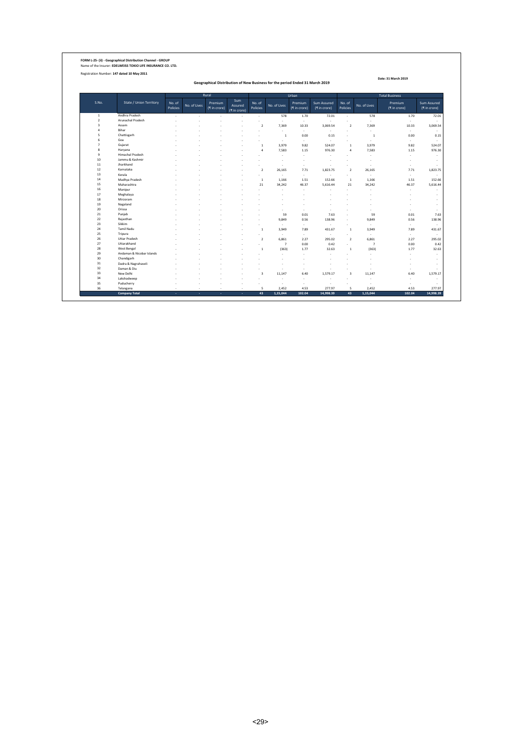**FORM L-25- (ii) - Geographical Distribution Channel - GROUP**
Name of the Insurer: **EDELWEISS TOKIO LIFE INSURANCE CO. LTD.**

Registration Number: **147 dated 10 May 2011**

**Date: 31 March 2019**

**Geographical Distribution of New Business for the period Ended 31 March 2019**

| S.No. | State / Union Territory | Rural | | | | Urban | | | | Total Business | | | |
|---|---|---|---|---|---|---|---|---|---|---|---|---|---|
| | | No. of Policies | No. of Lives | Premium (₹ in crore) | Sum Assured (₹ in crore) | No. of Policies | No. of Lives | Premium (₹ in crore) | Sum Assured (₹ in crore) | No. of Policies | No. of Lives | Premium (₹ in crore) | Sum Assured (₹ in crore) |
| 1 | Andhra Pradesh | - | - | - | - | - | 578 | 1.70 | 72.01 | - | 578 | 1.70 | 72.01 |
| 2 | Arunachal Pradesh | - | - | - | - | - | - | - | - | - | - | - | - |
| 3 | Assam | - | - | - | - | 2 | 7,369 | 10.33 | 3,069.54 | 2 | 7,369 | 10.33 | 3,069.54 |
| 4 | Bihar | - | - | - | - | - | - | - | - | - | - | - | - |
| 5 | Chattisgarh | - | - | - | - | - | 1 | 0.00 | 0.15 | - | 1 | 0.00 | 0.15 |
| 6 | Goa | - | - | - | - | - | - | - | - | - | - | - | - |
| 7 | Gujarat | - | - | - | - | 1 | 3,979 | 9.82 | 524.07 | 1 | 3,979 | 9.82 | 524.07 |
| 8 | Haryana | - | - | - | - | 4 | 7,583 | 1.15 | 976.30 | 4 | 7,583 | 1.15 | 976.30 |
| 9 | Himachal Pradesh | - | - | - | - | - | - | - | - | - | - | - | - |
| 10 | Jammu & Kashmir | - | - | - | - | - | - | - | - | - | - | - | - |
| 11 | Jharkhand | - | - | - | - | - | - | - | - | - | - | - | - |
| 12 | Karnataka | - | - | - | - | 2 | 26,165 | 7.71 | 1,823.75 | 2 | 26,165 | 7.71 | 1,823.75 |
| 13 | Kerala | - | - | - | - | - | - | - | - | - | - | - | - |
| 14 | Madhya Pradesh | - | - | - | - | 1 | 1,166 | 1.51 | 152.66 | 1 | 1,166 | 1.51 | 152.66 |
| 15 | Maharashtra | - | - | - | - | 21 | 34,242 | 46.37 | 5,616.44 | 21 | 34,242 | 46.37 | 5,616.44 |
| 16 | Manipur | - | - | - | - | - | - | - | - | - | - | - | - |
| 17 | Meghalaya | - | - | - | - | - | - | - | - | - | - | - | - |
| 18 | Mirzoram | - | - | - | - | - | - | - | - | - | - | - | - |
| 19 | Nagaland | - | - | - | - | - | - | - | - | - | - | - | - |
| 20 | Orissa | - | - | - | - | - | - | - | - | - | - | - | - |
| 21 | Punjab | - | - | - | - | - | 59 | 0.01 | 7.63 | - | 59 | 0.01 | 7.63 |
| 22 | Rajasthan | - | - | - | - | - | 9,849 | 0.56 | 138.96 | - | 9,849 | 0.56 | 138.96 |
| 23 | Sikkim | - | - | - | - | - | - | - | - | - | - | - | - |
| 24 | Tamil Nadu | - | - | - | - | 1 | 3,949 | 7.89 | 431.67 | 1 | 3,949 | 7.89 | 431.67 |
| 25 | Tripura | - | - | - | - | - | - | - | - | - | - | - | - |
| 26 | Uttar Pradesh | - | - | - | - | 2 | 6,861 | 2.27 | 295.02 | 2 | 6,861 | 2.27 | 295.02 |
| 27 | Uttarakhand | - | - | - | - | - | 7 | 0.00 | 0.42 | - | 7 | 0.00 | 0.42 |
| 28 | West Bengal | - | - | - | - | 1 | (363) | 1.77 | 32.63 | 1 | (363) | 1.77 | 32.63 |
| 29 | Andaman & Nicobar Islands | - | - | - | - | - | - | - | - | - | - | - | - |
| 30 | Chandigarh | - | - | - | - | - | - | - | - | - | - | - | - |
| 31 | Dadra & Nagrahaveli | - | - | - | - | - | - | - | - | - | - | - | - |
| 32 | Daman & Diu | - | - | - | - | - | - | - | - | - | - | - | - |
| 33 | New Delhi | - | - | - | - | 3 | 11,147 | 6.40 | 1,579.17 | 3 | 11,147 | 6.40 | 1,579.17 |
| 34 | Lakshadweep | - | - | - | - | - | - | - | - | - | - | - | - |
| 35 | Puducherry | - | - | - | - | - | - | - | - | - | - | - | - |
| 36 | Telangana | - | - | - | - | 5 | 2,452 | 4.53 | 277.97 | 5 | 2,452 | 4.53 | 277.97 |
| | **Company Total** | **-** | **-** | **-** | **-** | **43** | **1,15,044** | **102.04** | **14,998.39** | **43** | **1,15,044** | **102.04** | **14,998.39** |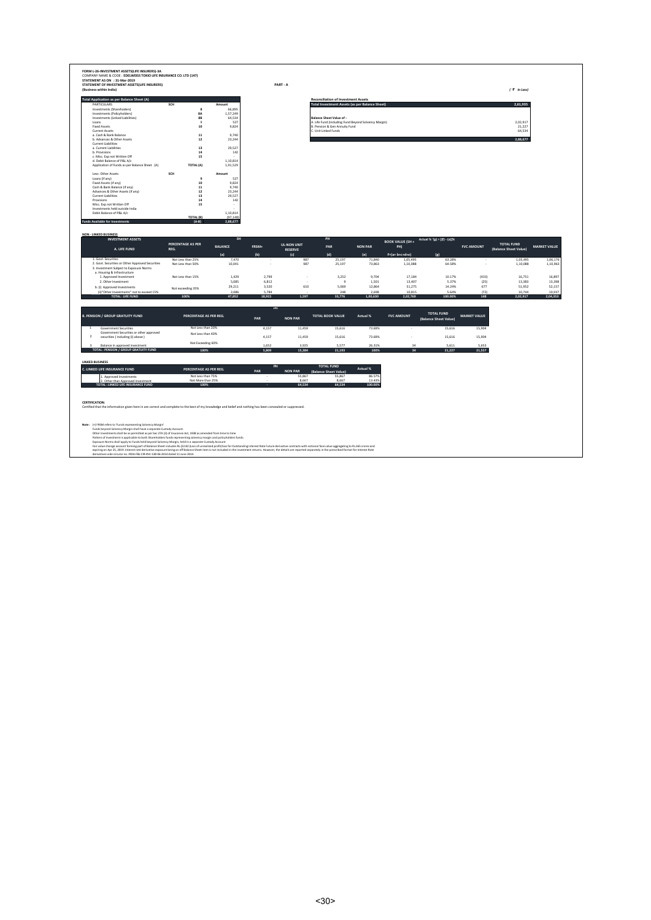FORM L-26-INVESTMENT ASSETS(LIFE INSURERS)-3A
COMPANY NAME & CODE : **EDELWEISS TOKIO LIFE INSURANCE CO. LTD (147)**
STATEMENT AS ON : 31-Mar-2019
STATEMENT OF INVESTMENT ASSETS(LIFE INSURERS)
(Business within India)

PART - A

( ₹ In Lacs)

| Total Application as per Balance Sheet (A) | | |
|---|---|---|
| PARTICULARS | SCH | Amount |
| Investments (Shareholders) | 8 | 66,895 |
| Investments (Policyholders) | 8A | 1,57,249 |
| Investments (Linked Liabilities) | 8B | 64,534 |
| Loans | 9 | 527 |
| Fixed Assets | 10 | 9,824 |
| Current Assets | | |
| a. Cash & Bank Balance | 11 | 9,740 |
| b. Advances & Other Assets | 12 | 23,244 |
| Current Liabilities | | |
| a. Current Liabilities | 13 | 29,527 |
| b. Provisions | 14 | 142 |
| c. Misc. Exp not Written Off | 15 | - |
| d. Debit Balance of P&L A/c | | 1,10,814 |
| Application of Funds as per Balance Sheet (A) | TOTAL (A) | 1,91,529 |
| | | |
| Less: Other Assets | SCH | Amount |
| Loans (if any) | 9 | 527 |
| Fixed Assets (if any) | 10 | 9,824 |
| Cash & Bank Balance (if any) | 11 | 9,740 |
| Advances & Other Assets (if any) | 12 | 23,244 |
| Current Liabilities | 13 | 29,527 |
| Provisions | 14 | 142 |
| Misc. Exp not Written Off | 15 | - |
| Investments held outside India | | |
| Debit Balance of P&L A/c | | 1,10,814 |
| | TOTAL (B) | (97,148) |
| Funds Available for Investments | (A-B) | 2,88,677 |

| Reconciliation of Investment Assets | |
|---|---|
| Total Investment Assets (as per Balance Sheet) | 2,61,935 |
| | |
| Balance Sheet Value of : | |
| A. Life Fund (including Fund Beyond Solvency Margin) | 2,02,917 |
| B. Pension & Gen Annuity Fund | 21,227 |
| C. Unit Linked Funds | 64,534 |
| | 2,88,677 |

**NON - LINKED BUSINESS**

| INVESTMENT ASSETS | | SH | | | PH | | | | | | |
|---|---|---|---|---|---|---|---|---|---|---|---|
| A. LIFE FUND | PERCENTAGE AS PER REG. | BALANCE | FRSM+ | UL-NON UNIT RESERVE | PAR | NON PAR | BOOK VALUE (SH + PH) | Actual % '(g) = [(f) - (a)]% | FVC AMOUNT | TOTAL FUND (Balance Sheet Value) | MARKET VALUE |
| | | (a) | (b) | (c) | (d) | (e) | F=(a+ b+c+d+e) | (g) | | | |
| 1. Govt. Securities | Not Less than 25% | 7,470 | - | 987 | 25,197 | 71,840 | 1,05,495 | 63.28% | - | 1,05,495 | 1,06,176 |
| 2. Govt. Securities or Other Approved Securities | Not Less than 50% | 10,041 | - | 987 | 25,197 | 73,863 | 1,10,088 | 64.58% | - | 1,10,088 | 1,10,963 |
| 3. Investment Subject to Exposure Norms | | | | | | | | | | | |
| a. Housing & Infrastructure | | | | | | | | | | | |
| 1. Approved Investment | Not Less than 15% | 1,429 | 2,799 | - | 3,252 | 9,704 | 17,184 | 10.17% | (433) | 16,751 | 16,897 |
| 2. Other Investment | | 5,085 | 6,812 | - | 9 | 1,501 | 13,407 | 5.37% | (25) | 13,383 | 13,398 |
| b. (i) Approved Investments | Not exceeding 35% | 29,211 | 3,520 | 610 | 5,069 | 12,864 | 51,275 | 14.24% | 677 | 51,952 | 52,157 |
| (ii)"Other Investments" not to exceed 15% | | 2,086 | 5,784 | - | 248 | 2,698 | 10,815 | 5.64% | (72) | 10,744 | 10,937 |
| TOTAL : LIFE FUND | 100% | 47,852 | 18,915 | 1,597 | 33,776 | 1,00,630 | 2,02,769 | 100.00% | 148 | 2,02,917 | 2,04,353 |

| | B. PENSION / GROUP GRATUITY FUND | PERCENTAGE AS PER REG. | PH | | TOTAL BOOK VALUE | Actual % | FVC AMOUNT | TOTAL FUND (Balance Sheet Value) | MARKET VALUE |
|---|---|---|---|---|---|---|---|---|---|
| | | | PAR | NON PAR | | | | | |
| 1 | Government Securities | Not Less than 20% | 4,157 | 11,459 | 15,616 | 73.69% | - | 15,616 | 15,904 |
| 2 | Government Securities or other approved securities ( including (i) above ) | Not Less than 40% | 4,157 | 11,459 | 15,616 | 73.69% | - | 15,616 | 15,904 |
| 3 | Balance in approved investment | Not Exceeding 60% | 1,652 | 3,925 | 5,577 | 26.31% | 34 | 5,611 | 5,653 |
| | TOTAL : PENSION / GROUP GRATUITY FUND | 100% | 5,809 | 15,384 | 21,193 | 100% | 34 | 21,227 | 21,557 |

**LINKED BUSINESS**

| C. LINKED LIFE INSURANCE FUND | PERCENTAGE AS PER REG. | PH | | TOTAL FUND (Balance Sheet Value) | Actual % |
|---|---|---|---|---|---|
| | | PAR | NON PAR | | |
| 1. Approved Investments | Not Less than 75% | - | 55,867 | 55,867 | 86.57% |
| 2. Other than Approved Investment | Not More than 25% | - | 8,667 | 8,667 | 13.43% |
| TOTAL : LINKED LIFE INSURANCE FUND | 100% | - | 64,534 | 64,534 | 100.00% |

**CERTIFICATION:**
Certified that the information given here in are correct and complete to the best of my knowledge and belief and nothing has been concealed or suppressed.

**Note :** (+) FRSM refers to 'Funds representing Solvency Margin'
Funds beyond Solvency Margin shall have a separate Custody Account.
Other Investments shall be as permitted as per Sec 27A (2) of Insurance Act, 1938 as amended from time to time
Pattern of Investment is applicable to both Shareholders funds representing solvency margin and policyholders funds.
Exposure Norms shall apply to Funds held beyond Solvency Margin, held in a separate Custody Account
Fair value change account forming part of Balance Sheet includes Rs (22.82 )Lacs of unrealised profit/loss for Outstanding Interest Rate Future derivative contracts with notional face value aggregating to Rs.365 crores and expiring on Apr 25, 2019. Interest rate derivative exposure being an off balance Sheet item is not included in the investment returns. However, the details are reported separately in the prescribed format for Interest Rate derivatives vide circular no. IRDA-F&I-CIR-INV-138-06-2014 dated 11 June 2014.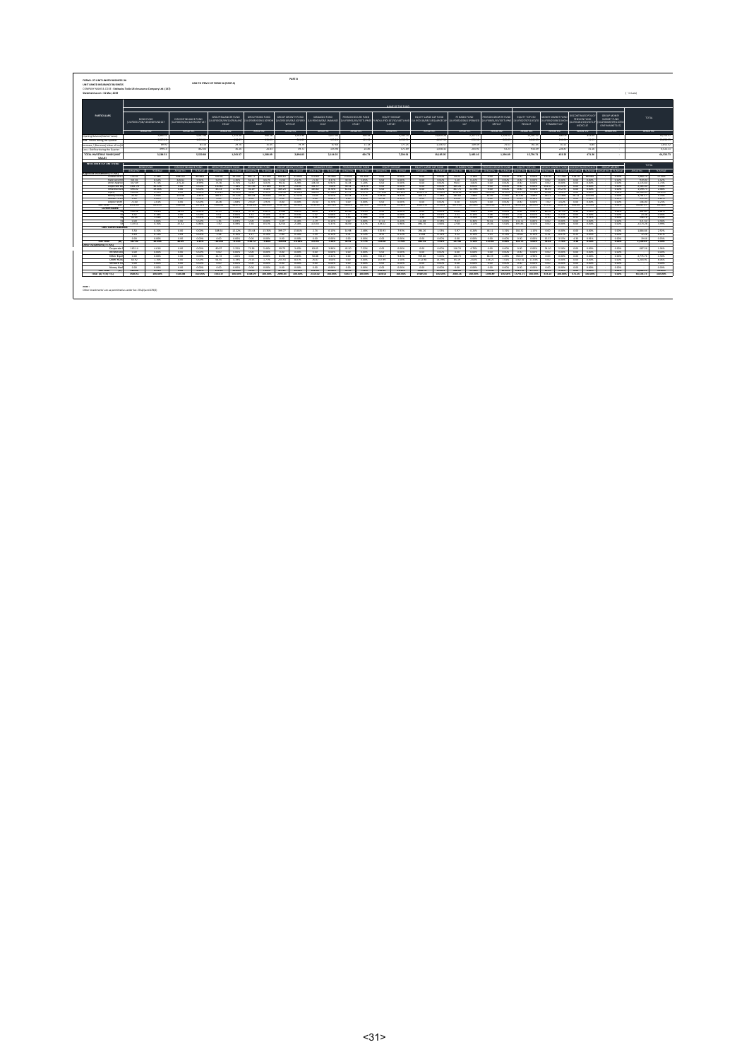**FORM L-27-UNIT LINKED BUSINESS-3A**

**UNIT LINKED INSURANCE BUSINESS**

COMPANY NAME & CODE : Edelweiss Tokio Life Insurance Company Ltd. (147)

Statement as on : 31 Mar 2019

LINK TO ITEM C OF FORM 3A (PART A)

**PART B**

(` in Lakh)

**NAME OF THE FUND**

Particulars: Opening Balance (Market Value); Add: Inflow during the Quarter; Increase / (Decrease) Value of Inv [Net]; Less: Outflow during the Quarter; TOTAL INVESTIBLE FUNDS (MKT VALUE)

Funds: BOND FUND; DISCONTINUANCE FUND; GROUP BALANCED FUND; GROUP BOND FUND; GROUP GROWTH FUND; MANAGED FUND; PENSION SECURE FUND; EQUITY MIDCAP FUND; EQUITY LARGE CAP FUND; PE BASED FUND; PENSION GROWTH FUND; EQUITY TOP 250; MONEY MARKET FUND; DISCONTINUED POLICY PENSION FUND; GROUP MONEY MARKET FUND; TOTAL

**INVESTMENT OF UNIT FUND**

**Note :**

Other Investments' are as permitted under Sec 27A(2) and 27B(3)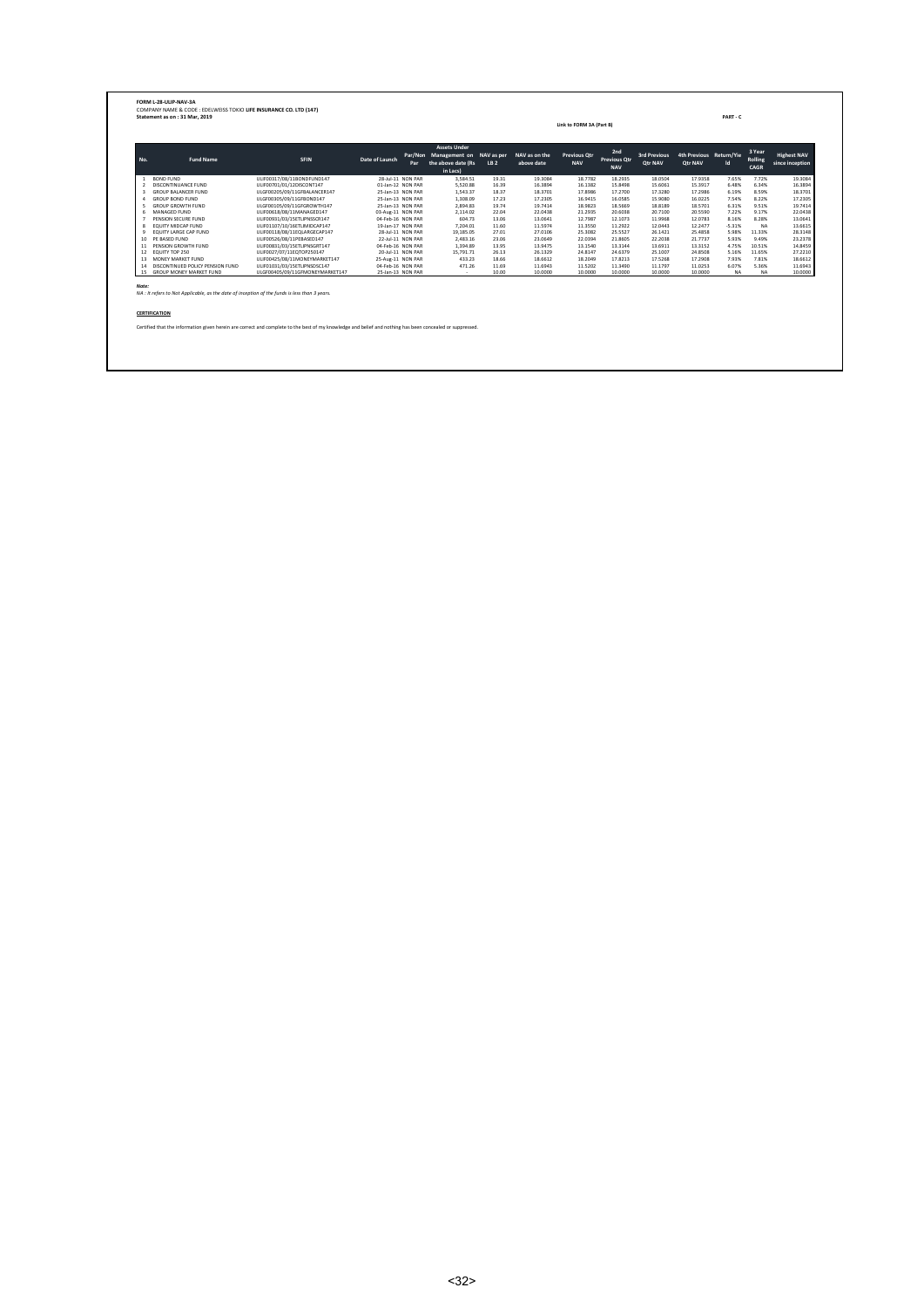**FORM L-28-ULIP-NAV-3A**

COMPANY NAME & CODE : EDELWEISS TOKIO **LIFE INSURANCE CO. LTD (147)**

**Statement as on : 31 Mar, 2019**

**Link to FORM 3A (Part B)**

**PART - C**

| No. | Fund Name | SFIN | Date of Launch | Par/Non Par | Assets Under Management on the above date (Rs in Lacs) | NAV as per LB 2 | NAV as on the above date | Previous Qtr NAV | 2nd Previous Qtr NAV | 3rd Previous Qtr NAV | 4th Previous Qtr NAV | Return/Yield | 3 Year Rolling CAGR | Highest NAV since inception |
|---|---|---|---|---|---|---|---|---|---|---|---|---|---|---|
| 1 | BOND FUND | ULIF00317/08/11BONDFUND147 | 28-Jul-11 | NON PAR | 3,584.51 | 19.31 | 19.3084 | 18.7782 | 18.2935 | 18.0504 | 17.9358 | 7.65% | 7.72% | 19.3084 |
| 2 | DISCONTINUANCE FUND | ULIF00701/01/12DISCONT147 | 01-Jan-12 | NON PAR | 5,520.88 | 16.39 | 16.3894 | 16.1382 | 15.8498 | 15.6061 | 15.3917 | 6.48% | 6.34% | 16.3894 |
| 3 | GROUP BALANCER FUND | ULGF00205/09/11GFBALANCER147 | 25-Jan-13 | NON PAR | 1,543.37 | 18.37 | 18.3701 | 17.8986 | 17.2700 | 17.3280 | 17.2986 | 6.19% | 8.59% | 18.3701 |
| 4 | GROUP BOND FUND | ULGF00305/09/11GFBOND147 | 25-Jan-13 | NON PAR | 1,308.09 | 17.23 | 17.2305 | 16.9415 | 16.0585 | 15.9080 | 16.0225 | 7.54% | 8.22% | 17.2305 |
| 5 | GROUP GROWTH FUND | ULGF00105/09/11GFGROWTH147 | 25-Jan-13 | NON PAR | 2,894.83 | 19.74 | 19.7414 | 18.9823 | 18.5669 | 18.8189 | 18.5701 | 6.31% | 9.51% | 19.7414 |
| 6 | MANAGED FUND | ULIF00618/08/11MANAGED147 | 03-Aug-11 | NON PAR | 2,114.02 | 22.04 | 22.0438 | 21.2935 | 20.6038 | 20.7100 | 20.5590 | 7.22% | 9.17% | 22.0438 |
| 7 | PENSION SECURE FUND | ULIF00931/03/15ETLIPNSSCR147 | 04-Feb-16 | NON PAR | 604.73 | 13.06 | 13.0641 | 12.7987 | 12.1073 | 11.9968 | 12.0783 | 8.16% | 8.28% | 13.0641 |
| 8 | EQUITY MIDCAP FUND | ULIF01107/10/16ETLIMIDCAP147 | 19-Jan-17 | NON PAR | 7,204.01 | 11.60 | 11.5974 | 11.3550 | 11.2922 | 12.0443 | 12.2477 | -5.31% | NA | 13.6615 |
| 9 | EQUITY LARGE CAP FUND | ULIF00118/08/11EQLARGECAP147 | 28-Jul-11 | NON PAR | 19,185.05 | 27.01 | 27.0106 | 25.3082 | 25.5527 | 26.1421 | 25.4858 | 5.98% | 11.33% | 28.3148 |
| 10 | PE BASED FUND | ULIF00526/08/11PEBASED147 | 22-Jul-11 | NON PAR | 2,483.16 | 23.06 | 23.0649 | 22.0394 | 21.8605 | 22.2038 | 21.7737 | 5.93% | 9.49% | 23.2378 |
| 11 | PENSION GROWTH FUND | ULIF00831/03/15ETLIPNSGRT147 | 04-Feb-16 | NON PAR | 1,394.89 | 13.95 | 13.9475 | 13.1540 | 13.3144 | 13.6911 | 13.3152 | 4.75% | 10.51% | 14.8459 |
| 12 | EQUITY TOP 250 | ULIF0027/07/11EQTOP250147 | 20-Jul-11 | NON PAR | 15,791.71 | 26.13 | 26.1329 | 24.8147 | 24.6379 | 25.1007 | 24.8508 | 5.16% | 11.65% | 27.2210 |
| 13 | MONEY MARKET FUND | ULIF00425/08/11MONEYMARKET147 | 25-Aug-11 | NON PAR | 433.23 | 18.66 | 18.6612 | 18.2049 | 17.8213 | 17.5268 | 17.2908 | 7.93% | 7.81% | 18.6612 |
| 14 | DISCONTINUED POLICY PENSION FUND | ULIF01031/03/15ETLIPNSDSC147 | 04-Feb-16 | NON PAR | 471.26 | 11.69 | 11.6943 | 11.5202 | 11.3490 | 11.1797 | 11.0253 | 6.07% | 5.36% | 11.6943 |
| 15 | GROUP MONEY MARKET FUND | ULGF00405/09/11GFMONEYMARKET147 | 25-Jan-13 | NON PAR | - | 10.00 | 10.0000 | 10.0000 | 10.0000 | 10.0000 | 10.0000 | NA | NA | 10.0000 |

**Note:**

*NA - It refers to Not Applicable, as the date of inception of the funds is less than 3 years.*

**CERTIFICATION**

Certified that the information given herein are correct and complete to the best of my knowledge and belief and nothing has been concealed or suppressed.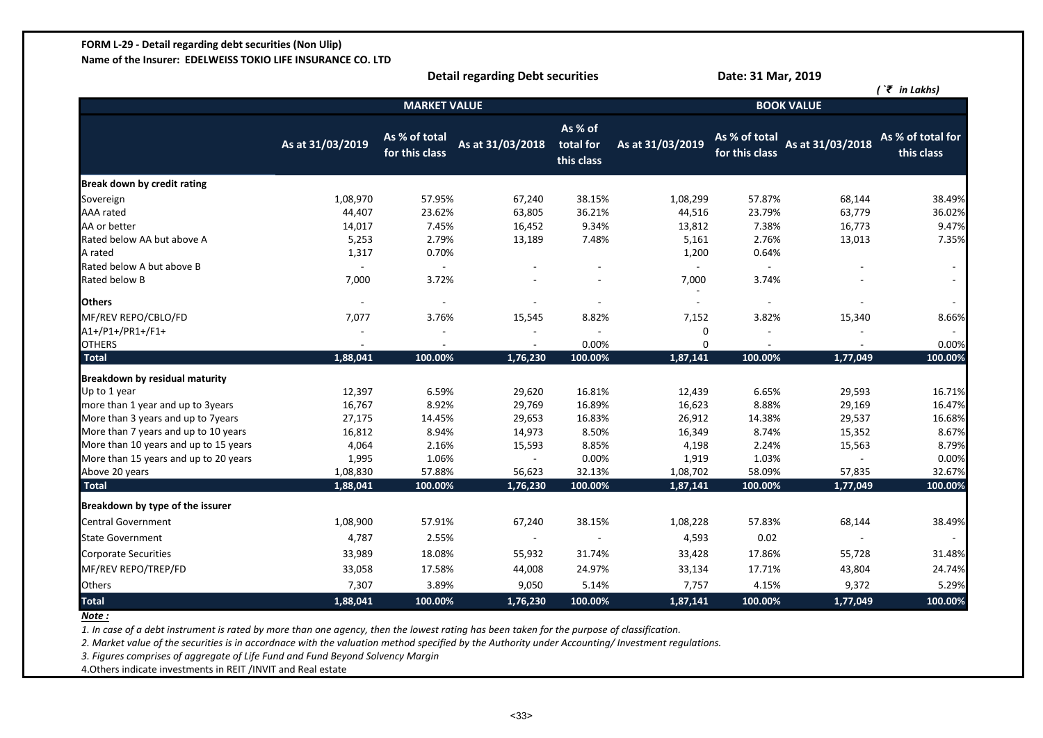**FORM L-29 - Detail regarding debt securities (Non Ulip)**

**Name of the Insurer: EDELWEISS TOKIO LIFE INSURANCE CO. LTD**

**Detail regarding Debt securities** | **Date: 31 Mar, 2019**

*( `₹ in Lakhs)*

| | MARKET VALUE | | | | BOOK VALUE | | | |
|---|---|---|---|---|---|---|---|---|
| | As at 31/03/2019 | As % of total for this class | As at 31/03/2018 | As % of total for this class | As at 31/03/2019 | As % of total for this class | As at 31/03/2018 | As % of total for this class |
| **Break down by credit rating** | | | | | | | | |
| Sovereign | 1,08,970 | 57.95% | 67,240 | 38.15% | 1,08,299 | 57.87% | 68,144 | 38.49% |
| AAA rated | 44,407 | 23.62% | 63,805 | 36.21% | 44,516 | 23.79% | 63,779 | 36.02% |
| AA or better | 14,017 | 7.45% | 16,452 | 9.34% | 13,812 | 7.38% | 16,773 | 9.47% |
| Rated below AA but above A | 5,253 | 2.79% | 13,189 | 7.48% | 5,161 | 2.76% | 13,013 | 7.35% |
| A rated | 1,317 | 0.70% | | | 1,200 | 0.64% | | |
| Rated below A but above B | - | - | - | - | - | - | - | - |
| Rated below B | 7,000 | 3.72% | - | - | 7,000 | 3.74% | - | - |
| **Others** | - | - | - | - | - | - | - | - |
| MF/REV REPO/CBLO/FD | 7,077 | 3.76% | 15,545 | 8.82% | 7,152 | 3.82% | 15,340 | 8.66% |
| A1+/P1+/PR1+/F1+ | - | - | - | - | 0 | - | - | - |
| OTHERS | - | - | - | 0.00% | 0 | - | - | 0.00% |
| **Total** | **1,88,041** | **100.00%** | **1,76,230** | **100.00%** | **1,87,141** | **100.00%** | **1,77,049** | **100.00%** |
| **Breakdown by residual maturity** | | | | | | | | |
| Up to 1 year | 12,397 | 6.59% | 29,620 | 16.81% | 12,439 | 6.65% | 29,593 | 16.71% |
| more than 1 year and up to 3years | 16,767 | 8.92% | 29,769 | 16.89% | 16,623 | 8.88% | 29,169 | 16.47% |
| More than 3 years and up to 7years | 27,175 | 14.45% | 29,653 | 16.83% | 26,912 | 14.38% | 29,537 | 16.68% |
| More than 7 years and up to 10 years | 16,812 | 8.94% | 14,973 | 8.50% | 16,349 | 8.74% | 15,352 | 8.67% |
| More than 10 years and up to 15 years | 4,064 | 2.16% | 15,593 | 8.85% | 4,198 | 2.24% | 15,563 | 8.79% |
| More than 15 years and up to 20 years | 1,995 | 1.06% | - | 0.00% | 1,919 | 1.03% | - | 0.00% |
| Above 20 years | 1,08,830 | 57.88% | 56,623 | 32.13% | 1,08,702 | 58.09% | 57,835 | 32.67% |
| **Total** | **1,88,041** | **100.00%** | **1,76,230** | **100.00%** | **1,87,141** | **100.00%** | **1,77,049** | **100.00%** |
| **Breakdown by type of the issurer** | | | | | | | | |
| Central Government | 1,08,900 | 57.91% | 67,240 | 38.15% | 1,08,228 | 57.83% | 68,144 | 38.49% |
| State Government | 4,787 | 2.55% | - | - | 4,593 | 0.02 | - | - |
| Corporate Securities | 33,989 | 18.08% | 55,932 | 31.74% | 33,428 | 17.86% | 55,728 | 31.48% |
| MF/REV REPO/TREP/FD | 33,058 | 17.58% | 44,008 | 24.97% | 33,134 | 17.71% | 43,804 | 24.74% |
| Others | 7,307 | 3.89% | 9,050 | 5.14% | 7,757 | 4.15% | 9,372 | 5.29% |
| **Total** | **1,88,041** | **100.00%** | **1,76,230** | **100.00%** | **1,87,141** | **100.00%** | **1,77,049** | **100.00%** |

***Note :***

*1. In case of a debt instrument is rated by more than one agency, then the lowest rating has been taken for the purpose of classification.*

*2. Market value of the securities is in accordnace with the valuation method specified by the Authority under Accounting/ Investment regulations.*

*3. Figures comprises of aggregate of Life Fund and Fund Beyond Solvency Margin*

4.Others indicate investments in REIT /INVIT and Real estate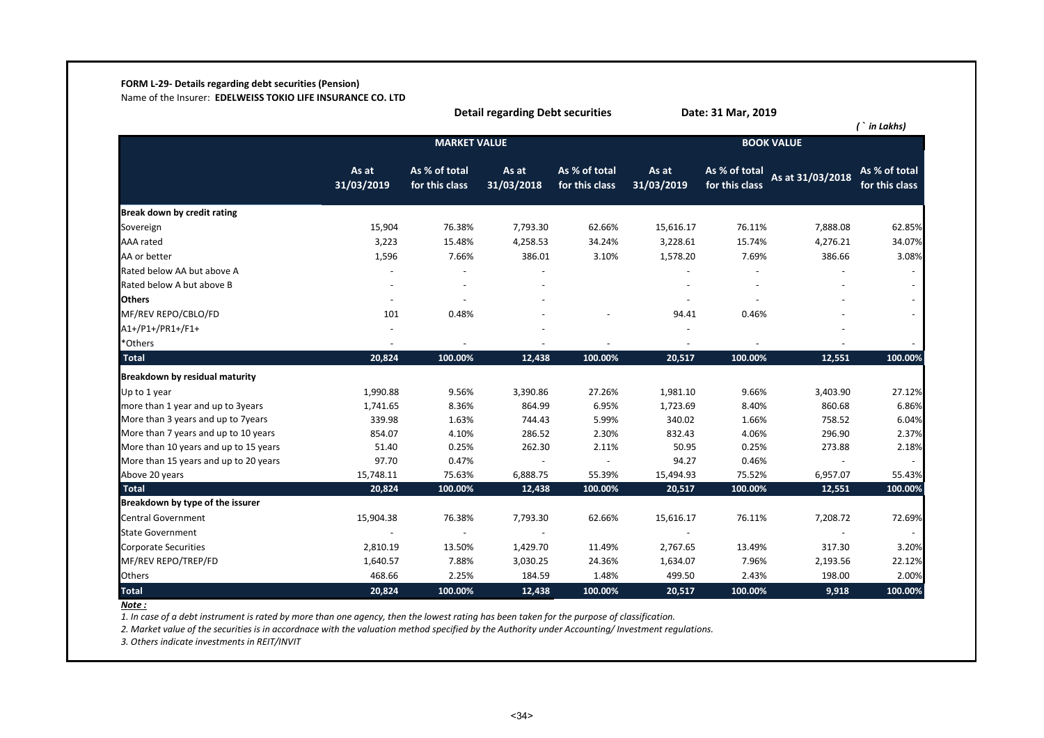**FORM L-29- Details regarding debt securities (Pension)**

Name of the Insurer: **EDELWEISS TOKIO LIFE INSURANCE CO. LTD**

**Detail regarding Debt securities** **Date: 31 Mar, 2019**

*(` in Lakhs)*

| | MARKET VALUE | | | | BOOK VALUE | | | |
|---|---|---|---|---|---|---|---|---|
| | As at 31/03/2019 | As % of total for this class | As at 31/03/2018 | As % of total for this class | As at 31/03/2019 | As % of total for this class | As at 31/03/2018 | As % of total for this class |
| **Break down by credit rating** | | | | | | | | |
| Sovereign | 15,904 | 76.38% | 7,793.30 | 62.66% | 15,616.17 | 76.11% | 7,888.08 | 62.85% |
| AAA rated | 3,223 | 15.48% | 4,258.53 | 34.24% | 3,228.61 | 15.74% | 4,276.21 | 34.07% |
| AA or better | 1,596 | 7.66% | 386.01 | 3.10% | 1,578.20 | 7.69% | 386.66 | 3.08% |
| Rated below AA but above A | - | - | - | | - | - | - | - |
| Rated below A but above B | - | - | - | | - | - | - | - |
| **Others** | - | - | - | | - | - | - | - |
| MF/REV REPO/CBLO/FD | 101 | 0.48% | - | - | 94.41 | 0.46% | - | - |
| A1+/P1+/PR1+/F1+ | - | | - | | - | | - | |
| *Others | - | - | - | - | - | - | - | - |
| **Total** | **20,824** | **100.00%** | **12,438** | **100.00%** | **20,517** | **100.00%** | **12,551** | **100.00%** |
| **Breakdown by residual maturity** | | | | | | | | |
| Up to 1 year | 1,990.88 | 9.56% | 3,390.86 | 27.26% | 1,981.10 | 9.66% | 3,403.90 | 27.12% |
| more than 1 year and up to 3years | 1,741.65 | 8.36% | 864.99 | 6.95% | 1,723.69 | 8.40% | 860.68 | 6.86% |
| More than 3 years and up to 7years | 339.98 | 1.63% | 744.43 | 5.99% | 340.02 | 1.66% | 758.52 | 6.04% |
| More than 7 years and up to 10 years | 854.07 | 4.10% | 286.52 | 2.30% | 832.43 | 4.06% | 296.90 | 2.37% |
| More than 10 years and up to 15 years | 51.40 | 0.25% | 262.30 | 2.11% | 50.95 | 0.25% | 273.88 | 2.18% |
| More than 15 years and up to 20 years | 97.70 | 0.47% | - | - | 94.27 | 0.46% | - | - |
| Above 20 years | 15,748.11 | 75.63% | 6,888.75 | 55.39% | 15,494.93 | 75.52% | 6,957.07 | 55.43% |
| **Total** | **20,824** | **100.00%** | **12,438** | **100.00%** | **20,517** | **100.00%** | **12,551** | **100.00%** |
| **Breakdown by type of the issurer** | | | | | | | | |
| Central Government | 15,904.38 | 76.38% | 7,793.30 | 62.66% | 15,616.17 | 76.11% | 7,208.72 | 72.69% |
| State Government | - | - | - | | - | | - | - |
| Corporate Securities | 2,810.19 | 13.50% | 1,429.70 | 11.49% | 2,767.65 | 13.49% | 317.30 | 3.20% |
| MF/REV REPO/TREP/FD | 1,640.57 | 7.88% | 3,030.25 | 24.36% | 1,634.07 | 7.96% | 2,193.56 | 22.12% |
| Others | 468.66 | 2.25% | 184.59 | 1.48% | 499.50 | 2.43% | 198.00 | 2.00% |
| **Total** | **20,824** | **100.00%** | **12,438** | **100.00%** | **20,517** | **100.00%** | **9,918** | **100.00%** |

***Note :***

*1. In case of a debt instrument is rated by more than one agency, then the lowest rating has been taken for the purpose of classification.*

*2. Market value of the securities is in accordnace with the valuation method specified by the Authority under Accounting/ Investment regulations.*

*3. Others indicate investments in REIT/INVIT*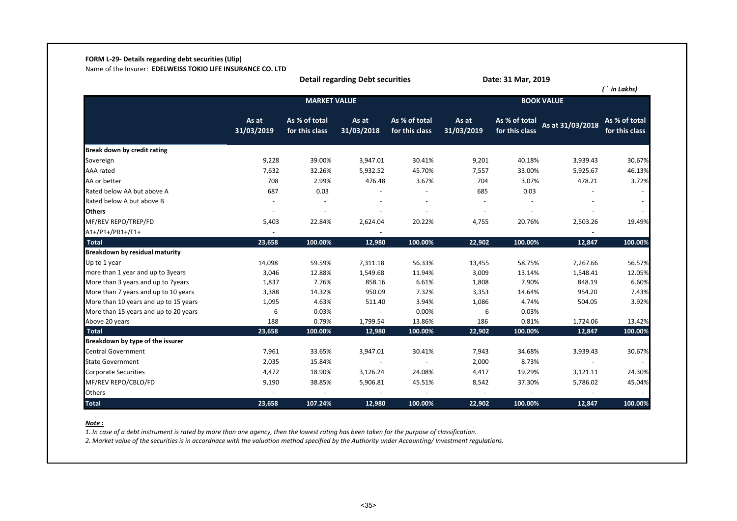**FORM L-29- Details regarding debt securities (Ulip)**

Name of the Insurer: **EDELWEISS TOKIO LIFE INSURANCE CO. LTD**

**Detail regarding Debt securities** **Date: 31 Mar, 2019**

*( ` in Lakhs)*

| | MARKET VALUE | | | | BOOK VALUE | | | |
|---|---|---|---|---|---|---|---|---|
| | As at 31/03/2019 | As % of total for this class | As at 31/03/2018 | As % of total for this class | As at 31/03/2019 | As % of total for this class | As at 31/03/2018 | As % of total for this class |
| **Break down by credit rating** | | | | | | | | |
| Sovereign | 9,228 | 39.00% | 3,947.01 | 30.41% | 9,201 | 40.18% | 3,939.43 | 30.67% |
| AAA rated | 7,632 | 32.26% | 5,932.52 | 45.70% | 7,557 | 33.00% | 5,925.67 | 46.13% |
| AA or better | 708 | 2.99% | 476.48 | 3.67% | 704 | 3.07% | 478.21 | 3.72% |
| Rated below AA but above A | 687 | 0.03 | - | - | 685 | 0.03 | - | - |
| Rated below A but above B | - | - | - | - | - | - | - | - |
| **Others** | - | - | - | - | - | - | - | - |
| MF/REV REPO/TREP/FD | 5,403 | 22.84% | 2,624.04 | 20.22% | 4,755 | 20.76% | 2,503.26 | 19.49% |
| A1+/P1+/PR1+/F1+ | - | | - | | | | - | |
| **Total** | **23,658** | **100.00%** | **12,980** | **100.00%** | **22,902** | **100.00%** | **12,847** | **100.00%** |
| **Breakdown by residual maturity** | | | | | | | | |
| Up to 1 year | 14,098 | 59.59% | 7,311.18 | 56.33% | 13,455 | 58.75% | 7,267.66 | 56.57% |
| more than 1 year and up to 3years | 3,046 | 12.88% | 1,549.68 | 11.94% | 3,009 | 13.14% | 1,548.41 | 12.05% |
| More than 3 years and up to 7years | 1,837 | 7.76% | 858.16 | 6.61% | 1,808 | 7.90% | 848.19 | 6.60% |
| More than 7 years and up to 10 years | 3,388 | 14.32% | 950.09 | 7.32% | 3,353 | 14.64% | 954.20 | 7.43% |
| More than 10 years and up to 15 years | 1,095 | 4.63% | 511.40 | 3.94% | 1,086 | 4.74% | 504.05 | 3.92% |
| More than 15 years and up to 20 years | 6 | 0.03% | - | 0.00% | 6 | 0.03% | - | - |
| Above 20 years | 188 | 0.79% | 1,799.54 | 13.86% | 186 | 0.81% | 1,724.06 | 13.42% |
| **Total** | **23,658** | **100.00%** | **12,980** | **100.00%** | **22,902** | **100.00%** | **12,847** | **100.00%** |
| **Breakdown by type of the issurer** | | | | | | | | |
| Central Government | 7,961 | 33.65% | 3,947.01 | 30.41% | 7,943 | 34.68% | 3,939.43 | 30.67% |
| State Government | 2,035 | 15.84% | - | - | 2,000 | 8.73% | - | - |
| Corporate Securities | 4,472 | 18.90% | 3,126.24 | 24.08% | 4,417 | 19.29% | 3,121.11 | 24.30% |
| MF/REV REPO/CBLO/FD | 9,190 | 38.85% | 5,906.81 | 45.51% | 8,542 | 37.30% | 5,786.02 | 45.04% |
| Others | - | - | - | - | - | - | - | - |
| **Total** | **23,658** | **107.24%** | **12,980** | **100.00%** | **22,902** | **100.00%** | **12,847** | **100.00%** |

***Note :***

*1. In case of a debt instrument is rated by more than one agency, then the lowest rating has been taken for the purpose of classification.*

*2. Market value of the securities is in accordnace with the valuation method specified by the Authority under Accounting/ Investment regulations.*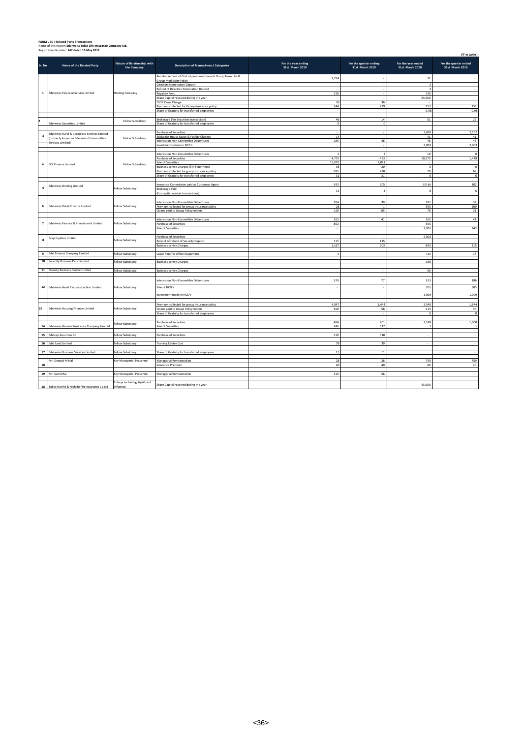**FORM L-30 : Related Party Transactions**
Name of the Insurer: **Edelweiss Tokio Life Insurance Company Ltd.**
Registration Number: **147 dated 10 May 2011**

(₹ in Lakhs)

| Sr. No | Name of the Related Party | Nature of Relationship with the Company | Description of Transactions / Categories | For the year ending 31st March 2019 | For the quarter ending 31st March 2019 | For the year ended 31st March 2018 | For the quarter ended 31st March 2018 |
|---|---|---|---|---|---|---|---|
| 1 | Edelweiss Financial Service Limited | Holding Company | Reimbursement of Cost of premium towards Group Term Life & Group Mediclaim Policy | 1,234 | - | 31 | - |
| | | | Directors Nomination Deposit | - | - | 3 | - |
| | | | Refund of Directors Nomination Deposit | - | - | 3 | - |
| | | | Royaltee Fees | 236 | - | 236 | - |
| | | | Share Capital received during the year | - | - | 23,500 | - |
| | | | ESOP Cross Charge | 36 | 36 | - | - |
| | | | Premium collected for Group insurance policy | 344 | 299 | 252 | 252 |
| | | | Share of Gratuity for transferred employees | - | - | 0.98 | 0.98 |
| 2 | Edelweiss Securities Limited | Fellow Subsidiary | Brokerage (For Securities transaction) | 46 | 14 | 51 | 25 |
| | | | Share of Gratuity for transferred employees | 0 | 0 | | - |
| 3 | Edelweiss Rural & Corporate Services Limited (formerly known as Edelweiss Commodities Services Limited) | Fellow Subsidiary | Purchase of Securities | - | - | 7,476 | 2,162 |
| | | | Edelweiss House Space & Facility Charges | 14 | - | 41 | 41 |
| | | | Interest on Non-Convertible Debentures | 185 | 46 | 48 | 45 |
| | | | Investments made in NCD's | - | - | 2,003 | 2,003 |
| 4 | ECL Finance Limited | Fellow Subsidiary | Interest on Non-Convertible Debentures | 2 | 2 | 10 | 0 |
| | | | Purchase of Securities | 4,775 | 453 | 10,375 | 1,478 |
| | | | Sale of Securities | 13,091 | 7,841 | - | - |
| | | | Business centre Charges (5th Floor Rent) | 36 | 20 | 0 | 0 |
| | | | Premium collected for group insurance policy | 691 | 280 | 70 | 69 |
| | | | Share of Gratuity for transferred employees | 31 | 31 | 6 | 6 |
| 5 | Edelweiss Broking Limited | Fellow Subsidiary | Insurance Commission paid as Corporate Agent | 393 | 205 | 237.68 | 102 |
| | | | Brokerage Paid (For capital market transactions) | 13 | 3 | 8 | 6 |
| 6 | Edelweiss Retail Finance Limited | Fellow Subsidiary | Interest on Non-Convertible Debentures | 204 | 39 | 181 | 34 |
| | | | Premium collected for group insurance policy | 28 | -1 | 595 | 209 |
| | | | Claims paid to Group Policyholders | 126 | 65 | 76 | 31 |
| 7 | Edelweiss Finance & Investments Limited | Fellow Subsidiary | Interest on Non-Convertible Debentures | 165 | 41 | 165 | 41 |
| | | | Purchase of Securities | 862 | - | 505 | - |
| | | | Sale of Securities | - | | 1,965 | 243 |
| 8 | Ecap Equities Limited | Fellow Subsidiary | Purchase of Securities | | | 2,003 | - |
| | | | Receipt of refund of Security Deposit | 115 | 115 | | - |
| | | | Business centre Charges | 1,167 | 703 | 843 | 315 |
| 9 | Edel Finance Company Limited | Fellow Subsidiary | Lease Rent for Office Equipment | 4 | - | 7.36 | 15 |
| 10 | Serenity Business Park Limited | Fellow Subsidiary | Business centre Charges | - | - | 168 | - |
| 11 | Eternity Business Centre Limited | Fellow Subsidiary | Business centre Charges | - | - | 90 | - |
| 12 | Edelweiss Asset Reconcstruction Limited | Fellow Subsidiary | Interest on Non-Convertible Debentures | 329 | 77 | 333 | 186 |
| | | | Sale of NCD's | - | - | 505 | 505 |
| | | | Investment made in NCD's | - | - | 1,009 | 1,009 |
| 13 | Edelweiss Housing Finance Limited | Fellow Subsidiary | Premium collected for group insurance policy | 4,047 | 1,444 | 3,549 | 1,674 |
| | | | Claims paid to Group Policyholders | 308 | 58 | 213 | 34 |
| | | | Share of Gratuity for transferred employees | | - | 0 | 0 |
| 14 | Edelweiss General Insurance Company Limited | Fellow Subsidiary | Purchase of Securities | 484 | 201 | 1,188 | 1,000 |
| | | | Sale of Securities | 646 | 617 | 1 | 1 |
| 15 | Edelcap Securities ltd | Fellow Subsidiary | Purchase of Securities | 510 | 510 | - | - |
| 16 | Edel Land Limited | Fellow Subsidiary | Training Centre Cost | 39 | 39 | - | - |
| 17 | Edelweiss Business Services Limited | Fellow Subsidiary | Share of Gratuity for transferred employees | 11 | 11 | | - |
| 18 | Mr. Deepak Mittal | Key Managerial Personnel | Managerial Remuneration | 28 | 28 | 759 | 759 |
| | | | Insurance Premium | 40 | 40 | 40 | 40 |
| 19 | Mr. Sumit Rai | Key Managerial Personnel | Managerial Remuneration | 315 | 56 | | - |
| 18 | Tokio Marine & Nichido Fire Insurance Co Ltd | Enterprise having Significant influence | Share Capital received during the year | - | - | 43,500 | - |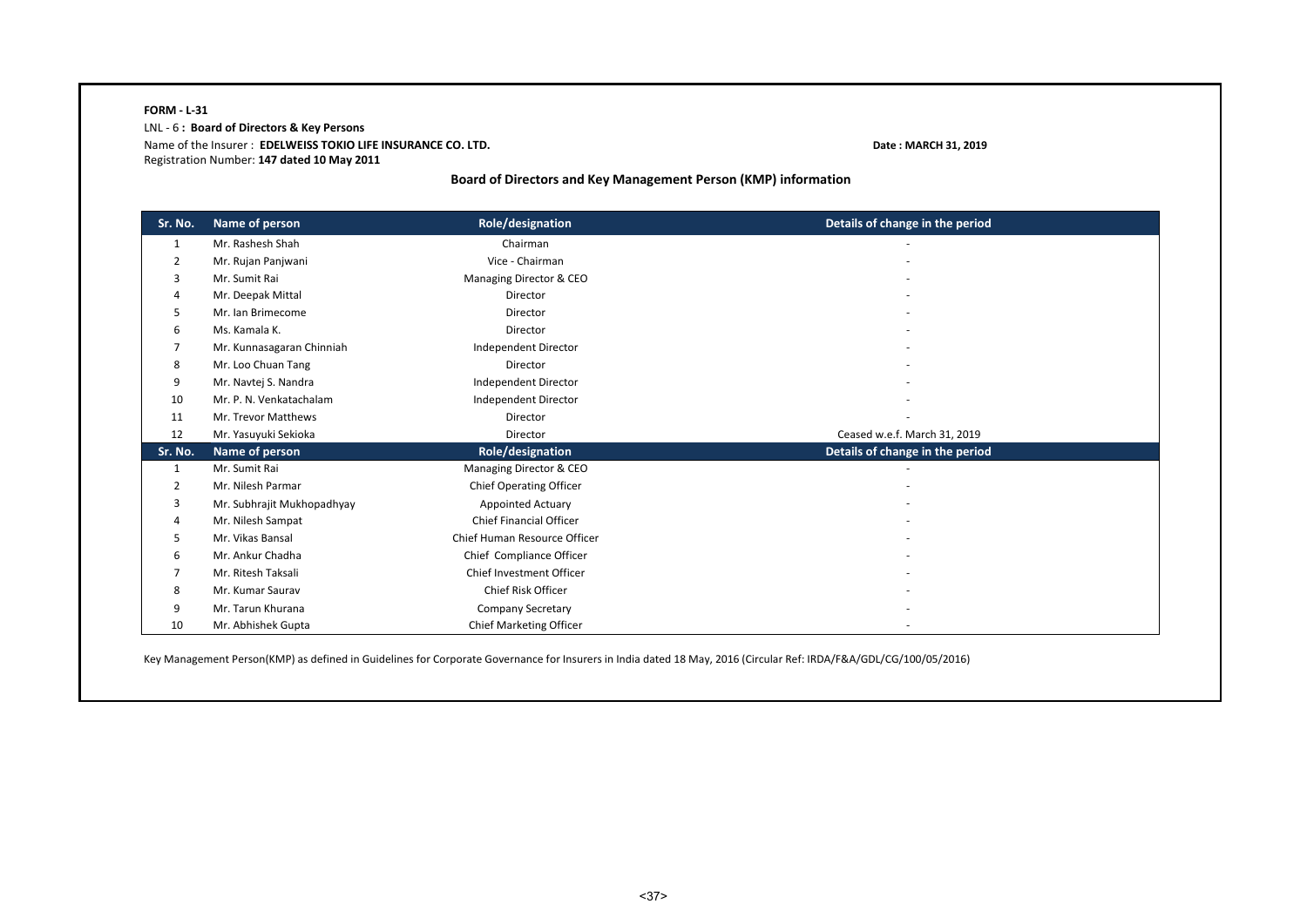**FORM - L-31**

LNL - 6 **: Board of Directors & Key Persons**

Name of the Insurer : **EDELWEISS TOKIO LIFE INSURANCE CO. LTD.** **Date : MARCH 31, 2019**

Registration Number: **147 dated 10 May 2011**

### Board of Directors and Key Management Person (KMP) information

| Sr. No. | Name of person | Role/designation | Details of change in the period |
|---|---|---|---|
| 1 | Mr. Rashesh Shah | Chairman | - |
| 2 | Mr. Rujan Panjwani | Vice - Chairman | - |
| 3 | Mr. Sumit Rai | Managing Director & CEO | - |
| 4 | Mr. Deepak Mittal | Director | - |
| 5 | Mr. Ian Brimecome | Director | - |
| 6 | Ms. Kamala K. | Director | - |
| 7 | Mr. Kunnasagaran Chinniah | Independent Director | - |
| 8 | Mr. Loo Chuan Tang | Director | - |
| 9 | Mr. Navtej S. Nandra | Independent Director | - |
| 10 | Mr. P. N. Venkatachalam | Independent Director | - |
| 11 | Mr. Trevor Matthews | Director | - |
| 12 | Mr. Yasuyuki Sekioka | Director | Ceased w.e.f. March 31, 2019 |
| **Sr. No.** | **Name of person** | **Role/designation** | **Details of change in the period** |
| 1 | Mr. Sumit Rai | Managing Director & CEO | - |
| 2 | Mr. Nilesh Parmar | Chief Operating Officer | - |
| 3 | Mr. Subhrajit Mukhopadhyay | Appointed Actuary | - |
| 4 | Mr. Nilesh Sampat | Chief Financial Officer | - |
| 5 | Mr. Vikas Bansal | Chief Human Resource Officer | - |
| 6 | Mr. Ankur Chadha | Chief Compliance Officer | - |
| 7 | Mr. Ritesh Taksali | Chief Investment Officer | - |
| 8 | Mr. Kumar Saurav | Chief Risk Officer | - |
| 9 | Mr. Tarun Khurana | Company Secretary | - |
| 10 | Mr. Abhishek Gupta | Chief Marketing Officer | - |

Key Management Person(KMP) as defined in Guidelines for Corporate Governance for Insurers in India dated 18 May, 2016 (Circular Ref: IRDA/F&A/GDL/CG/100/05/2016)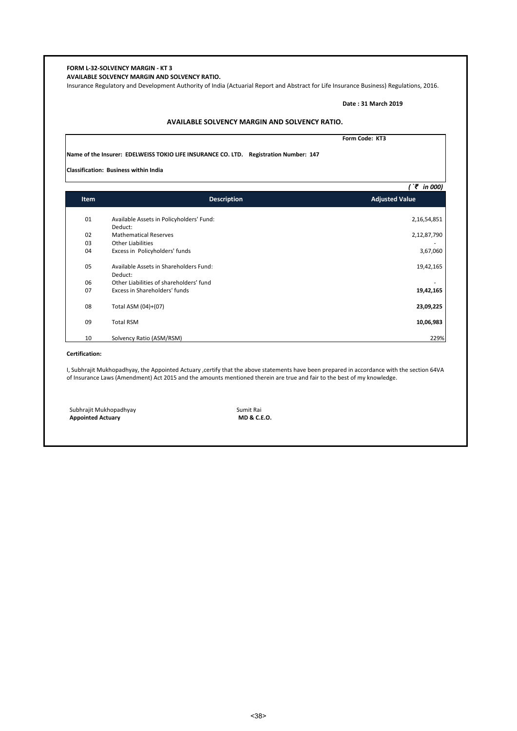**FORM L-32-SOLVENCY MARGIN - KT 3**

**AVAILABLE SOLVENCY MARGIN AND SOLVENCY RATIO.**

Insurance Regulatory and Development Authority of India (Actuarial Report and Abstract for Life Insurance Business) Regulations, 2016.

**Date : 31 March 2019**

## AVAILABLE SOLVENCY MARGIN AND SOLVENCY RATIO.

**Form Code: KT3**

**Name of the Insurer: EDELWEISS TOKIO LIFE INSURANCE CO. LTD. Registration Number: 147**

**Classification: Business within India**

*( ₹ in 000)*

| Item | Description | Adjusted Value |
|---|---|---|
| 01 | Available Assets in Policyholders' Fund: | 2,16,54,851 |
| | Deduct: | |
| 02 | Mathematical Reserves | 2,12,87,790 |
| 03 | Other Liabilities | - |
| 04 | Excess in Policyholders' funds | 3,67,060 |
| 05 | Available Assets in Shareholders Fund: | 19,42,165 |
| | Deduct: | |
| 06 | Other Liabilities of shareholders' fund | - |
| 07 | Excess in Shareholders' funds | **19,42,165** |
| 08 | Total ASM (04)+(07) | **23,09,225** |
| 09 | Total RSM | **10,06,983** |
| 10 | Solvency Ratio (ASM/RSM) | 229% |

**Certification:**

I, Subhrajit Mukhopadhyay, the Appointed Actuary ,certify that the above statements have been prepared in accordance with the section 64VA of Insurance Laws (Amendment) Act 2015 and the amounts mentioned therein are true and fair to the best of my knowledge.

Subhrajit Mukhopadhyay
**Appointed Actuary**

Sumit Rai
**MD & C.E.O.**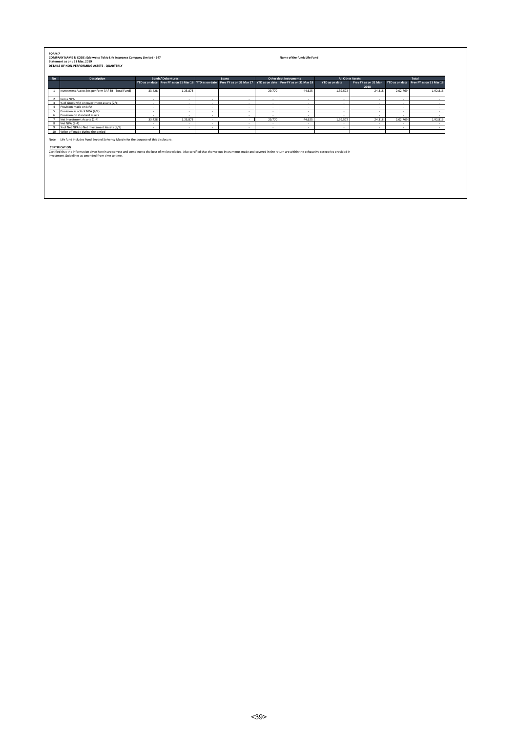**FORM 7**
**COMPANY NAME & CODE: Edelweiss Tokio Life Insurance Company Limited - 147**
**Statement as on : 31 Mar, 2019**
**DETAILS OF NON-PERFORMING ASSETS - QUARTERLY**

**Name of the fund: Life Fund**

| No | Description | Bonds/ Debentures | | Loans | | Other debt instruments | | All Other Assets | | Total | |
|---|---|---|---|---|---|---|---|---|---|---|---|
| | | YTD as on date | Prev FY as on 31 Mar 18 | YTD as on date | Prev FY as on 31 Mar 17 | YTD as on date | Prev FY as on 31 Mar 18 | YTD as on date | Prev FY as on 31 Mar 2018 | YTD as on date | Prev FY as on 31 Mar 18 |
| 1 | Investment Assets (As per form 3A/ 3B - Total Fund) | 33,428 | 1,23,873 | - | - | 29,770 | 44,625 | 1,39,572 | 24,318 | 2,02,769 | 1,92,816 |
| 2 | Gross NPA | - | - | - | - | - | - | - | - | - | - |
| 3 | % of Gross NPA on Investment assets (2/1) | - | - | - | - | - | - | - | - | - | - |
| 4 | Provision made on NPA | - | - | - | - | - | - | - | - | - | - |
| 5 | Provision as a % of NPA (4/2) | - | - | - | - | - | - | - | - | - | - |
| 6 | Provision on standard assets | - | - | - | - | - | - | - | - | - | - |
| 7 | Net Investment Assets (1-4) | 33,428 | 1,23,873 | - | - | 29,770 | 44,625 | 1,39,572 | 24,318 | 2,02,769 | 1,92,816 |
| 8 | Net NPA (2-4) | - | - | - | - | - | - | - | - | - | - |
| 9 | % of Net NPA to Net Invetsment Assets (8/7) | - | - | - | - | - | - | - | - | - | - |
| 10 | Write off made during the period | - | - | - | - | - | - | - | - | - | - |

Note: Life fund includes Fund Beyond Solvency Margin for the purpose of this disclosure.

**CERTIFICATION**

Certified that the information given herein are correct and complete to the best of my knowledge. Also certified that the various instruments made and covered in the return are within the exhaustive categories provided in Investment Guidelines as amended from time to time.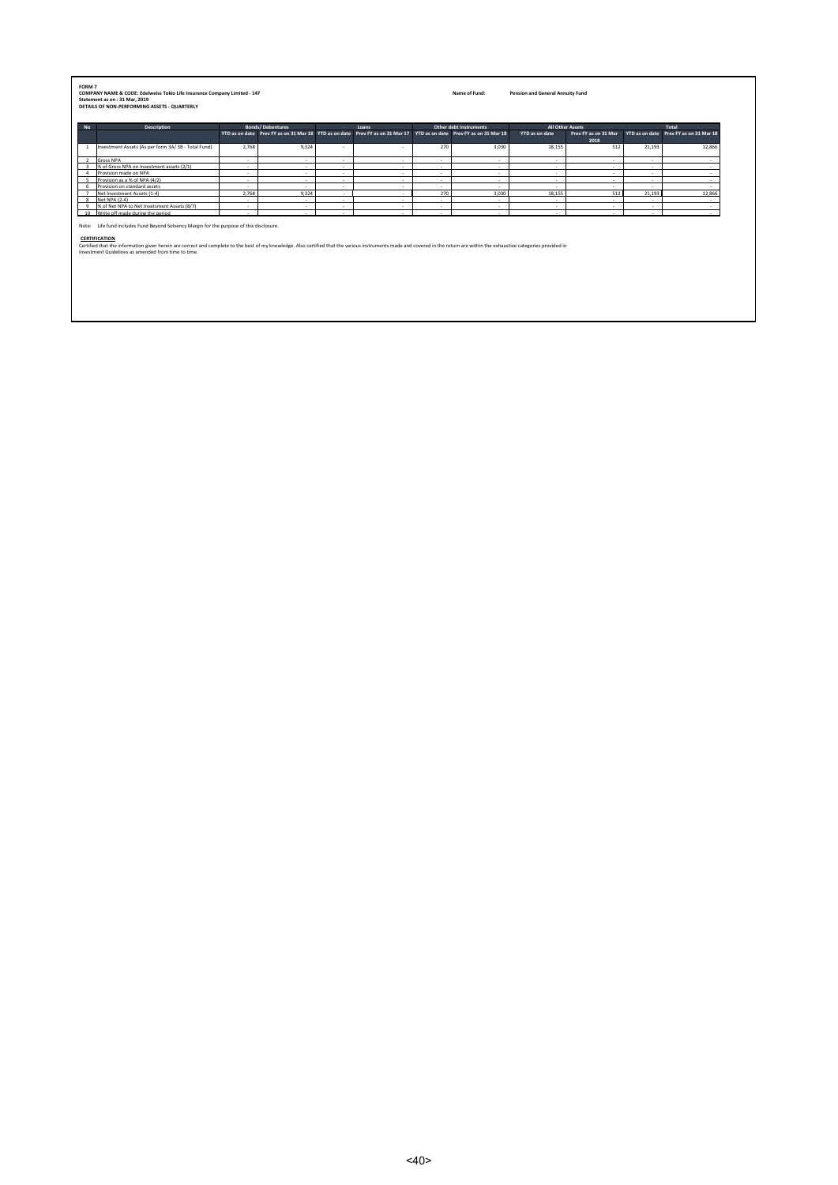**FORM 7**
**COMPANY NAME & CODE: Edelweiss Tokio Life Insurance Company Limited - 147**
**Statement as on : 31 Mar, 2019**
**DETAILS OF NON-PERFORMING ASSETS - QUARTERLY**

**Name of Fund: Pension and General Annuity Fund**

| No | Description | Bonds/ Debentures | | Loans | | Other debt Instruments | | All Other Assets | | Total | |
|---|---|---|---|---|---|---|---|---|---|---|---|
| | | YTD as on date | Prev FY as on 31 Mar 18 | YTD as on date | Prev FY as on 31 Mar 17 | YTD as on date | Prev FY as on 31 Mar 18 | YTD as on date | Prev FY as on 31 Mar 2018 | YTD as on date | Prev FY as on 31 Mar 18 |
| 1 | Investment Assets (As per form 3A/ 3B - Total Fund) | 2,768 | 9,324 | - | - | 270 | 3,030 | 18,155 | 512 | 21,193 | 12,866 |
| 2 | Gross NPA | - | - | - | - | - | - | - | - | - | - |
| 3 | % of Gross NPA on Investment assets (2/1) | - | - | - | - | - | - | - | - | - | - |
| 4 | Provision made on NPA | - | - | - | - | - | - | - | - | - | - |
| 5 | Provision as a % of NPA (4/2) | - | - | - | - | - | - | - | - | - | - |
| 6 | Provision on standard assets | - | - | - | - | - | - | - | - | - | - |
| 7 | Net Investment Assets (1-4) | 2,768 | 9,324 | - | - | 270 | 3,030 | 18,155 | 512 | 21,193 | 12,866 |
| 8 | Net NPA (2-4) | - | - | - | - | - | - | - | - | - | - |
| 9 | % of Net NPA to Net Invetsment Assets (8/7) | - | - | - | - | - | - | - | - | - | - |
| 10 | Write off made during the period | - | - | - | - | - | - | - | - | - | - |

Note: Life fund includes Fund Beyond Solvency Margin for the purpose of this disclosure.

**CERTIFICATION**

Certified that the information given herein are correct and complete to the best of my knowledge. Also certified that the various instruments made and covered in the return are within the exhaustive categories provided in Investment Guidelines as amended from time to time.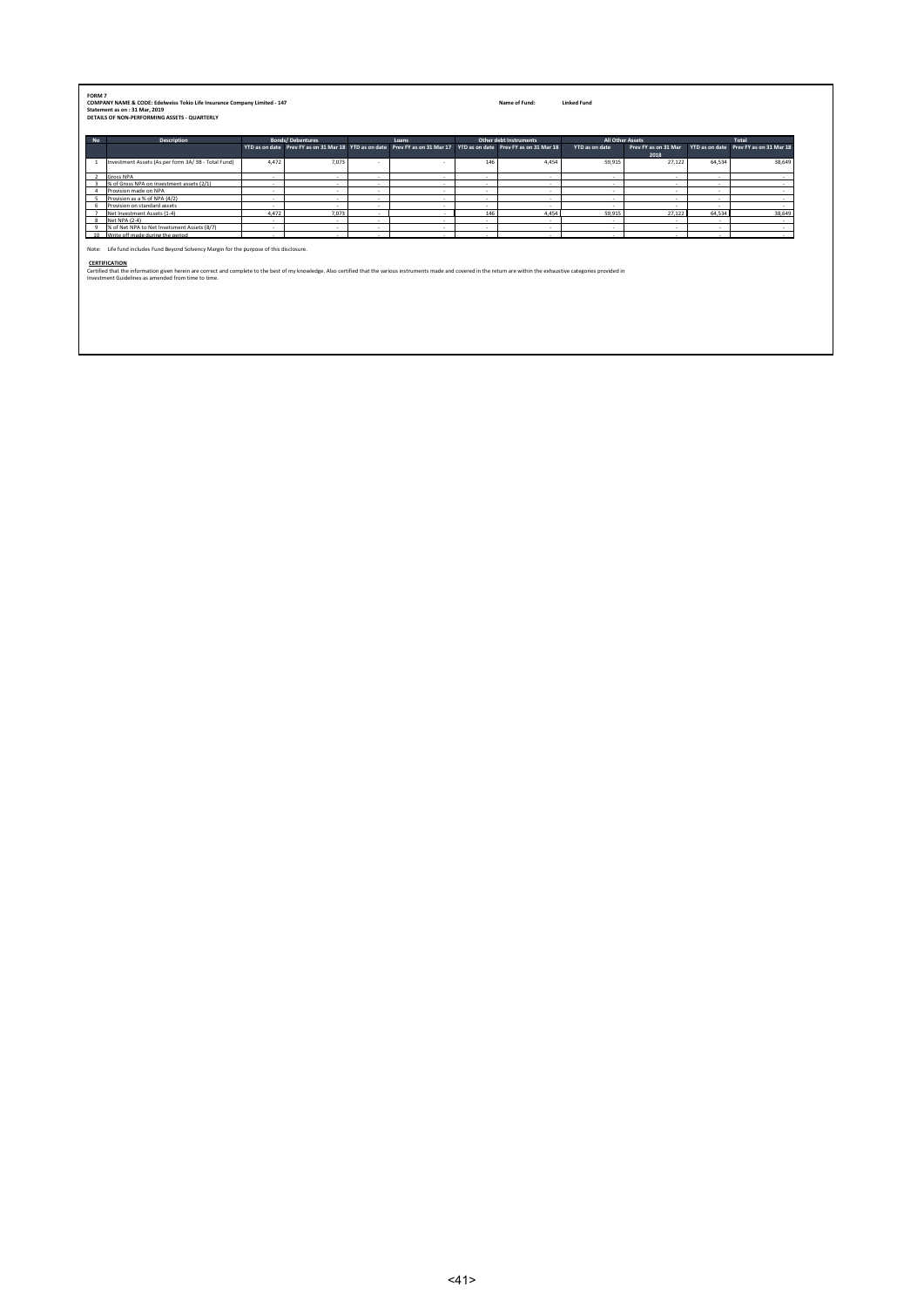FORM 7

**COMPANY NAME & CODE: Edelweiss Tokio Life Insurance Company Limited - 147**

**Statement as on : 31 Mar, 2019**

**DETAILS OF NON-PERFORMING ASSETS - QUARTERLY**

**Name of Fund: Linked Fund**

| No | Description | Bonds/ Debentures | | Loans | | Other debt instruments | | All Other Assets | | Total | |
|---|---|---|---|---|---|---|---|---|---|---|---|
| | | YTD as on date | Prev FY as on 31 Mar 18 | YTD as on date | Prev FY as on 31 Mar 17 | YTD as on date | Prev FY as on 31 Mar 18 | YTD as on date | Prev FY as on 31 Mar 2018 | YTD as on date | Prev FY as on 31 Mar 18 |
| 1 | Investment Assets (As per form 3A/ 3B - Total Fund) | 4,472 | 7,073 | - | - | 146 | 4,454 | 59,915 | 27,122 | 64,534 | 38,649 |
| 2 | Gross NPA | - | - | - | - | - | - | - | - | - | - |
| 3 | % of Gross NPA on Investment assets (2/1) | - | - | - | - | - | - | - | - | - | - |
| 4 | Provision made on NPA | - | - | - | - | - | - | - | - | - | - |
| 5 | Provision as a % of NPA (4/2) | - | - | - | - | - | - | - | - | - | - |
| 6 | Provision on standard assets | - | - | - | - | - | - | - | - | - | - |
| 7 | Net Investment Assets (1-4) | 4,472 | 7,073 | - | - | 146 | 4,454 | 59,915 | 27,122 | 64,534 | 38,649 |
| 8 | Net NPA (2-4) | - | - | - | - | - | - | - | - | - | - |
| 9 | % of Net NPA to Net Invetsment Assets (8/7) | - | - | - | - | - | - | - | - | - | - |
| 10 | Write off made during the period | - | - | - | - | - | - | - | - | - | - |

Note: Life fund includes Fund Beyond Solvency Margin for the purpose of this disclosure.

**CERTIFICATION**

Certified that the information given herein are correct and complete to the best of my knowledge. Also certified that the various instruments made and covered in the return are within the exhaustive categories provided in Investment Guidelines as amended from time to time.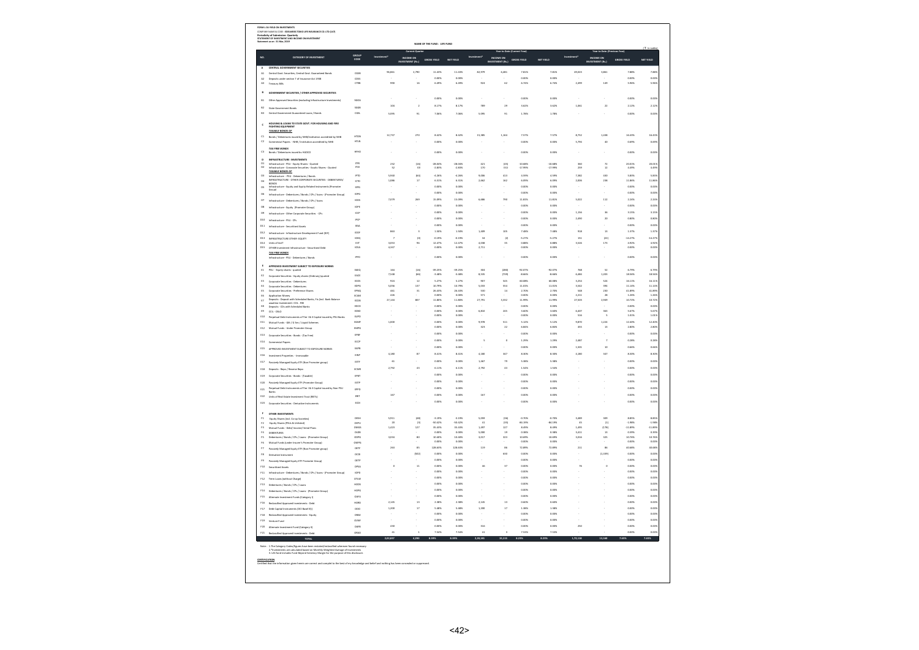**FORM L-36 YIELD ON INVESTMENTS**
COMPANY NAME & CODE: **EDELWEISS TOKIO LIFE INSURANCE CO LTD (147)**
**Periodicity of Submission: Quarterly**
**STATEMENT OF INVESTMENT AND INCOME ON INVESTMENT**
**Statement as on : 31 Mar, 2019**

**NAME OF THE FUND : LIFE FUND**

(₹ in Lakhs)

| NO. | CATEGORY OF INVESTMENT | GROUP CODE | Current Quarter | | | | Year to Date (Current Year) | | | | Year to Date (Previous Year) | | | |
|---|---|---|---|---|---|---|---|---|---|---|---|---|---|---|
| | | | Investment* | INCOME ON INVESTMENT (Rs.) | GROSS YIELD | NET YIELD | Investment* | INCOME ON INVESTMENT (Rs.) | GROSS YIELD | NET YIELD | Investment* | INCOME ON INVESTMENT (Rs.) | GROSS YIELD | NET YIELD |
| **A** | **CENTRAL GOVERNMENT SECURITIES** | | | | | | | | | | | | | |
| A1 | Central Govt. Securities, Central Govt. Guaranteed Bonds | CGSB | 96,841 | 2,790 | 11.43% | 11.43% | 82,979 | 6,481 | 7.81% | 7.81% | 49,023 | 3,861 | 7.88% | 7.88% |
| A2 | Deposits under section 7 of Insurance Act 1938 | CDSS | - | - | 0.00% | 0.00% | - | - | 0.00% | 0.00% | - | - | 0.00% | 0.00% |
| A3 | Treasury Bills | CTRB | 990 | 16 | 6.49% | 6.49% | 924 | 62 | 6.74% | 6.74% | 2,499 | 149 | 5.96% | 5.96% |
| **B** | **GOVERNMENT SECURITIES / OTHER APPROVED SECURITIES** | | | | | | | | | | | | | |
| B1 | Other Approved Securities (excluding Infrastructure Investments) | SGOA | - | - | 0.00% | 0.00% | - | - | 0.00% | 0.00% | - | - | 0.00% | 0.00% |
| B2 | State Government Bonds | SGGB | 104 | 2 | 8.17% | 8.17% | 789 | 29 | 3.62% | 3.62% | 1,065 | 23 | 2.13% | 2.12% |
| B3 | Central Government Guaranteed Loans / Bonds | CGSL | 5,095 | 91 | 7.06% | 7.06% | 5,095 | 91 | 1.78% | 1.78% | - | - | 0.00% | 0.00% |
| **C** | **HOUSING & LOANS TO STATE GOVT. FOR HOUSING AND FIRE FIGHTING EQUIPMENT** | | | | | | | | | | | | | |
| | ***TAXABLE BONDS OF*** | | | | | | | | | | | | | |
| C1 | Bonds / Debentures issued by NHB/Institution accredited by NHB | HTDN | 12,747 | 270 | 8.42% | 8.42% | 15,385 | 1,164 | 7.57% | 7.57% | 8,752 | 1,438 | 16.43% | 16.43% |
| C2 | Commercial Papers - NHB / Institution accredited by NHB | HTLN | - | - | 0.00% | 0.00% | - | - | 0.00% | 0.00% | 5,795 | 40 | 0.69% | 0.69% |
| | ***TAX FREE BONDS*** | | | | | | | | | | | | | |
| C3 | Bonds / Debentures issued by HUDCO | HFHD | - | - | 0.00% | 0.00% | - | - | 0.00% | 0.00% | - | - | 0.00% | 0.00% |
| **D** | **INFRASTRUCTURE INVESTMENTS** | | | | | | | | | | | | | |
| D1 | Infrastructure - PSU - Equity Shares - Quoted | ITPE | 232 | (16) | -28.04% | -28.04% | 421 | (45) | -10.68% | -10.68% | 360 | 72 | 20.03% | 20.03% |
| D2 | Infrastructure - Corporate Securities - Equity Shares - Quoted | ITCE | 52 | (0) | -2.83% | -2.83% | 170 | (31) | -17.99% | -17.99% | 259 | 12 | 4.49% | 4.49% |
| | ***TAXABLE BONDS OF*** | | | | | | | | | | | | | |
| D3 | Infrastructure - PSU - Debentures / Bonds | IPTD | 5,934 | (63) | -4.26% | -4.26% | 9,006 | 413 | 4.59% | 4.59% | 7,382 | 430 | 5.83% | 5.83% |
| D4 | INFRASTRUCTURE - OTHER CORPORATE SECURITIES - DEBENTURES/ BONDS | ICTD | 1,086 | 17 | 6.31% | 6.31% | 2,662 | 162 | 6.09% | 6.09% | 2,006 | 238 | 11.86% | 11.86% |
| D5 | Infrastructure - Equity and Equity Related Instruments (Promoter Group) | IEPG | - | - | 0.00% | 0.00% | - | - | 0.00% | 0.00% | - | - | 0.00% | 0.00% |
| D6 | Infrastructure - Debentures / Bonds / CPs / loans - (Promoter Group) | IDPG | - | - | 0.00% | 0.00% | - | - | 0.00% | 0.00% | - | - | 0.00% | 0.00% |
| D7 | Infrastructure - Debentures / Bonds / CPs / loans | IODS | 7,079 | 269 | 15.39% | 15.09% | 6,486 | 790 | 11.82% | 11.81% | 5,022 | 112 | 2.24% | 2.24% |
| D8 | Infrastructure - Equity (Promoter Group) | IOPE | - | - | 0.00% | 0.00% | - | - | 0.00% | 0.00% | - | - | 0.00% | 0.00% |
| D9 | Infrastructure - Other Corporate Securities - CPs | ICCP | - | - | 0.00% | 0.00% | - | - | 0.00% | 0.00% | 1,156 | 36 | 3.15% | 3.15% |
| D10 | Infrastructure - PSU - CPs | IPCP | - | - | 0.00% | 0.00% | - | - | 0.00% | 0.00% | 2,493 | 20 | 0.80% | 0.80% |
| D11 | Infrastructure - Securitised Assets | IESA | - | - | 0.00% | 0.00% | - | - | 0.00% | 0.00% | - | - | 0.00% | 0.00% |
| D12 | Infrastructure - Infrastructure Development Fund (IDF) | IDDF | 843 | 9 | 1.50% | 1.50% | 1,409 | 105 | 7.46% | 7.46% | 919 | 13 | 1.37% | 1.37% |
| D13 | INFRASTRUCTURE OTHER EQUITY | IOEQ | 7 | (0) | -0.19% | -0.19% | 34 | (2) | -5.27% | -5.27% | 151 | (22) | -14.27% | -14.27% |
| D14 | Units of InvIT | EIIT | 3,054 | 96 | 12.47% | 12.47% | 4,098 | 35 | 0.88% | 0.88% | 3,535 | 173 | 4.91% | 4.91% |
| D15 | OTHER Investment Infrastructure - Securitised Debt | IOSA | 5,547 | - | 0.00% | 0.00% | 2,711 | - | 0.00% | 0.00% | - | - | 0.00% | 0.00% |
| | ***TAX FREE BONDS*** | | | | | | | | | | | | | |
| | Infrastructure - PSU - Debentures / Bonds | IPFD | - | - | 0.00% | 0.00% | - | - | 0.00% | 0.00% | - | - | 0.00% | 0.00% |
| **E** | **APPROVED INVESTMENT SUBJECT TO EXPOSURE NORMS** | | | | | | | | | | | | | |
| E1 | PSU - Equity shares - quoted | EAEQ | 164 | (16) | -39.25% | -39.25% | 304 | (280) | -92.07% | -92.07% | 768 | 52 | 6.79% | 6.79% |
| E2 | Corporate Securities - Equity shares (Ordinary)-quoted | EACE | 7,538 | (66) | -3.48% | -3.48% | 8,535 | (739) | -8.66% | -8.66% | 6,465 | 1,203 | 18.58% | 18.58% |
| E3 | Corporate Securities - Debentures | ECOS | 924 | 12 | 5.27% | 5.27% | 907 | 545 | 60.08% | 60.08% | 3,254 | 524 | 16.11% | 16.11% |
| E4 | Corporate Securities - Debentures | EDPG | 5,056 | 137 | 10.79% | 10.79% | 5,031 | 554 | 11.02% | 11.02% | 3,542 | 394 | 11.14% | 11.15% |
| E5 | Corporate Securities - Preference Shares | EPNQ | 461 | 31 | 26.43% | 26.43% | 510 | 14 | 2.70% | 2.70% | 548 | 230 | 41.89% | 41.89% |
| E6 | Application Money | ECAM | 426 | - | 0.00% | 0.00% | 571 | - | 0.00% | 0.00% | 2,211 | 28 | 1.26% | 1.26% |
| E7 | Deposits - Deposit with Scheduled Banks, FIs (incl. Bank Balance awaiting Investment), CCIL, RBI | ECDB | 27,164 | 807 | 11.86% | 11.86% | 27,791 | 3,332 | 11.99% | 11.99% | 37,505 | 3,949 | 10.73% | 10.73% |
| E8 | Deposits - CDs with Scheduled Banks | EDCD | - | - | 0.00% | 0.00% | - | - | 0.00% | 0.00% | - | - | 0.00% | 0.00% |
| E9 | CCIL - CBLO | ECBO | - | - | 0.00% | 0.00% | 6,824 | 245 | 3.60% | 3.60% | 6,407 | 363 | 5.67% | 5.67% |
| E10 | Perpetual Debt Instruments of Tier I & II Capital issued by PSU Banks | EUPD | - | - | 0.00% | 0.00% | - | - | 0.00% | 0.00% | 516 | 5 | 1.01% | 1.01% |
| E11 | Mutual Funds - Gilt / G Sec / Liquid Schemes | EGMF | 1,000 | - | 0.00% | 0.00% | 9,978 | 511 | 5.12% | 5.12% | 9,870 | 1,224 | 12.40% | 12.40% |
| E12 | Mutual Funds - (under Insurer's Promoter Group) | EMPG | - | - | 0.00% | 0.00% | 325 | 22 | 6.84% | 6.84% | 455 | 13 | 2.80% | 2.80% |
| E13 | Corporate Securities - Bonds - (Tax Free) | EPBF | - | - | 0.00% | 0.00% | - | - | 0.00% | 0.00% | - | - | 0.00% | 0.00% |
| E14 | Commercial Papers | ECCP | - | - | 0.00% | 0.00% | 5 | 0 | 1.29% | 1.29% | 2,487 | 7 | 0.28% | 0.28% |
| E15 | APPROVED INVESTMENT SUBJECT TO EXPOSURE NORMS | EAPB | - | - | 0.00% | 0.00% | - | - | 0.00% | 0.00% | 1,501 | 10 | 0.66% | 0.66% |
| E16 | Investment Properties - Immovable | EINP | 4,180 | 87 | 8.41% | 8.31% | 4,180 | 347 | 8.30% | 8.30% | 4,180 | 347 | 8.30% | 8.30% |
| E17 | Passively Managed Equity ETF (Non Promoter group) | EETF | 61 | - | 0.00% | 0.00% | 1,467 | 79 | 5.38% | 5.38% | - | - | 0.00% | 0.00% |
| E18 | Deposits - Repo / Reverse Repo | ECMR | 2,792 | 43 | 6.11% | 6.11% | 2,792 | 43 | 1.56% | 1.56% | - | - | 0.00% | 0.00% |
| E19 | Corporate Securities - Bonds - (Taxable) | EPBT | - | - | 0.00% | 0.00% | - | - | 0.00% | 0.00% | - | - | 0.00% | 0.00% |
| E20 | Passively Managed Equity ETF (Promoter Group) | EETP | - | - | 0.00% | 0.00% | - | - | 0.00% | 0.00% | - | - | 0.00% | 0.00% |
| E21 | Perpetual Debt Instruments of Tier I & II Capital issued by Non-PSU Banks | EPPD | - | - | 0.00% | 0.00% | - | - | 0.00% | 0.00% | - | - | 0.00% | 0.00% |
| E22 | Units of Real Estate Investment Trust (REITs) | ERIT | 167 | - | 0.00% | 0.00% | 167 | - | 0.00% | 0.00% | - | - | 0.00% | 0.00% |
| E23 | Corporate Securities - Derivative Instruments | ECDI | - | - | 0.00% | 0.00% | - | - | 0.00% | 0.00% | - | - | 0.00% | 0.00% |
| **F** | **OTHER INVESTMENTS** | | | | | | | | | | | | | |
| F1 | Equity Shares (incl. Co-op Societies) | OESH | 5,911 | (48) | -3.19% | -3.19% | 5,059 | (36) | -0.70% | -0.70% | 5,489 | 609 | 8.85% | 8.85% |
| F2 | Equity Shares (PSUs & Unlisted) | OEPU | 20 | (3) | -50.42% | -50.42% | 41 | (35) | -84.19% | -84.19% | 43 | (1) | -1.98% | -1.98% |
| F3 | Mutual Funds - Debt/Income/Serial Plans | OMGS | 1,423 | 127 | 35.43% | 35.43% | 1,497 | 127 | 8.49% | 8.49% | 1,495 | (178) | -11.89% | -11.89% |
| F4 | DEBENTURES | OLDB | - | - | 0.00% | 0.00% | 5,000 | 19 | 0.38% | 0.38% | 3,411 | 13 | 0.39% | 0.39% |
| F5 | Debentures / Bonds / CPs / Loans - (Promoter Group) | ODPG | 3,034 | 80 | 10.49% | 10.49% | 3,027 | 323 | 10.69% | 10.69% | 5,016 | 543 | 10.76% | 10.76% |
| F6 | Mutual Funds (under Insurer's Promoter Group) | OMPG | - | - | 0.00% | 0.00% | - | - | 0.00% | 0.00% | - | - | 0.00% | 0.00% |
| F7 | Passively Managed Equity ETF (Non Promoter group) | OETF | 243 | 85 | 128.63% | 128.63% | 119 | 86 | 72.89% | 72.89% | 211 | 86 | 40.60% | 40.60% |
| F8 | Derivative Instruments | OCDI | - | (363) | 0.00% | 0.00% | - | 630 | 0.00% | 0.00% | - | (1,559) | 0.00% | 0.00% |
| F9 | Passively Managed Equity ETF Promoter Group | OETP | - | - | 0.00% | 0.00% | - | - | 0.00% | 0.00% | - | - | 0.00% | 0.00% |
| F10 | Securitised Assets | OPSA | 0 | 11 | 0.00% | 0.00% | 46 | 37 | 0.00% | 0.00% | 76 | 0 | 0.00% | 0.00% |
| F11 | Infrastructure - Debentures / Bonds / CPs / Loans - (Promoter Group) | OIPG | - | - | 0.00% | 0.00% | - | - | 0.00% | 0.00% | - | - | 0.00% | 0.00% |
| F12 | Term Loans (without Charge) | OTLW | - | - | 0.00% | 0.00% | - | - | 0.00% | 0.00% | - | - | 0.00% | 0.00% |
| F13 | Debentures / Bonds / CPs / Loans | HODS | - | - | 0.00% | 0.00% | - | - | 0.00% | 0.00% | - | - | 0.00% | 0.00% |
| F14 | Debentures / Bonds / CPs / Loans - (Promoter Group) | HDPG | - | - | 0.00% | 0.00% | - | - | 0.00% | 0.00% | - | - | 0.00% | 0.00% |
| F15 | Alternate Investment Funds (Category I) | OAFA | - | - | 0.00% | 0.00% | - | - | 0.00% | 0.00% | - | - | 0.00% | 0.00% |
| F16 | Reclassified Approved Investments - Debt | HORD | 2,145 | 13 | 2.38% | 2.38% | 2,145 | 13 | 0.60% | 0.60% | - | - | 0.00% | 0.00% |
| F17 | Debt Capital Instruments (DCI-Basel III) | ODCI | 1,200 | 17 | 5.48% | 5.48% | 1,200 | 17 | 1.38% | 1.38% | - | - | 0.00% | 0.00% |
| F18 | Reclassified Approved Investments - Equity | ORAE | - | - | 0.00% | 0.00% | - | - | 0.00% | 0.00% | - | - | 0.00% | 0.00% |
| F19 | Venture Fund | OVNF | - | - | 0.00% | 0.00% | - | - | 0.00% | 0.00% | - | - | 0.00% | 0.00% |
| F20 | Alternate Investment Fund (Category II) | OAFB | 330 | - | 0.00% | 0.00% | 316 | - | 0.00% | 0.00% | 290 | - | 0.00% | 0.00% |
| F21 | Reclassified Approved Investments - Debt | ORAD | 61 | 1 | 7.56% | 7.56% | 61 | 3 | 7.53% | 7.53% | - | - | 0.00% | 0.00% |
| | **TOTAL** | | **2,02,837** | **4,290** | **8.39%** | **8.39%** | **2,38,161** | **21,115** | **8.23%** | **8.23%** | **1,72,128** | **13,160** | **7.65%** | **7.65%** |

Note : 1. The Category Codes/figures have been restated/reclassified wherever found necessary
2. *Investments are calculated based on Monthly Weighted Average of Investments
3. Life fund includes Fund Beyond Solvency Margin for the purpose of this disclosure.

**CERTIFICATION**
Certified that the information given herein are correct and complete to the best of my knowledge and belief and nothing has been concealed or suppressed.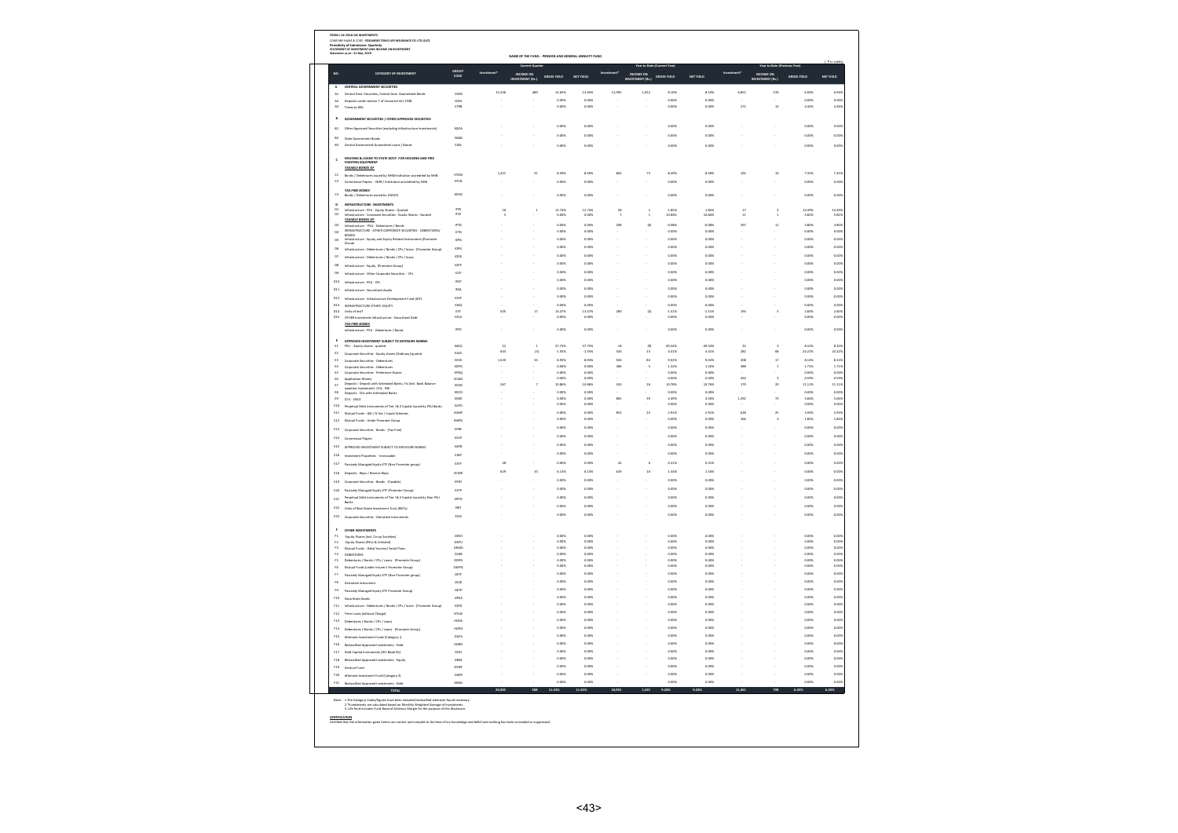**FORM L-36 YIELD ON INVESTMENTS**

COMPANY NAME & CODE: **EDELWEISS TOKIO LIFE INSURANCE CO. LTD (147)**

**Periodicity of Submission: Quarterly**

**STATEMENT OF INVESTMENT AND INCOME ON INVESTMENT**

**Statement as on : 31 Mar, 2019**

**NAME OF THE FUND : PENSION AND GENERAL ANNUITY FUND**

(₹ in Lakhs)

| NO. | CATEGORY OF INVESTMENT | GROUP CODE | Current Quarter | | | | Year to Date (Current Year) | | | | Year to Date (Previous Year) | | | |
|---|---|---|---|---|---|---|---|---|---|---|---|---|---|---|
| | | | Investment* | INCOME ON INVESTMENT (Rs.) | GROSS YIELD | NET YIELD | Investment* | INCOME ON INVESTMENT (Rs.) | GROSS YIELD | NET YIELD | Investment* | INCOME ON INVESTMENT (Rs.) | GROSS YIELD | NET YIELD |
| **A** | **CENTRAL GOVERNMENT SECURITIES** | | | | | | | | | | | | | |
| A1 | Central Govt. Securities, Central Govt. Guaranteed Bonds | CGSB | 15,346 | 489 | 12.65% | 12.65% | 12,992 | 1,052 | 8.10% | 8.10% | 6,852 | 476 | 6.94% | 6.94% |
| A2 | Deposits under section 7 of Insurance Act 1938 | CDSS | - | - | 0.00% | 0.00% | - | - | 0.00% | 0.00% | - | - | 0.00% | 0.00% |
| A3 | Treasury Bills | CTRB | - | - | 0.00% | 0.00% | - | - | 0.00% | 0.00% | 272 | 12 | 4.46% | 4.46% |
| **B** | **GOVERNMENT SECURITIES / OTHER APPROVED SECURITIES** | | | | | | | | | | | | | |
| B1 | Other Approved Securities (excluding Infrastructure Investments) | SGOA | - | - | 0.00% | 0.00% | - | - | 0.00% | 0.00% | - | - | 0.00% | 0.00% |
| B2 | State Government Bonds | SGGB | - | - | 0.00% | 0.00% | - | - | 0.00% | 0.00% | - | - | 0.00% | 0.00% |
| B3 | Central Government Guaranteed Loans / Bonds | CGSL | - | - | 0.00% | 0.00% | - | - | 0.00% | 0.00% | - | - | 0.00% | 0.00% |
| **C** | **HOUSING & LOANS TO STATE GOVT. FOR HOUSING AND FIRE FIGHTING EQUIPMENT** | | | | | | | | | | | | | |
| | ***TAXABLE BONDS OF*** | | | | | | | | | | | | | |
| C1 | Bonds / Debentures issued by NHB/Institution accredited by NHB | HTDN | 1,421 | 31 | 8.59% | 8.59% | 862 | 73 | 8.49% | 8.49% | 192 | 14 | 7.35% | 7.35% |
| C2 | Commercial Papers - NHB / Institution accredited by NHB | HTLN | - | - | 0.00% | 0.00% | - | - | 0.00% | 0.00% | - | - | 0.00% | 0.00% |
| | ***TAX FREE BONDS*** | | | | | | | | | | | | | |
| C3 | Bonds / Debentures issued by HUDCO | HFHD | - | - | 0.00% | 0.00% | - | - | 0.00% | 0.00% | - | - | 0.00% | 0.00% |
| **D** | **INFRASTRUCTURE INVESTMENTS** | | | | | | | | | | | | | |
| D1 | Infrastructure - PSU - Equity Shares - Quoted | ITPE | 18 | 1 | 12.74% | 12.74% | 28 | 1 | 1.85% | 1.85% | 17 | 2 | 10.49% | 10.49% |
| D2 | Infrastructure - Corporate Securities - Equity Shares - Quoted | ITCE | 3 | - | 0.00% | 0.00% | 7 | 1 | 10.84% | 10.84% | 11 | 1 | 9.82% | 9.82% |
| | ***TAXABLE BONDS OF*** | | | | | | | | | | | | | |
| D3 | Infrastructure - PSU - Debentures / Bonds | IPTD | - | - | 0.00% | 0.00% | 298 | (0) | -0.08% | -0.08% | 297 | 11 | 3.80% | 3.80% |
| D4 | INFRASTRUCTURE - OTHER CORPORATE SECURITIES - DEBENTURES/ BONDS | ICTD | - | - | 0.00% | 0.00% | - | - | 0.00% | 0.00% | - | - | 0.00% | 0.00% |
| D5 | Infrastructure - Equity and Equity Related Instruments (Promoter Group) | IEPG | - | - | 0.00% | 0.00% | - | - | 0.00% | 0.00% | - | - | 0.00% | 0.00% |
| D6 | Infrastructure - Debentures / Bonds / CPs / loans - (Promoter Group) | IDPG | - | - | 0.00% | 0.00% | - | - | 0.00% | 0.00% | - | - | 0.00% | 0.00% |
| D7 | Infrastructure - Debentures / Bonds / CPs / loans | IODS | - | - | 0.00% | 0.00% | - | - | 0.00% | 0.00% | - | - | 0.00% | 0.00% |
| D8 | Infrastructure - Equity (Promoter Group) | IOPE | - | - | 0.00% | 0.00% | - | - | 0.00% | 0.00% | - | - | 0.00% | 0.00% |
| D9 | Infrastructure - Other Corporate Securities - CPs | ICCP | - | - | 0.00% | 0.00% | - | - | 0.00% | 0.00% | - | - | 0.00% | 0.00% |
| D10 | Infrastructure - PSU - CPs | IPCP | - | - | 0.00% | 0.00% | - | - | 0.00% | 0.00% | - | - | 0.00% | 0.00% |
| D11 | Infrastructure - Securitised Assets | IESA | - | - | 0.00% | 0.00% | - | - | 0.00% | 0.00% | - | - | 0.00% | 0.00% |
| D12 | Infrastructure - Infrastructure Development Fund (IDF) | IDDF | - | - | 0.00% | 0.00% | - | - | 0.00% | 0.00% | - | - | 0.00% | 0.00% |
| D13 | INFRASTRUCTURE OTHER EQUITY | IOEQ | - | - | 0.00% | 0.00% | - | - | 0.00% | 0.00% | - | - | 0.00% | 0.00% |
| D14 | Units of InvIT | EIIT | 505 | 17 | 13.47% | 13.47% | 280 | (4) | -1.51% | -1.51% | 196 | 5 | 2.60% | 2.60% |
| D15 | OTHER Investment Infrastructure - Securitised Debt | IOSA | - | - | 0.00% | 0.00% | - | - | 0.00% | 0.00% | - | - | 0.00% | 0.00% |
| | ***TAX FREE BONDS*** | | | | | | | | | | | | | |
| | Infrastructure - PSU - Debentures / Bonds | IPFD | - | - | 0.00% | 0.00% | - | - | 0.00% | 0.00% | - | - | 0.00% | 0.00% |
| **E** | **APPROVED INVESTMENT SUBJECT TO EXPOSURE NORMS** | | | | | | | | | | | | | |
| E1 | PSU - Equity shares - quoted | EAEQ | 12 | 1 | 37.75% | 37.75% | 18 | (9) | -49.34% | -49.34% | 35 | 3 | 8.10% | 8.10% |
| E2 | Corporate Securities - Equity shares (Ordinary)-quoted | EACE | 643 | (3) | -1.55% | -1.55% | 526 | 23 | 4.41% | 4.41% | 282 | 68 | 23.22% | 23.22% |
| E3 | Corporate Securities - Debentures | ECOS | 1,510 | 34 | 8.93% | 8.93% | 926 | 84 | 9.02% | 9.02% | 208 | 17 | 8.14% | 8.14% |
| E4 | Corporate Securities - Debentures | EDPG | - | - | 0.00% | 0.00% | 386 | 5 | 1.32% | 1.32% | 388 | 7 | 1.71% | 1.71% |
| E5 | Corporate Securities - Preference Shares | EPNQ | - | - | 0.00% | 0.00% | - | - | 0.00% | 0.00% | - | - | 0.00% | 0.00% |
| E6 | Application Money | ECAM | - | - | 0.00% | 0.00% | - | - | 0.00% | 0.00% | 450 | 3 | 0.59% | 0.59% |
| E7 | Deposits - Deposit with Scheduled Banks, FIs (incl. Bank Balance awaiting Investment), CCIL, RBI | ECDB | 247 | 7 | 10.86% | 10.86% | 243 | 26 | 10.78% | 10.78% | 179 | 20 | 11.11% | 11.11% |
| E8 | Deposits - CDs with Scheduled Banks | EDCD | - | - | 0.00% | 0.00% | - | - | 0.00% | 0.00% | - | - | 0.00% | 0.00% |
| E9 | CCIL - CBLO | ECBO | - | - | 0.00% | 0.00% | 885 | 39 | 4.49% | 4.49% | 1,292 | 73 | 5.66% | 5.66% |
| E10 | Perpetual Debt Instruments of Tier I & II Capital issued by PSU Banks | EUPD | - | - | 0.00% | 0.00% | - | - | 0.00% | 0.00% | - | - | 0.00% | 0.00% |
| E11 | Mutual Funds - Gilt / G Sec / Liquid Schemes | EGMF | - | - | 0.00% | 0.00% | 853 | 25 | 2.91% | 2.91% | 628 | 25 | 3.93% | 3.93% |
| E12 | Mutual Funds - (under Insurer's Promoter Group) | EMPG | - | - | 0.00% | 0.00% | - | - | 0.00% | 0.00% | 166 | 3 | 1.84% | 1.84% |
| E13 | Corporate Securities - Bonds - (Tax Free) | EPBF | - | - | 0.00% | 0.00% | - | - | 0.00% | 0.00% | - | - | 0.00% | 0.00% |
| E14 | Commercial Papers | ECCP | - | - | 0.00% | 0.00% | - | - | 0.00% | 0.00% | - | - | 0.00% | 0.00% |
| E15 | APPROVED INVESTMENT SUBJECT TO EXPOSURE NORMS | EAPB | - | - | 0.00% | 0.00% | - | - | 0.00% | 0.00% | - | - | 0.00% | 0.00% |
| E16 | Investment Properties - Immovable | EINP | - | - | 0.00% | 0.00% | - | - | 0.00% | 0.00% | - | - | 0.00% | 0.00% |
| E17 | Passively Managed Equity ETF (Non Promoter group) | EETF | 28 | - | 0.00% | 0.00% | 42 | 0 | 0.31% | 0.31% | - | - | 0.00% | 0.00% |
| E18 | Deposits - Repo / Reverse Repo | ECMR | 629 | 10 | 6.13% | 6.13% | 629 | 10 | 1.56% | 1.56% | - | - | 0.00% | 0.00% |
| E19 | Corporate Securities - Bonds - (Taxable) | EPBT | - | - | 0.00% | 0.00% | - | - | 0.00% | 0.00% | - | - | 0.00% | 0.00% |
| E20 | Passively Managed Equity ETF (Promoter Group) | EETP | - | - | 0.00% | 0.00% | - | - | 0.00% | 0.00% | - | - | 0.00% | 0.00% |
| E21 | Perpetual Debt Instruments of Tier I & II Capital issued by Non PSU Banks | EPPD | - | - | 0.00% | 0.00% | - | - | 0.00% | 0.00% | - | - | 0.00% | 0.00% |
| E22 | Units of Real Estate Investment Trust (REITs) | ERIT | - | - | 0.00% | 0.00% | - | - | 0.00% | 0.00% | - | - | 0.00% | 0.00% |
| E23 | Corporate Securities - Derivative Instruments | ECDI | - | - | 0.00% | 0.00% | - | - | 0.00% | 0.00% | - | - | 0.00% | 0.00% |
| **F** | **OTHER INVESTMENTS** | | | | | | | | | | | | | |
| F1 | Equity Shares (incl. Co-op Societies) | OESH | - | - | 0.00% | 0.00% | - | - | 0.00% | 0.00% | - | - | 0.00% | 0.00% |
| F2 | Equity Shares (PSUs & Unlisted) | OEPU | - | - | 0.00% | 0.00% | - | - | 0.00% | 0.00% | - | - | 0.00% | 0.00% |
| F3 | Mutual Funds - Debt/ Income/ Serial Plans | OMGS | - | - | 0.00% | 0.00% | - | - | 0.00% | 0.00% | - | - | 0.00% | 0.00% |
| F4 | DEBENTURES | OLDB | - | - | 0.00% | 0.00% | - | - | 0.00% | 0.00% | - | - | 0.00% | 0.00% |
| F5 | Debentures / Bonds / CPs / Loans - (Promoter Group) | ODPG | - | - | 0.00% | 0.00% | - | - | 0.00% | 0.00% | - | - | 0.00% | 0.00% |
| F6 | Mutual Funds (under Insurer's Promoter Group) | OMPG | - | - | 0.00% | 0.00% | - | - | 0.00% | 0.00% | - | - | 0.00% | 0.00% |
| F7 | Passively Managed Equity ETF (Non Promoter group) | OETF | - | - | 0.00% | 0.00% | - | - | 0.00% | 0.00% | - | - | 0.00% | 0.00% |
| F8 | Derivative Instruments | OCDI | - | - | 0.00% | 0.00% | - | - | 0.00% | 0.00% | - | - | 0.00% | 0.00% |
| F9 | Passively Managed Equity ETF Promoter Group | OETP | - | - | 0.00% | 0.00% | - | - | 0.00% | 0.00% | - | - | 0.00% | 0.00% |
| F10 | Securitised Assets | OPSA | - | - | 0.00% | 0.00% | - | - | 0.00% | 0.00% | - | - | 0.00% | 0.00% |
| F11 | Infrastructure - Debentures / Bonds / CPs / loans - (Promoter Group) | IOPD | - | - | 0.00% | 0.00% | - | - | 0.00% | 0.00% | - | - | 0.00% | 0.00% |
| F12 | Term Loans (without Charge) | OTLW | - | - | 0.00% | 0.00% | - | - | 0.00% | 0.00% | - | - | 0.00% | 0.00% |
| F13 | Debentures / Bonds / CPs / Loans | HODS | - | - | 0.00% | 0.00% | - | - | 0.00% | 0.00% | - | - | 0.00% | 0.00% |
| F14 | Debentures / Bonds / CPs / Loans - (Promoter Group) | HDPG | - | - | 0.00% | 0.00% | - | - | 0.00% | 0.00% | - | - | 0.00% | 0.00% |
| F15 | Alternate Investment Funds (Category I) | OAFA | - | - | 0.00% | 0.00% | - | - | 0.00% | 0.00% | - | - | 0.00% | 0.00% |
| F16 | Reclassified Approved Investments - Debt | HORD | - | - | 0.00% | 0.00% | - | - | 0.00% | 0.00% | - | - | 0.00% | 0.00% |
| F17 | Debt Capital Instruments (DCI-Basel III) | ODCI | - | - | 0.00% | 0.00% | - | - | 0.00% | 0.00% | - | - | 0.00% | 0.00% |
| F18 | Reclassified Approved Investments - Equity | ORAE | - | - | 0.00% | 0.00% | - | - | 0.00% | 0.00% | - | - | 0.00% | 0.00% |
| F19 | Venture Fund | OVNF | - | - | 0.00% | 0.00% | - | - | 0.00% | 0.00% | - | - | 0.00% | 0.00% |
| F20 | Alternate Investment Fund (Category II) | OAFB | - | - | 0.00% | 0.00% | - | - | 0.00% | 0.00% | - | - | 0.00% | 0.00% |
| F21 | Reclassified Approved Investments - Debt | ORAD | - | - | 0.00% | 0.00% | - | - | 0.00% | 0.00% | - | - | 0.00% | 0.00% |
| | **TOTAL** | | **20,393** | **588** | **11.43%** | **11.43%** | **18,955** | **1,335** | **9.29%** | **9.29%** | **11,461** | **739** | **6.45%** | **6.45%** |

Note : 1. The Category Codes/figures have been restated/reclassified wherever found necessary
2.*Investments are calculated based on Monthly Weighted Average of Investments
3. Life fund includes Fund Beyond Solvency Margin for the purpose of this disclosure.

**CERTIFICATION**

Certified that the information given herein are correct and complete to the best of my knowledge and belief and nothing has been concealed or suppressed.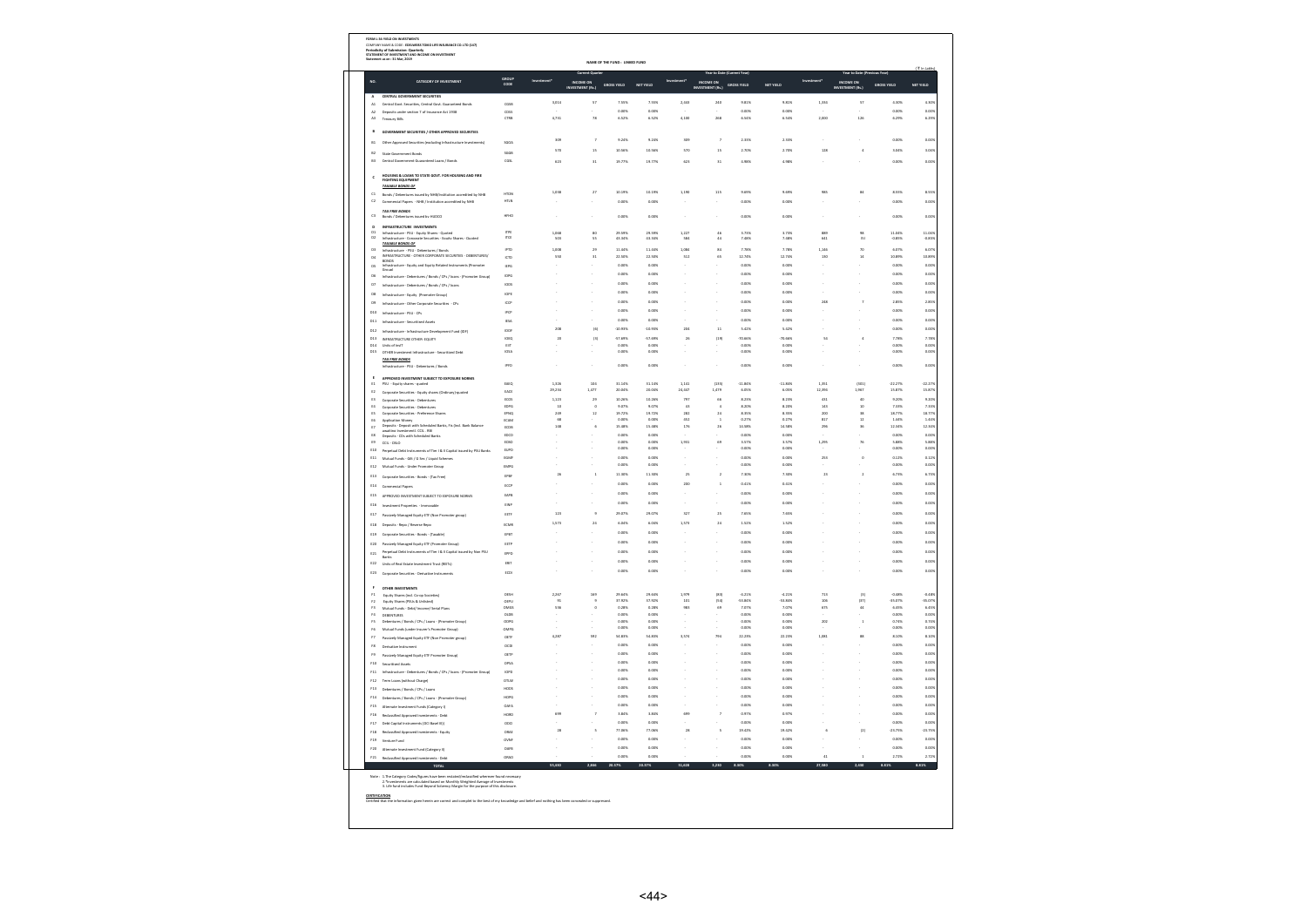FORM L-36 YIELD ON INVESTMENTS

COMPANY NAME & CODE: EDELWEISS TOKIO LIFE INSURANCE CO LTD (147)

Periodicity of Submission: Quarterly

STATEMENT OF INVESTMENT AND INCOME ON INVESTMENT

Statement as on : 31 Mar, 2019

NAME OF THE FUND : LINKED FUND

(₹ in Lakhs)

| NO. | CATEGORY OF INVESTMENT | GROUP CODE | Current Quarter | | | | Year to Date (Current Year) | | | | Year to Date (Previous Year) | | | |
|---|---|---|---|---|---|---|---|---|---|---|---|---|---|---|
| | | | Investment* | INCOME ON INVESTMENT (Rs.) | GROSS YIELD | NET YIELD | Investment* | INCOME ON INVESTMENT (Rs.) | GROSS YIELD | NET YIELD | Investment* | INCOME ON INVESTMENT (Rs.) | GROSS YIELD | NET YIELD |
| A | CENTRAL GOVERNMENT SECURITIES | | | | | | | | | | | | | |
| A1 | Central Govt. Securities, Central Govt. Guaranteed Bonds | CGSB | 3,014 | 57 | 7.55% | 7.55% | 2,443 | 240 | 9.81% | 9.81% | 1,316 | 57 | 4.30% | 4.30% |
| A2 | Deposits under section 7 of Insurance Act 1938 | CDSS | - | - | 0.00% | 0.00% | - | - | 0.00% | 0.00% | - | - | 0.00% | 0.00% |
| A3 | Treasury Bills | CTRB | 3,731 | 78 | 6.52% | 6.52% | 4,100 | 268 | 6.54% | 6.54% | 2,000 | 126 | 6.29% | 6.29% |
| B | GOVERNMENT SECURITIES / OTHER APPROVED SECURITIES | | | | | | | | | | | | | |
| B1 | Other Approved Securities (excluding Infrastructure Investments) | SGOA | 309 | 7 | 9.24% | 9.24% | 309 | 7 | 2.35% | 2.35% | - | - | 0.00% | 0.00% |
| B2 | State Government Bonds | SGGB | 570 | 15 | 10.56% | 10.56% | 570 | 15 | 2.70% | 2.70% | 128 | 4 | 3.04% | 3.04% |
| B3 | Central Government Guaranteed Loans / Bonds | CGSL | 623 | 31 | 19.77% | 19.77% | 623 | 31 | 4.98% | 4.98% | - | - | 0.00% | 0.00% |
| C | HOUSING & LOANS TO STATE GOVT. FOR HOUSING AND FIRE FIGHTING EQUIPMENT | | | | | | | | | | | | | |
| | TAXABLE BONDS OF | | | | | | | | | | | | | |
| C1 | Bonds / Debentures issued by NHB/Institution accredited by NHB | HTDN | 1,038 | 27 | 10.19% | 10.19% | 1,190 | 115 | 9.69% | 9.69% | 985 | 84 | 8.55% | 8.55% |
| C2 | Commercial Papers - NHB / Institution accredited by NHB | HTLN | - | - | 0.00% | 0.00% | - | - | 0.00% | 0.00% | - | - | 0.00% | 0.00% |
| | TAX FREE BONDS | | | | | | | | | | | | | |
| C3 | Bonds / Debentures issued by HUDCO | HFHD | - | - | 0.00% | 0.00% | - | - | 0.00% | 0.00% | - | - | 0.00% | 0.00% |
| D | INFRASTRUCTURE INVESTMENTS | | | | | | | | | | | | | |
| D1 | Infrastructure - PSU - Equity Shares - Quoted | ITPE | 1,068 | 80 | 29.59% | 29.59% | 1,227 | 46 | 3.73% | 3.73% | 889 | 98 | 11.04% | 11.04% |
| D2 | Infrastructure - Corporate Securities - Equity Shares - Quoted | ITCE | 503 | 55 | 43.44% | 43.34% | 584 | 44 | 7.48% | 7.48% | 641 | (5) | -0.85% | -0.85% |
| | TAXABLE BONDS OF | | | | | | | | | | | | | |
| D3 | Infrastructure - PSU - Debentures / Bonds | IPTD | 1,008 | 29 | 11.44% | 11.44% | 1,084 | 84 | 7.78% | 7.78% | 1,146 | 70 | 6.07% | 6.07% |
| D4 | INFRASTRUCTURE - OTHER CORPORATE SECURITIES - DEBENTURES/ BONDS | ICTD | 550 | 31 | 22.58% | 22.58% | 512 | 65 | 12.74% | 12.74% | 130 | 14 | 10.89% | 10.89% |
| D5 | Infrastructure - Equity and Equity Related Instruments (Promoter Group) | IEPG | - | - | 0.00% | 0.00% | - | - | 0.00% | 0.00% | - | - | 0.00% | 0.00% |
| D6 | Infrastructure - Debentures / Bonds / CPs / loans - (Promoter Group) | IDPG | - | - | 0.00% | 0.00% | - | - | 0.00% | 0.00% | - | - | 0.00% | 0.00% |
| D7 | Infrastructure - Debentures / Bonds / CPs / loans | IODS | - | - | 0.00% | 0.00% | - | - | 0.00% | 0.00% | - | - | 0.00% | 0.00% |
| D8 | Infrastructure - Equity (Promoter Group) | IOPE | - | - | 0.00% | 0.00% | - | - | 0.00% | 0.00% | - | - | 0.00% | 0.00% |
| D9 | Infrastructure - Other Corporate Securities - CPs | ICCP | - | - | 0.00% | 0.00% | - | - | 0.00% | 0.00% | 248 | 7 | 2.85% | 2.85% |
| D10 | Infrastructure - PSU - CPs | IPCP | - | - | 0.00% | 0.00% | - | - | 0.00% | 0.00% | - | - | 0.00% | 0.00% |
| D11 | Infrastructure - Securitised Assets | IESA | - | - | 0.00% | 0.00% | - | - | 0.00% | 0.00% | - | - | 0.00% | 0.00% |
| D12 | Infrastructure - Infrastructure Development Fund (IDF) | IDDF | 208 | (6) | -10.93% | -10.93% | 204 | 11 | 5.42% | 5.42% | - | - | 0.00% | 0.00% |
| D13 | INFRASTRUCTURE OTHER EQUITY | IOEQ | 20 | (3) | -57.89% | -57.89% | 28 | (19) | -70.66% | -70.66% | 54 | 4 | 7.78% | 7.78% |
| D14 | Units of InvIT | EIIT | - | - | 0.00% | 0.00% | - | - | 0.00% | 0.00% | - | - | 0.00% | 0.00% |
| D15 | OTHER Investment Infrastructure - Securitised Debt | IOSA | - | - | 0.00% | 0.00% | - | - | 0.00% | 0.00% | - | - | 0.00% | 0.00% |
| | TAX FREE BONDS | | | | | | | | | | | | | |
| | Infrastructure - PSU - Debentures / Bonds | IPFD | - | - | 0.00% | 0.00% | - | - | 0.00% | 0.00% | - | - | 0.00% | 0.00% |
| E | APPROVED INVESTMENT SUBJECT TO EXPOSURE NORMS | | | | | | | | | | | | | |
| E1 | PSU - Equity shares - quoted | EAEQ | 1,326 | 103 | 31.14% | 31.14% | 1,141 | (135) | -11.86% | -11.86% | 1,351 | (301) | -22.27% | -22.27% |
| E2 | Corporate Securities - Equity shares (Ordinary)-quoted | EACE | 29,234 | 1,477 | 20.04% | 20.04% | 24,167 | 1,479 | 6.05% | 6.05% | 12,396 | 1,967 | 15.87% | 15.87% |
| E3 | Corporate Securities - Debentures | ECOS | 1,123 | 29 | 10.26% | 10.26% | 797 | 66 | 8.23% | 8.23% | 431 | 40 | 9.20% | 9.20% |
| E4 | Corporate Securities - Debentures | EDPG | 10 | 0 | 9.07% | 9.07% | 43 | 3 | 8.20% | 8.20% | 141 | 10 | 7.33% | 7.33% |
| E5 | Corporate Securities - Preference Shares | EPNQ | 249 | 12 | 19.71% | 19.71% | 282 | 24 | 8.35% | 8.35% | 203 | 38 | 18.77% | 18.77% |
| E6 | Application Money | ECAM | 68 | - | 0.00% | 0.00% | 453 | 1 | 0.27% | 0.27% | 817 | 12 | 1.44% | 1.44% |
| E7 | Deposits - Deposit with Scheduled Banks, FIs (incl. Bank Balance awaiting Investment), CCIL, RBI | ECDB | 148 | 9 | 15.48% | 15.48% | 176 | 26 | 14.58% | 14.58% | 296 | 36 | 12.16% | 12.16% |
| E8 | Deposits - CDs with Scheduled Banks | EDCD | - | - | 0.00% | 0.00% | - | - | 0.00% | 0.00% | - | - | 0.00% | 0.00% |
| E9 | CCIL - CBLO | ECBO | - | - | 0.00% | 0.00% | 1,931 | 69 | 3.57% | 3.57% | 1,295 | 76 | 5.88% | 5.88% |
| E10 | Perpetual Debt Instruments of Tier I & II Capital issued by PSU Banks | EUPD | - | - | 0.00% | 0.00% | - | - | 0.00% | 0.00% | - | - | 0.00% | 0.00% |
| E11 | Mutual Funds - Gilt / G Sec / Liquid Schemes | EGMF | - | - | 0.00% | 0.00% | - | - | 0.00% | 0.00% | 253 | 0 | 0.12% | 0.12% |
| E12 | Mutual Funds - Under Promoter Group | EMPG | - | - | 0.00% | 0.00% | - | - | 0.00% | 0.00% | - | - | 0.00% | 0.00% |
| E13 | Corporate Securities - Bonds - (Tax Free) | EPBF | 26 | 1 | 11.38% | 11.38% | 25 | 2 | 7.30% | 7.30% | 23 | 2 | 6.73% | 6.73% |
| E14 | Commercial Papers | ECCP | - | - | 0.00% | 0.00% | 200 | 1 | 0.41% | 0.41% | - | - | 0.00% | 0.00% |
| E15 | APPROVED INVESTMENT SUBJECT TO EXPOSURE NORMS | EAPB | - | - | 0.00% | 0.00% | - | - | 0.00% | 0.00% | - | - | 0.00% | 0.00% |
| E16 | Investment Properties - Immovable | EINP | - | - | 0.00% | 0.00% | - | - | 0.00% | 0.00% | - | - | 0.00% | 0.00% |
| E17 | Passively Managed Equity ETF (Non Promoter group) | EETF | 123 | 9 | 29.07% | 29.07% | 327 | 25 | 7.65% | 7.65% | - | - | 0.00% | 0.00% |
| E18 | Deposits - Repo / Reverse Repo | ECMR | 1,573 | 25 | 6.36% | 6.36% | 1,573 | 24 | 1.52% | 1.52% | - | - | 0.00% | 0.00% |
| E19 | Corporate Securities - Bonds - (Taxable) | EPBT | - | - | 0.00% | 0.00% | - | - | 0.00% | 0.00% | - | - | 0.00% | 0.00% |
| E20 | Passively Managed Equity ETF (Promoter Group) | EETP | - | - | 0.00% | 0.00% | - | - | 0.00% | 0.00% | - | - | 0.00% | 0.00% |
| E21 | Perpetual Debt Instruments of Tier I & II Capital issued by Non PSU Banks | EPPD | - | - | 0.00% | 0.00% | - | - | 0.00% | 0.00% | - | - | 0.00% | 0.00% |
| E22 | Units of Real Estate Investment Trust (REITs) | ERIT | - | - | 0.00% | 0.00% | - | - | 0.00% | 0.00% | - | - | 0.00% | 0.00% |
| E23 | Corporate Securities - Derivative Instruments | ECDI | - | - | 0.00% | 0.00% | - | - | 0.00% | 0.00% | - | - | 0.00% | 0.00% |
| F | OTHER INVESTMENTS | | | | | | | | | | | | | |
| F1 | Equity Shares (incl. Co-op Societies) | OESH | 2,267 | 169 | 29.64% | 29.64% | 1,979 | (83) | -4.21% | -4.21% | 715 | (3) | -0.48% | -0.48% |
| F2 | Equity Shares (PSUs & Unlisted) | OEPU | 70 | 9 | 37.92% | 37.92% | 101 | (54) | -53.84% | -53.84% | 106 | (87) | -81.07% | -81.07% |
| F3 | Mutual Funds - Debt/ Income/ Serial Plans | OMGS | 536 | 0 | 0.28% | 0.28% | 983 | 69 | 7.07% | 7.07% | 675 | 44 | 6.45% | 6.45% |
| F4 | DEBENTURES | OLDB | - | - | 0.00% | 0.00% | - | - | 0.00% | 0.00% | - | - | 0.00% | 0.00% |
| F5 | Debentures / Bonds / CPs / Loans - (Promoter Group) | ODPG | - | - | 0.00% | 0.00% | - | - | 0.00% | 0.00% | 202 | 1 | 0.74% | 0.74% |
| F6 | Mutual Funds (under Insurer's Promoter Group) | OMPG | - | - | 0.00% | 0.00% | - | - | 0.00% | 0.00% | - | - | 0.00% | 0.00% |
| F7 | Passively Managed Equity ETF (Non Promoter group) | OETF | 6,287 | 992 | 54.83% | 54.83% | 3,574 | 793 | 22.19% | 22.19% | 1,081 | 88 | 8.15% | 8.15% |
| F8 | Derivative Instrument | OCDI | - | - | 0.00% | 0.00% | - | - | 0.00% | 0.00% | - | - | 0.00% | 0.00% |
| F9 | Passively Managed Equity ETF Promoter Group) | OETP | - | - | 0.00% | 0.00% | - | - | 0.00% | 0.00% | - | - | 0.00% | 0.00% |
| F10 | Securitised Assets | OPSA | - | - | 0.00% | 0.00% | - | - | 0.00% | 0.00% | - | - | 0.00% | 0.00% |
| F11 | Infrastructure - Debentures / Bonds / CPs / Loans - (Promoter Group) | IOPG | - | - | 0.00% | 0.00% | - | - | 0.00% | 0.00% | - | - | 0.00% | 0.00% |
| F12 | Term Loans (without Charge) | OTLW | - | - | 0.00% | 0.00% | - | - | 0.00% | 0.00% | - | - | 0.00% | 0.00% |
| F13 | Debentures / Bonds / CPs / Loans | HODS | - | - | 0.00% | 0.00% | - | - | 0.00% | 0.00% | - | - | 0.00% | 0.00% |
| F14 | Debentures / Bonds / CPs / Loans - (Promoter Group) | HDPG | - | - | 0.00% | 0.00% | - | - | 0.00% | 0.00% | - | - | 0.00% | 0.00% |
| F15 | Alternate Investment Funds (Category I) | OAFA | - | - | 0.00% | 0.00% | - | - | 0.00% | 0.00% | - | - | 0.00% | 0.00% |
| F16 | Reclassified Approved Investments - Debt | HORD | 699 | 7 | 3.84% | 3.84% | 699 | 7 | 0.97% | 0.97% | - | - | 0.00% | 0.00% |
| F17 | Debt Capital Instruments (DCI-Basel III) | ODCI | - | - | 0.00% | 0.00% | - | - | 0.00% | 0.00% | - | - | 0.00% | 0.00% |
| F18 | Reclassified Approved Investments - Equity | ORAE | 28 | 5 | 77.06% | 77.06% | 28 | 5 | 19.42% | 19.42% | 6 | (2) | -25.75% | -25.75% |
| F19 | Venture Fund | OVNF | - | - | 0.00% | 0.00% | - | - | 0.00% | 0.00% | - | - | 0.00% | 0.00% |
| F20 | Alternate Investment Fund (Category II) | OAFB | - | - | 0.00% | 0.00% | - | - | 0.00% | 0.00% | - | - | 0.00% | 0.00% |
| F21 | Reclassified Approved Investments - Debt | ORAD | - | - | 0.00% | 0.00% | - | - | 0.00% | 0.00% | 41 | 1 | 2.72% | 2.72% |
| | TOTAL | | 55,430 | 2,886 | 20.57% | 20.37% | 51,428 | 3,230 | 8.30% | 8.30% | 27,380 | 2,330 | 8.61% | 8.61% |

Note : 1. The Category Codes/figures have been restated/reclassified wherever found necessary

2.*Investments are calculated based on Monthly Weighted Average of Investments

3. Life fund includes Fund Beyond Solvency Margin for the purpose of this disclosure.

**CERTIFICATION**

Certified that the information given herein are correct and complete to the best of my knowledge and belief and nothing has been concealed or suppressed.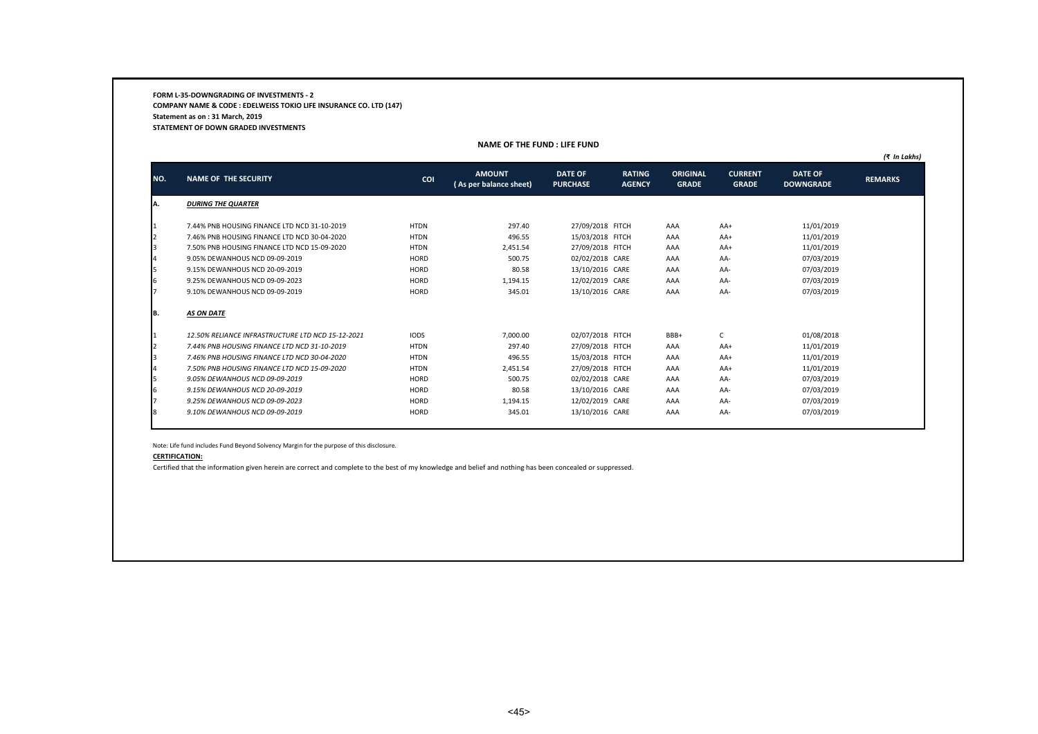**FORM L-35-DOWNGRADING OF INVESTMENTS - 2**
**COMPANY NAME & CODE : EDELWEISS TOKIO LIFE INSURANCE CO. LTD (147)**
**Statement as on : 31 March, 2019**
**STATEMENT OF DOWN GRADED INVESTMENTS**

**NAME OF THE FUND : LIFE FUND**

*(₹ In Lakhs)*

| NO. | NAME OF THE SECURITY | COI | AMOUNT ( As per balance sheet) | DATE OF PURCHASE | RATING AGENCY | ORIGINAL GRADE | CURRENT GRADE | DATE OF DOWNGRADE | REMARKS |
|---|---|---|---|---|---|---|---|---|---|
| A. | ***DURING THE QUARTER*** | | | | | | | | |
| 1 | 7.44% PNB HOUSING FINANCE LTD NCD 31-10-2019 | HTDN | 297.40 | 27/09/2018 | FITCH | AAA | AA+ | 11/01/2019 | |
| 2 | 7.46% PNB HOUSING FINANCE LTD NCD 30-04-2020 | HTDN | 496.55 | 15/03/2018 | FITCH | AAA | AA+ | 11/01/2019 | |
| 3 | 7.50% PNB HOUSING FINANCE LTD NCD 15-09-2020 | HTDN | 2,451.54 | 27/09/2018 | FITCH | AAA | AA+ | 11/01/2019 | |
| 4 | 9.05% DEWANHOUS NCD 09-09-2019 | HORD | 500.75 | 02/02/2018 | CARE | AAA | AA- | 07/03/2019 | |
| 5 | 9.15% DEWANHOUS NCD 20-09-2019 | HORD | 80.58 | 13/10/2016 | CARE | AAA | AA- | 07/03/2019 | |
| 6 | 9.25% DEWANHOUS NCD 09-09-2023 | HORD | 1,194.15 | 12/02/2019 | CARE | AAA | AA- | 07/03/2019 | |
| 7 | 9.10% DEWANHOUS NCD 09-09-2019 | HORD | 345.01 | 13/10/2016 | CARE | AAA | AA- | 07/03/2019 | |
| B. | ***AS ON DATE*** | | | | | | | | |
| 1 | *12.50% RELIANCE INFRASTRUCTURE LTD NCD 15-12-2021* | IODS | 7,000.00 | 02/07/2018 | FITCH | BBB+ | C | 01/08/2018 | |
| 2 | *7.44% PNB HOUSING FINANCE LTD NCD 31-10-2019* | HTDN | 297.40 | 27/09/2018 | FITCH | AAA | AA+ | 11/01/2019 | |
| 3 | *7.46% PNB HOUSING FINANCE LTD NCD 30-04-2020* | HTDN | 496.55 | 15/03/2018 | FITCH | AAA | AA+ | 11/01/2019 | |
| 4 | *7.50% PNB HOUSING FINANCE LTD NCD 15-09-2020* | HTDN | 2,451.54 | 27/09/2018 | FITCH | AAA | AA+ | 11/01/2019 | |
| 5 | *9.05% DEWANHOUS NCD 09-09-2019* | HORD | 500.75 | 02/02/2018 | CARE | AAA | AA- | 07/03/2019 | |
| 6 | *9.15% DEWANHOUS NCD 20-09-2019* | HORD | 80.58 | 13/10/2016 | CARE | AAA | AA- | 07/03/2019 | |
| 7 | *9.25% DEWANHOUS NCD 09-09-2023* | HORD | 1,194.15 | 12/02/2019 | CARE | AAA | AA- | 07/03/2019 | |
| 8 | *9.10% DEWANHOUS NCD 09-09-2019* | HORD | 345.01 | 13/10/2016 | CARE | AAA | AA- | 07/03/2019 | |

Note: Life fund includes Fund Beyond Solvency Margin for the purpose of this disclosure.

**CERTIFICATION:**

Certified that the information given herein are correct and complete to the best of my knowledge and belief and nothing has been concealed or suppressed.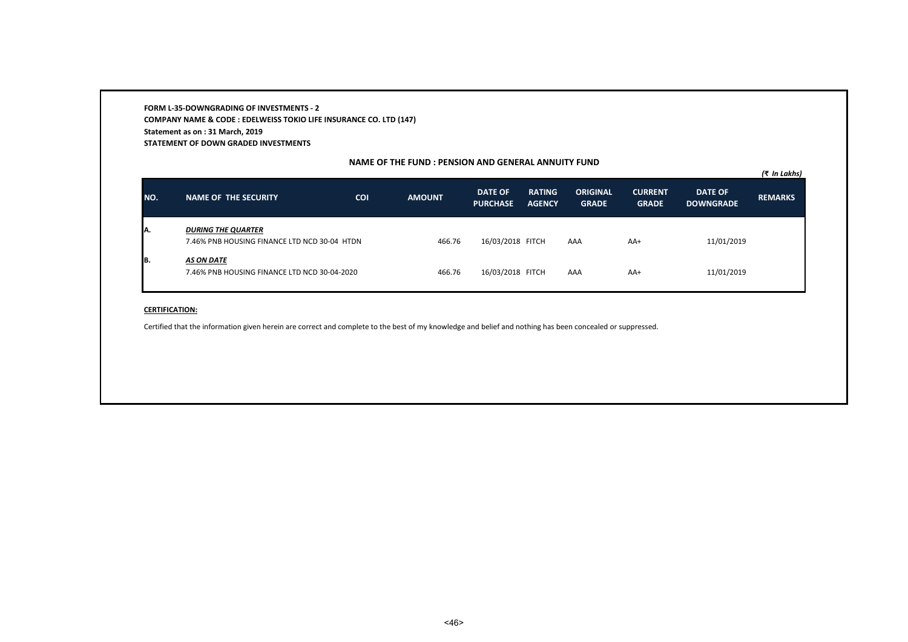**FORM L-35-DOWNGRADING OF INVESTMENTS - 2**
**COMPANY NAME & CODE : EDELWEISS TOKIO LIFE INSURANCE CO. LTD (147)**
**Statement as on : 31 March, 2019**
**STATEMENT OF DOWN GRADED INVESTMENTS**

**NAME OF THE FUND : PENSION AND GENERAL ANNUITY FUND**

*(₹ In Lakhs)*

| NO. | NAME OF THE SECURITY | COI | AMOUNT | DATE OF PURCHASE | RATING AGENCY | ORIGINAL GRADE | CURRENT GRADE | DATE OF DOWNGRADE | REMARKS |
|---|---|---|---|---|---|---|---|---|---|
| A. | ***DURING THE QUARTER*** | | | | | | | | |
| | 7.46% PNB HOUSING FINANCE LTD NCD 30-04 | HTDN | 466.76 | 16/03/2018 | FITCH | AAA | AA+ | 11/01/2019 | |
| B. | ***AS ON DATE*** | | | | | | | | |
| | 7.46% PNB HOUSING FINANCE LTD NCD 30-04-2020 | | 466.76 | 16/03/2018 | FITCH | AAA | AA+ | 11/01/2019 | |

**CERTIFICATION:**

Certified that the information given herein are correct and complete to the best of my knowledge and belief and nothing has been concealed or suppressed.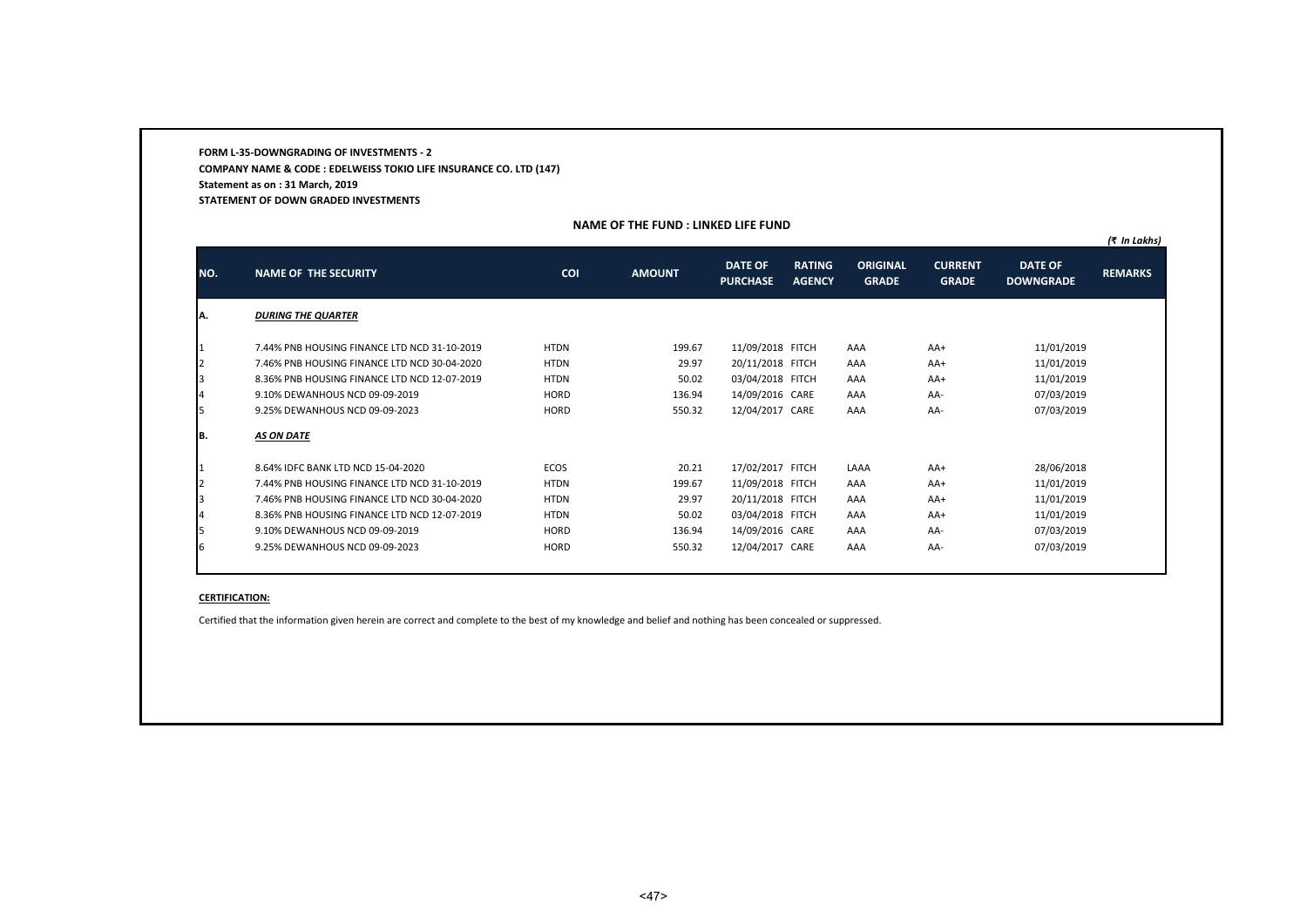**FORM L-35-DOWNGRADING OF INVESTMENTS - 2**
**COMPANY NAME & CODE : EDELWEISS TOKIO LIFE INSURANCE CO. LTD (147)**
**Statement as on : 31 March, 2019**
**STATEMENT OF DOWN GRADED INVESTMENTS**

**NAME OF THE FUND : LINKED LIFE FUND**

*(₹ In Lakhs)*

| NO. | NAME OF THE SECURITY | COI | AMOUNT | DATE OF PURCHASE | RATING AGENCY | ORIGINAL GRADE | CURRENT GRADE | DATE OF DOWNGRADE | REMARKS |
|---|---|---|---|---|---|---|---|---|---|
| A. | ***DURING THE QUARTER*** | | | | | | | | |
| 1 | 7.44% PNB HOUSING FINANCE LTD NCD 31-10-2019 | HTDN | 199.67 | 11/09/2018 | FITCH | AAA | AA+ | 11/01/2019 | |
| 2 | 7.46% PNB HOUSING FINANCE LTD NCD 30-04-2020 | HTDN | 29.97 | 20/11/2018 | FITCH | AAA | AA+ | 11/01/2019 | |
| 3 | 8.36% PNB HOUSING FINANCE LTD NCD 12-07-2019 | HTDN | 50.02 | 03/04/2018 | FITCH | AAA | AA+ | 11/01/2019 | |
| 4 | 9.10% DEWANHOUS NCD 09-09-2019 | HORD | 136.94 | 14/09/2016 | CARE | AAA | AA- | 07/03/2019 | |
| 5 | 9.25% DEWANHOUS NCD 09-09-2023 | HORD | 550.32 | 12/04/2017 | CARE | AAA | AA- | 07/03/2019 | |
| B. | ***AS ON DATE*** | | | | | | | | |
| 1 | 8.64% IDFC BANK LTD NCD 15-04-2020 | ECOS | 20.21 | 17/02/2017 | FITCH | LAAA | AA+ | 28/06/2018 | |
| 2 | 7.44% PNB HOUSING FINANCE LTD NCD 31-10-2019 | HTDN | 199.67 | 11/09/2018 | FITCH | AAA | AA+ | 11/01/2019 | |
| 3 | 7.46% PNB HOUSING FINANCE LTD NCD 30-04-2020 | HTDN | 29.97 | 20/11/2018 | FITCH | AAA | AA+ | 11/01/2019 | |
| 4 | 8.36% PNB HOUSING FINANCE LTD NCD 12-07-2019 | HTDN | 50.02 | 03/04/2018 | FITCH | AAA | AA+ | 11/01/2019 | |
| 5 | 9.10% DEWANHOUS NCD 09-09-2019 | HORD | 136.94 | 14/09/2016 | CARE | AAA | AA- | 07/03/2019 | |
| 6 | 9.25% DEWANHOUS NCD 09-09-2023 | HORD | 550.32 | 12/04/2017 | CARE | AAA | AA- | 07/03/2019 | |

**CERTIFICATION:**

Certified that the information given herein are correct and complete to the best of my knowledge and belief and nothing has been concealed or suppressed.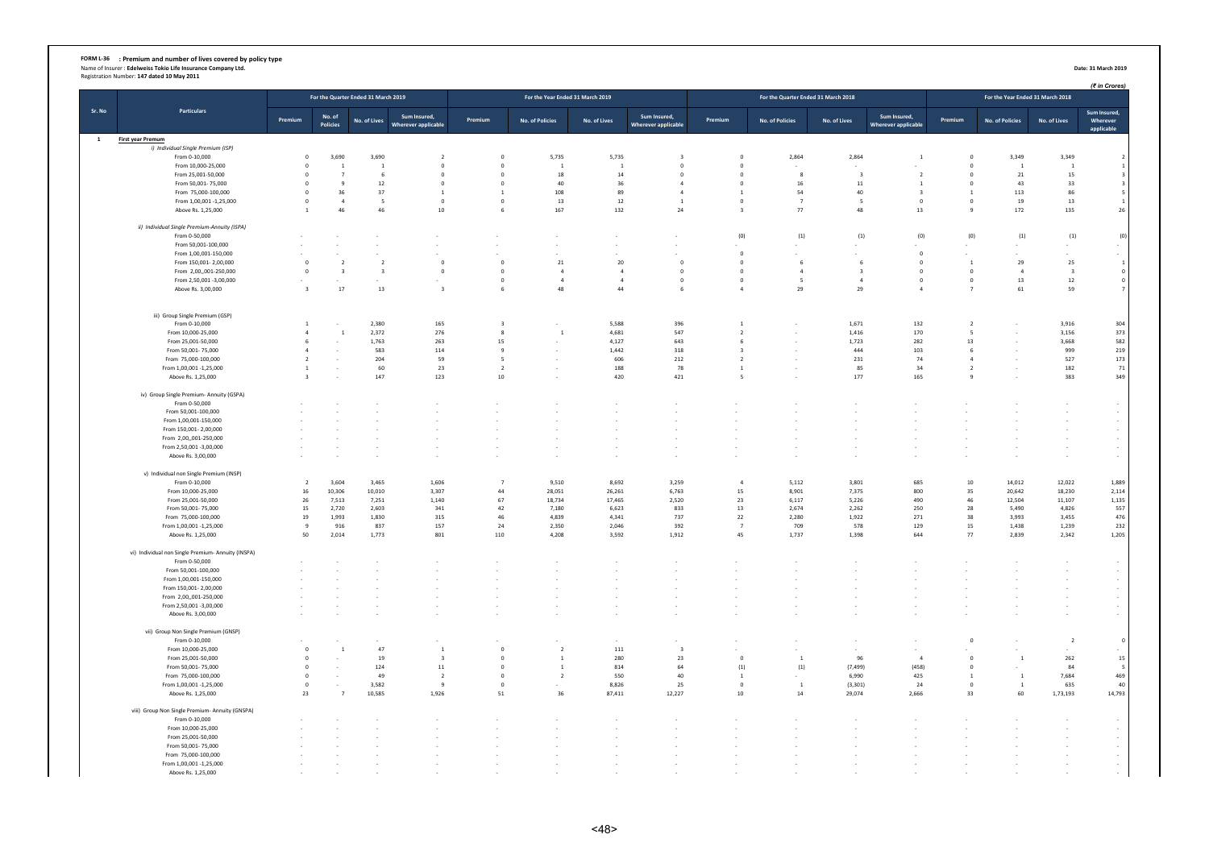**FORM L-36 : Premium and number of lives covered by policy type**

Name of Insurer : **Edelweiss Tokio Life Insurance Company Ltd.**

Registration Number: **147 dated 10 May 2011**

**Date: 31 March 2019**

*(₹ in Crores)*

| Sr. No | Particulars | For the Quarter Ended 31 March 2019 | | | | For the Year Ended 31 March 2019 | | | | For the Quarter Ended 31 March 2018 | | | | For the Year Ended 31 March 2018 | | | |
|---|---|---|---|---|---|---|---|---|---|---|---|---|---|---|---|---|---|
| | | Premium | No. of Policies | No. of Lives | Sum Insured, Wherever applicable | Premium | No. of Policies | No. of Lives | Sum Insured, Wherever applicable | Premium | No. of Policies | No. of Lives | Sum Insured, Wherever applicable | Premium | No. of Policies | No. of Lives | Sum Insured, Wherever applicable |
| 1 | **First year Premum** | | | | | | | | | | | | | | | | |
| | *i) Individual Single Premium (ISP)* | | | | | | | | | | | | | | | | |
| | From 0-10,000 | 0 | 3,690 | 3,690 | 2 | 0 | 5,735 | 5,735 | 3 | 0 | 2,864 | 2,864 | 1 | 0 | 3,349 | 3,349 | 2 |
| | From 10,000-25,000 | 0 | 1 | 1 | 0 | 0 | 1 | 1 | 0 | 0 | - | - | - | 0 | 1 | 1 | 1 |
| | From 25,001-50,000 | 0 | 7 | 6 | 0 | 0 | 18 | 14 | 0 | 0 | 8 | 3 | 2 | 0 | 21 | 15 | 3 |
| | From 50,001- 75,000 | 0 | 9 | 12 | 0 | 0 | 40 | 36 | 4 | 0 | 16 | 11 | 1 | 0 | 43 | 33 | 3 |
| | From 75,000-100,000 | 0 | 36 | 37 | 1 | 1 | 108 | 89 | 4 | 1 | 54 | 40 | 3 | 1 | 113 | 86 | 5 |
| | From 1,00,001 -1,25,000 | 0 | 4 | 5 | 0 | 0 | 13 | 12 | 1 | 0 | 7 | 5 | 0 | 0 | 19 | 13 | 1 |
| | Above Rs. 1,25,000 | 1 | 46 | 46 | 10 | 6 | 167 | 132 | 24 | 3 | 77 | 48 | 13 | 9 | 172 | 135 | 26 |
| | *ii) Individual Single Premium-Annuity (ISPA)* | | | | | | | | | | | | | | | | |
| | From 0-50,000 | - | - | - | - | - | - | - | - | (0) | (1) | (1) | (0) | (0) | (1) | (1) | (0) |
| | From 50,001-100,000 | - | - | - | - | - | - | - | - | - | - | - | - | - | - | - | - |
| | From 1,00,001-150,000 | - | - | - | - | - | - | - | - | 0 | - | - | 0 | - | - | - | - |
| | From 150,001- 2,00,000 | 0 | 2 | 2 | 0 | 0 | 21 | 20 | 0 | 0 | 6 | 6 | 0 | 1 | 29 | 25 | 1 |
| | From 2,00,,001-250,000 | 0 | 3 | 3 | 0 | 0 | 4 | 4 | 0 | 0 | 4 | 3 | 0 | 0 | 4 | 3 | 0 |
| | From 2,50,001 -3,00,000 | - | - | - | - | 0 | 4 | 4 | 0 | 0 | 5 | 4 | 0 | 0 | 13 | 12 | 0 |
| | Above Rs. 3,00,000 | 3 | 17 | 13 | 3 | 6 | 48 | 44 | 6 | 4 | 29 | 29 | 4 | 7 | 61 | 59 | 7 |
| | iii) Group Single Premium (GSP) | | | | | | | | | | | | | | | | |
| | From 0-10,000 | 1 | - | 2,380 | 165 | 3 | - | 5,588 | 396 | 1 | - | 1,671 | 132 | 2 | - | 3,916 | 304 |
| | From 10,000-25,000 | 4 | 1 | 2,372 | 276 | 8 | 1 | 4,681 | 547 | 2 | - | 1,416 | 170 | 5 | - | 3,156 | 373 |
| | From 25,001-50,000 | 6 | - | 1,763 | 263 | 15 | - | 4,127 | 643 | 6 | - | 1,723 | 282 | 13 | - | 3,668 | 582 |
| | From 50,001- 75,000 | 4 | - | 583 | 114 | 9 | - | 1,442 | 318 | 3 | - | 444 | 103 | 6 | - | 999 | 219 |
| | From 75,000-100,000 | 2 | - | 204 | 59 | 5 | - | 606 | 212 | 2 | - | 231 | 74 | 4 | - | 527 | 173 |
| | From 1,00,001 -1,25,000 | 1 | - | 60 | 23 | 2 | - | 188 | 78 | 1 | - | 85 | 34 | 2 | - | 182 | 71 |
| | Above Rs. 1,25,000 | 3 | - | 147 | 123 | 10 | - | 420 | 421 | 5 | - | 177 | 165 | 9 | - | 383 | 349 |
| | iv) Group Single Premium- Annuity (GSPA) | | | | | | | | | | | | | | | | |
| | From 0-50,000 | - | - | - | - | - | - | - | - | - | - | - | - | - | - | - | - |
| | From 50,001-100,000 | - | - | - | - | - | - | - | - | - | - | - | - | - | - | - | - |
| | From 1,00,001-150,000 | - | - | - | - | - | - | - | - | - | - | - | - | - | - | - | - |
| | From 150,001- 2,00,000 | - | - | - | - | - | - | - | - | - | - | - | - | - | - | - | - |
| | From 2,00,,001-250,000 | - | - | - | - | - | - | - | - | - | - | - | - | - | - | - | - |
| | From 2,50,001 -3,00,000 | - | - | - | - | - | - | - | - | - | - | - | - | - | - | - | - |
| | Above Rs. 3,00,000 | - | - | - | - | - | - | - | - | - | - | - | - | - | - | - | - |
| | v) Individual non Single Premium (INSP) | | | | | | | | | | | | | | | | |
| | From 0-10,000 | 2 | 3,604 | 3,465 | 1,606 | 7 | 9,510 | 8,692 | 3,259 | 4 | 5,112 | 3,801 | 685 | 10 | 14,012 | 12,022 | 1,889 |
| | From 10,000-25,000 | 16 | 10,306 | 10,010 | 3,307 | 44 | 28,051 | 26,261 | 6,763 | 15 | 8,901 | 7,375 | 800 | 35 | 20,642 | 18,230 | 2,114 |
| | From 25,001-50,000 | 26 | 7,513 | 7,251 | 1,140 | 67 | 18,734 | 17,465 | 2,520 | 23 | 6,117 | 5,226 | 490 | 46 | 12,504 | 11,107 | 1,135 |
| | From 50,001- 75,000 | 15 | 2,720 | 2,603 | 341 | 42 | 7,180 | 6,623 | 833 | 13 | 2,674 | 2,262 | 250 | 28 | 5,490 | 4,826 | 557 |
| | From 75,000-100,000 | 19 | 1,993 | 1,830 | 315 | 46 | 4,839 | 4,341 | 737 | 22 | 2,280 | 1,922 | 271 | 38 | 3,993 | 3,455 | 476 |
| | From 1,00,001 -1,25,000 | 9 | 916 | 837 | 157 | 24 | 2,350 | 2,046 | 392 | 7 | 709 | 578 | 129 | 15 | 1,438 | 1,239 | 232 |
| | Above Rs. 1,25,000 | 50 | 2,014 | 1,773 | 801 | 110 | 4,208 | 3,592 | 1,912 | 45 | 1,737 | 1,398 | 644 | 77 | 2,839 | 2,342 | 1,205 |
| | vi) Individual non Single Premium- Annuity (INSPA) | | | | | | | | | | | | | | | | |
| | From 0-50,000 | - | - | - | - | - | - | - | - | - | - | - | - | - | - | - | - |
| | From 50,001-100,000 | - | - | - | - | - | - | - | - | - | - | - | - | - | - | - | - |
| | From 1,00,001-150,000 | - | - | - | - | - | - | - | - | - | - | - | - | - | - | - | - |
| | From 150,001- 2,00,000 | - | - | - | - | - | - | - | - | - | - | - | - | - | - | - | - |
| | From 2,00,,001-250,000 | - | - | - | - | - | - | - | - | - | - | - | - | - | - | - | - |
| | From 2,50,001 -3,00,000 | - | - | - | - | - | - | - | - | - | - | - | - | - | - | - | - |
| | Above Rs. 3,00,000 | - | - | - | - | - | - | - | - | - | - | - | - | - | - | - | - |
| | vii) Group Non Single Premium (GNSP) | | | | | | | | | | | | | | | | |
| | From 0-10,000 | - | - | - | - | - | - | - | - | - | - | - | - | 0 | - | 2 | 0 |
| | From 10,000-25,000 | 0 | 1 | 47 | 1 | 0 | 2 | 111 | 3 | - | - | - | - | - | - | - | - |
| | From 25,001-50,000 | 0 | - | 19 | 3 | 0 | 1 | 280 | 23 | 0 | 1 | 96 | 4 | 0 | 1 | 262 | 15 |
| | From 50,001- 75,000 | 0 | - | 124 | 11 | 0 | 1 | 814 | 64 | (1) | (1) | (7,499) | (458) | 0 | - | 84 | 5 |
| | From 75,000-100,000 | 0 | - | 49 | 2 | 0 | 2 | 550 | 40 | 1 | - | 6,990 | 425 | 1 | 1 | 7,684 | 469 |
| | From 1,00,001 -1,25,000 | 0 | - | 3,582 | 9 | 0 | - | 8,826 | 25 | 0 | 1 | (3,301) | 24 | 0 | 1 | 635 | 40 |
| | Above Rs. 1,25,000 | 23 | 7 | 10,585 | 1,926 | 51 | 36 | 87,411 | 12,227 | 10 | 14 | 29,074 | 2,666 | 33 | 60 | 1,73,193 | 14,793 |
| | viii) Group Non Single Premium- Annuity (GNSPA) | | | | | | | | | | | | | | | | |
| | From 0-10,000 | - | - | - | - | - | - | - | - | - | - | - | - | - | - | - | - |
| | From 10,000-25,000 | - | - | - | - | - | - | - | - | - | - | - | - | - | - | - | - |
| | From 25,001-50,000 | - | - | - | - | - | - | - | - | - | - | - | - | - | - | - | - |
| | From 50,001- 75,000 | - | - | - | - | - | - | - | - | - | - | - | - | - | - | - | - |
| | From 75,000-100,000 | - | - | - | - | - | - | - | - | - | - | - | - | - | - | - | - |
| | From 1,00,001 -1,25,000 | - | - | - | - | - | - | - | - | - | - | - | - | - | - | - | - |
| | Above Rs. 1,25,000 | - | - | - | - | - | - | - | - | - | - | - | - | - | - | - | - |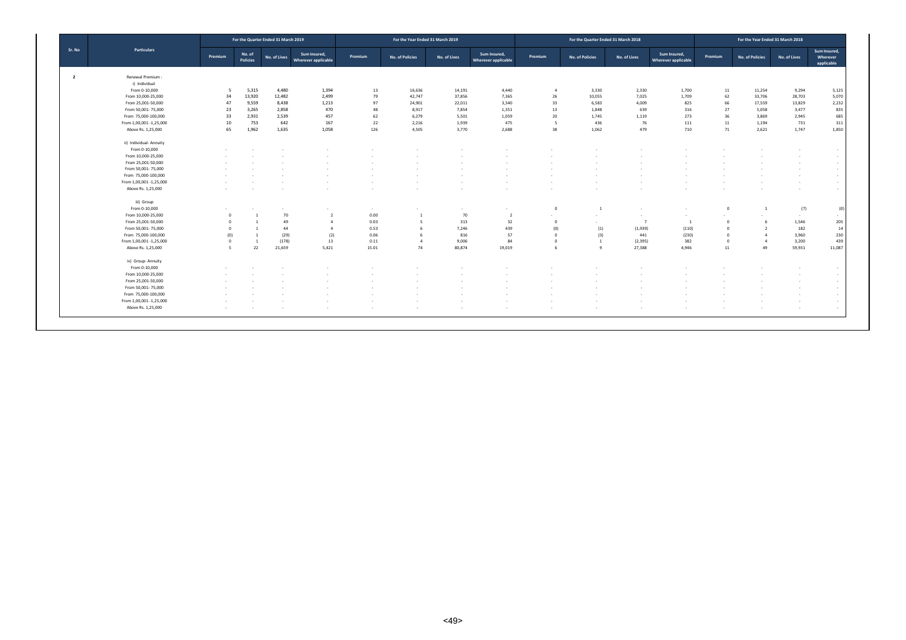| Sr. No | Particulars | For the Quarter Ended 31 March 2019 | | | | For the Year Ended 31 March 2019 | | | | For the Quarter Ended 31 March 2018 | | | | For the Year Ended 31 March 2018 | | | |
|---|---|---|---|---|---|---|---|---|---|---|---|---|---|---|---|---|---|
| | | Premium | No. of Policies | No. of Lives | Sum Insured, Wherever applicable | Premium | No. of Policies | No. of Lives | Sum Insured, Wherever applicable | Premium | No. of Policies | No. of Lives | Sum Insured, Wherever applicable | Premium | No. of Policies | No. of Lives | Sum Insured, Wherever applicable |
| 2 | Renewal Premium : | | | | | | | | | | | | | | | | |
| | i) Individual | | | | | | | | | | | | | | | | |
| | From 0-10,000 | 5 | 5,315 | 4,480 | 1,394 | 13 | 16,636 | 14,191 | 4,440 | 4 | 3,330 | 2,330 | 1,700 | 11 | 11,254 | 9,294 | 5,125 |
| | From 10,000-25,000 | 34 | 13,920 | 12,482 | 2,499 | 79 | 42,747 | 37,856 | 7,365 | 26 | 10,055 | 7,025 | 1,709 | 62 | 33,706 | 28,703 | 5,070 |
| | From 25,001-50,000 | 47 | 9,559 | 8,438 | 1,213 | 97 | 24,901 | 22,011 | 3,340 | 33 | 6,583 | 4,009 | 825 | 66 | 17,559 | 13,829 | 2,232 |
| | From 50,001- 75,000 | 23 | 3,265 | 2,858 | 470 | 48 | 8,917 | 7,854 | 1,351 | 13 | 1,848 | 639 | 316 | 27 | 5,058 | 3,477 | 835 |
| | From 75,000-100,000 | 33 | 2,931 | 2,539 | 457 | 62 | 6,279 | 5,501 | 1,059 | 20 | 1,745 | 1,119 | 273 | 36 | 3,869 | 2,945 | 685 |
| | From 1,00,001 -1,25,000 | 10 | 753 | 642 | 167 | 22 | 2,216 | 1,939 | 475 | 5 | 436 | 76 | 111 | 11 | 1,194 | 731 | 311 |
| | Above Rs. 1,25,000 | 65 | 1,962 | 1,635 | 1,058 | 126 | 4,505 | 3,770 | 2,688 | 38 | 1,062 | 479 | 710 | 71 | 2,621 | 1,747 | 1,850 |
| | ii) Individual- Annuity | | | | | | | | | | | | | | | | |
| | From 0-10,000 | - | - | - | - | - | - | - | - | - | - | - | - | - | - | - | - |
| | From 10,000-25,000 | - | - | - | - | - | - | - | - | - | - | - | - | - | - | - | - |
| | From 25,001-50,000 | - | - | - | - | - | - | - | - | - | - | - | - | - | - | - | - |
| | From 50,001- 75,000 | - | - | - | - | - | - | - | - | - | - | - | - | - | - | - | - |
| | From 75,000-100,000 | - | - | - | - | - | - | - | - | - | - | - | - | - | - | - | - |
| | From 1,00,001 -1,25,000 | - | - | - | - | - | - | - | - | - | - | - | - | - | - | - | - |
| | Above Rs. 1,25,000 | - | - | - | - | - | - | - | - | - | - | - | - | - | - | - | - |
| | iii) Group | | | | | | | | | | | | | | | | |
| | From 0-10,000 | - | - | - | - | - | - | - | - | 0 | 1 | - | - | 0 | 1 | (7) | (0) |
| | From 10,000-25,000 | 0 | 1 | 70 | 2 | 0.00 | 1 | 70 | 2 | - | - | - | - | - | - | - | - |
| | From 25,001-50,000 | 0 | 1 | 49 | 4 | 0.03 | 5 | 313 | 32 | 0 | - | 7 | 1 | 0 | 6 | 1,546 | 205 |
| | From 50,001- 75,000 | 0 | 1 | 44 | 4 | 0.53 | 6 | 7,246 | 439 | (0) | (1) | (1,939) | (110) | 0 | 2 | 182 | 14 |
| | From 75,000-100,000 | (0) | 1 | (29) | (2) | 0.06 | 6 | 816 | 57 | 0 | (3) | 441 | (230) | 0 | 4 | 3,960 | 230 |
| | From 1,00,001 -1,25,000 | 0 | 1 | (178) | 13 | 0.11 | 4 | 9,006 | 84 | 0 | 1 | (2,395) | 382 | 0 | 4 | 3,200 | 439 |
| | Above Rs. 1,25,000 | 5 | 22 | 21,659 | 5,421 | 15.01 | 74 | 80,874 | 19,019 | 6 | 9 | 27,388 | 4,946 | 11 | 49 | 59,931 | 11,087 |
| | iv) Group- Annuity | | | | | | | | | | | | | | | | |
| | From 0-10,000 | - | - | - | - | - | - | - | - | - | - | - | - | - | - | - | - |
| | From 10,000-25,000 | - | - | - | - | - | - | - | - | - | - | - | - | - | - | - | - |
| | From 25,001-50,000 | - | - | - | - | - | - | - | - | - | - | - | - | - | - | - | - |
| | From 50,001- 75,000 | - | - | - | - | - | - | - | - | - | - | - | - | - | - | - | - |
| | From 75,000-100,000 | - | - | - | - | - | - | - | - | - | - | - | - | - | - | - | - |
| | From 1,00,001 -1,25,000 | - | - | - | - | - | - | - | - | - | - | - | - | - | - | - | - |
| | Above Rs. 1,25,000 | - | - | - | - | - | - | - | - | - | - | - | - | - | - | - | - |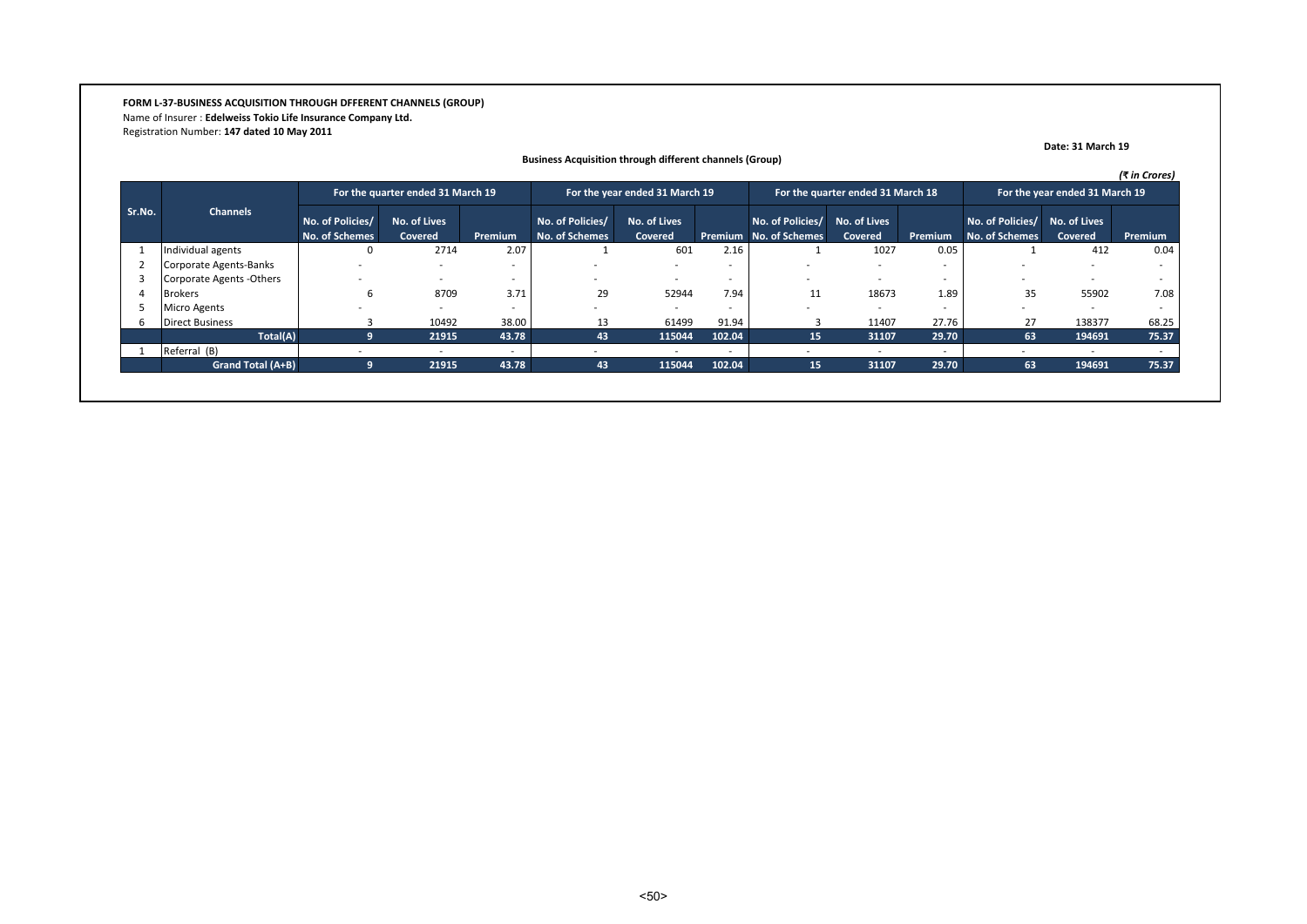**FORM L-37-BUSINESS ACQUISITION THROUGH DFFERENT CHANNELS (GROUP)**

Name of Insurer : **Edelweiss Tokio Life Insurance Company Ltd.**

Registration Number: **147 dated 10 May 2011**

**Date: 31 March 19**

**Business Acquisition through different channels (Group)**

*(₹ in Crores)*

| Sr.No. | Channels | For the quarter ended 31 March 19 | | | For the year ended 31 March 19 | | | For the quarter ended 31 March 18 | | | For the year ended 31 March 19 | | |
|---|---|---|---|---|---|---|---|---|---|---|---|---|---|
| | | No. of Policies/ No. of Schemes | No. of Lives Covered | Premium | No. of Policies/ No. of Schemes | No. of Lives Covered | Premium | No. of Policies/ No. of Schemes | No. of Lives Covered | Premium | No. of Policies/ No. of Schemes | No. of Lives Covered | Premium |
| 1 | Individual agents | 0 | 2714 | 2.07 | 1 | 601 | 2.16 | 1 | 1027 | 0.05 | 1 | 412 | 0.04 |
| 2 | Corporate Agents-Banks | - | - | - | - | - | - | - | - | - | - | - | - |
| 3 | Corporate Agents -Others | - | - | - | - | - | - | - | - | - | - | - | - |
| 4 | Brokers | 6 | 8709 | 3.71 | 29 | 52944 | 7.94 | 11 | 18673 | 1.89 | 35 | 55902 | 7.08 |
| 5 | Micro Agents | - | - | - | - | - | - | - | - | - | - | - | - |
| 6 | Direct Business | 3 | 10492 | 38.00 | 13 | 61499 | 91.94 | 3 | 11407 | 27.76 | 27 | 138377 | 68.25 |
| | **Total(A)** | **9** | **21915** | **43.78** | **43** | **115044** | **102.04** | **15** | **31107** | **29.70** | **63** | **194691** | **75.37** |
| 1 | Referral (B) | - | - | - | - | - | - | - | - | - | - | - | - |
| | **Grand Total (A+B)** | **9** | **21915** | **43.78** | **43** | **115044** | **102.04** | **15** | **31107** | **29.70** | **63** | **194691** | **75.37** |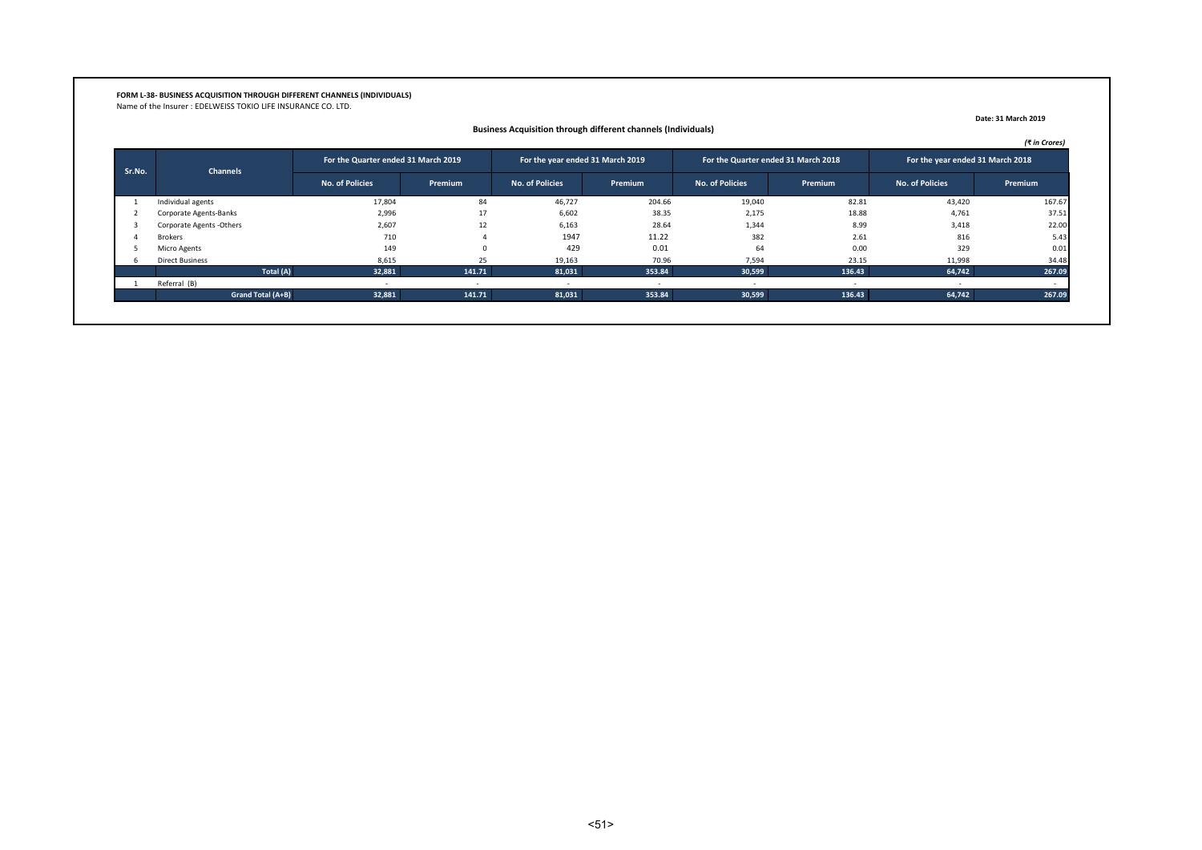**FORM L-38- BUSINESS ACQUISITION THROUGH DIFFERENT CHANNELS (INDIVIDUALS)**

Name of the Insurer : EDELWEISS TOKIO LIFE INSURANCE CO. LTD.

**Date: 31 March 2019**

**Business Acquisition through different channels (Individuals)**

*(₹ in Crores)*

| Sr.No. | Channels | For the Quarter ended 31 March 2019 | | For the year ended 31 March 2019 | | For the Quarter ended 31 March 2018 | | For the year ended 31 March 2018 | |
|---|---|---|---|---|---|---|---|---|---|
| | | No. of Policies | Premium | No. of Policies | Premium | No. of Policies | Premium | No. of Policies | Premium |
| 1 | Individual agents | 17,804 | 84 | 46,727 | 204.66 | 19,040 | 82.81 | 43,420 | 167.67 |
| 2 | Corporate Agents-Banks | 2,996 | 17 | 6,602 | 38.35 | 2,175 | 18.88 | 4,761 | 37.51 |
| 3 | Corporate Agents -Others | 2,607 | 12 | 6,163 | 28.64 | 1,344 | 8.99 | 3,418 | 22.00 |
| 4 | Brokers | 710 | 4 | 1947 | 11.22 | 382 | 2.61 | 816 | 5.43 |
| 5 | Micro Agents | 149 | 0 | 429 | 0.01 | 64 | 0.00 | 329 | 0.01 |
| 6 | Direct Business | 8,615 | 25 | 19,163 | 70.96 | 7,594 | 23.15 | 11,998 | 34.48 |
| | **Total (A)** | **32,881** | **141.71** | **81,031** | **353.84** | **30,599** | **136.43** | **64,742** | **267.09** |
| 1 | Referral (B) | - | - | - | - | - | - | - | - |
| | **Grand Total (A+B)** | **32,881** | **141.71** | **81,031** | **353.84** | **30,599** | **136.43** | **64,742** | **267.09** |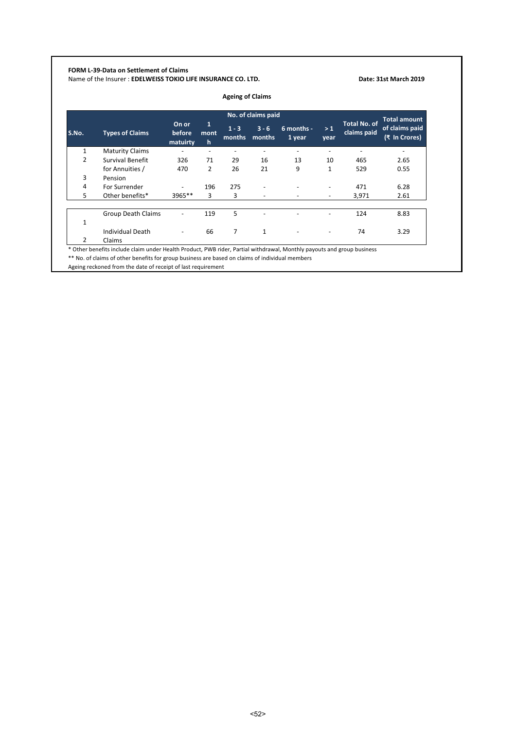**FORM L-39-Data on Settlement of Claims**

Name of the Insurer : **EDELWEISS TOKIO LIFE INSURANCE CO. LTD.**

**Date: 31st March 2019**

**Ageing of Claims**

| S.No. | Types of Claims | No. of claims paid | | | | | | Total No. of claims paid | Total amount of claims paid (₹ In Crores) |
|---|---|---|---|---|---|---|---|---|---|
| | | On or before matuirty | 1 month | 1 - 3 months | 3 - 6 months | 6 months - 1 year | > 1 year | | |
| 1 | Maturity Claims | - | - | - | - | - | - | - | - |
| 2 | Survival Benefit | 326 | 71 | 29 | 16 | 13 | 10 | 465 | 2.65 |
| 3 | for Annuities / Pension | 470 | 2 | 26 | 21 | 9 | 1 | 529 | 0.55 |
| 4 | For Surrender | - | 196 | 275 | - | - | - | 471 | 6.28 |
| 5 | Other benefits* | 3965** | 3 | 3 | - | - | - | 3,971 | 2.61 |

| S.No. | Types of Claims | On or before matuirty | 1 month | 1 - 3 months | 3 - 6 months | 6 months - 1 year | > 1 year | Total No. of claims paid | Total amount of claims paid (₹ In Crores) |
|---|---|---|---|---|---|---|---|---|---|
| 1 | Group Death Claims | - | 119 | 5 | - | - | - | 124 | 8.83 |
| 2 | Individual Death Claims | - | 66 | 7 | 1 | - | - | 74 | 3.29 |

\* Other benefits include claim under Health Product, PWB rider, Partial withdrawal, Monthly payouts and group business

** No. of claims of other benefits for group business are based on claims of individual members

Ageing reckoned from the date of receipt of last requirement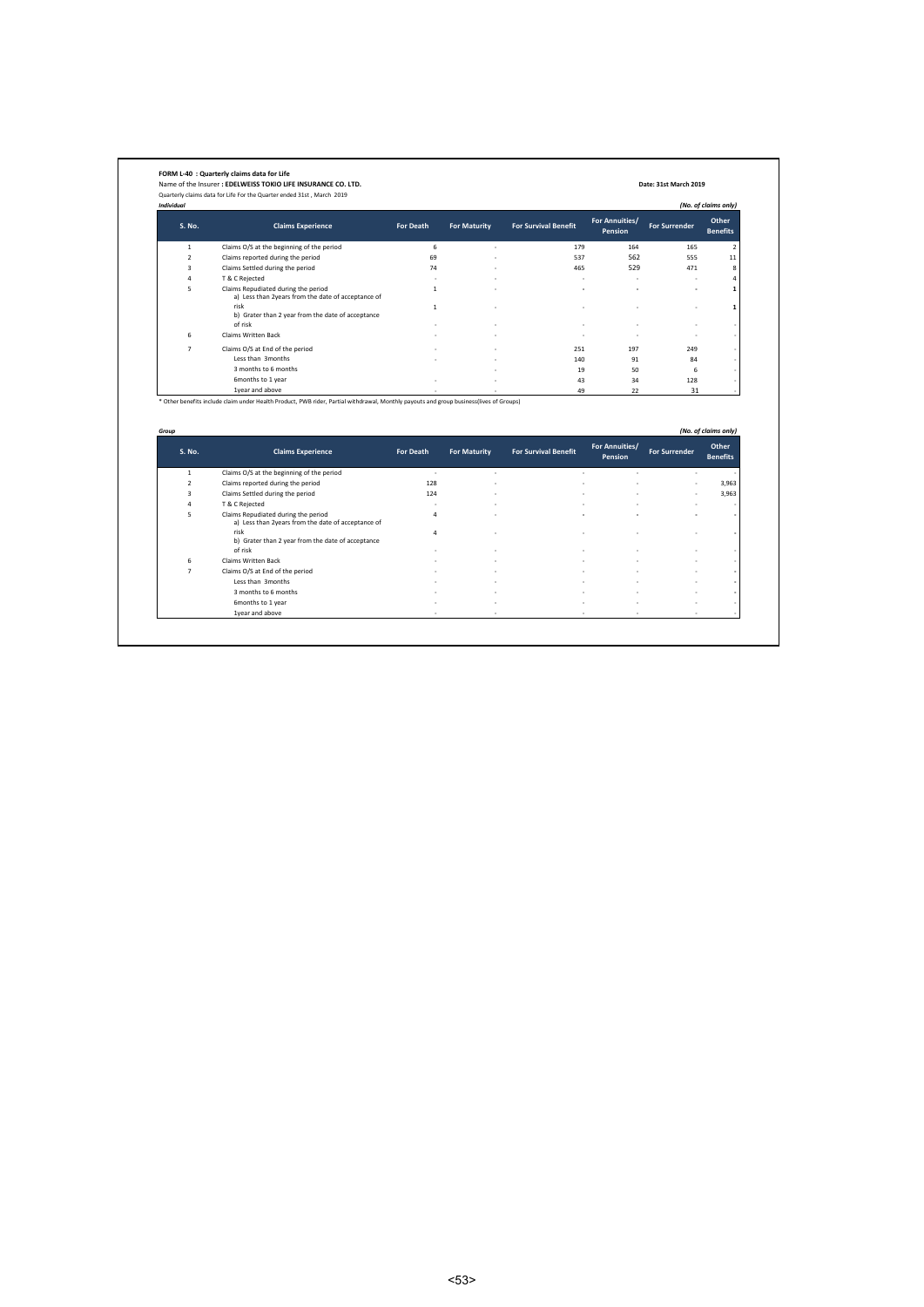**FORM L-40 : Quarterly claims data for Life**

Name of the Insurer : **EDELWEISS TOKIO LIFE INSURANCE CO. LTD.**

**Date: 31st March 2019**

Quarterly claims data for Life For the Quarter ended 31st , March 2019

***Individual***

*(No. of claims only)*

| S. No. | Claims Experience | For Death | For Maturity | For Survival Benefit | For Annuities/ Pension | For Surrender | Other Benefits |
|---|---|---|---|---|---|---|---|
| 1 | Claims O/S at the beginning of the period | 6 | - | 179 | 164 | 165 | 2 |
| 2 | Claims reported during the period | 69 | - | 537 | 562 | 555 | 11 |
| 3 | Claims Settled during the period | 74 | - | 465 | 529 | 471 | 8 |
| 4 | T & C Rejected | - | - | - | - | - | 4 |
| 5 | Claims Repudiated during the period | 1 | - | - | - | - | 1 |
| | a) Less than 2years from the date of acceptance of risk | 1 | - | - | - | - | 1 |
| | b) Grater than 2 year from the date of acceptance of risk | - | - | - | - | - | - |
| 6 | Claims Written Back | - | - | - | - | - | - |
| 7 | Claims O/S at End of the period | - | - | 251 | 197 | 249 | - |
| | Less than 3months | - | - | 140 | 91 | 84 | - |
| | 3 months to 6 months | | - | 19 | 50 | 6 | - |
| | 6months to 1 year | - | - | 43 | 34 | 128 | - |
| | 1year and above | - | - | 49 | 22 | 31 | - |

* Other benefits include claim under Health Product, PWB rider, Partial withdrawal, Monthly payouts and group business(lives of Groups)

***Group***

*(No. of claims only)*

| S. No. | Claims Experience | For Death | For Maturity | For Survival Benefit | For Annuities/ Pension | For Surrender | Other Benefits |
|---|---|---|---|---|---|---|---|
| 1 | Claims O/S at the beginning of the period | - | - | - | - | - | - |
| 2 | Claims reported during the period | 128 | - | - | - | - | 3,963 |
| 3 | Claims Settled during the period | 124 | - | - | - | - | 3,963 |
| 4 | T & C Rejected | - | - | - | - | - | - |
| 5 | Claims Repudiated during the period | 4 | - | - | - | - | - |
| | a) Less than 2years from the date of acceptance of risk | 4 | - | - | - | - | - |
| | b) Grater than 2 year from the date of acceptance of risk | - | - | - | - | - | - |
| 6 | Claims Written Back | - | - | - | - | - | - |
| 7 | Claims O/S at End of the period | - | - | - | - | - | - |
| | Less than 3months | - | - | - | - | - | - |
| | 3 months to 6 months | - | - | - | - | - | - |
| | 6months to 1 year | - | - | - | - | - | - |
| | 1year and above | - | - | - | - | - | - |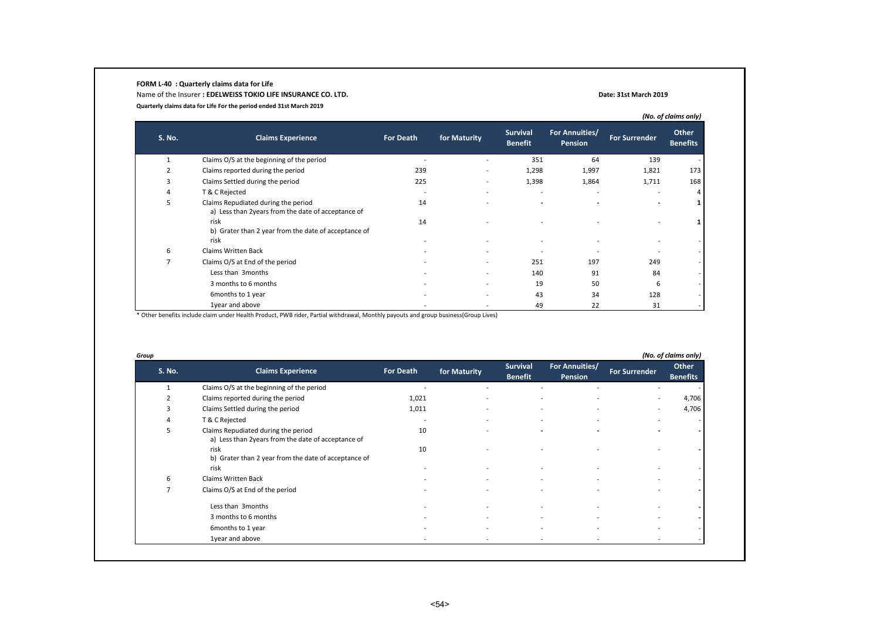**FORM L-40 : Quarterly claims data for Life**

Name of the Insurer **: EDELWEISS TOKIO LIFE INSURANCE CO. LTD.**

**Date: 31st March 2019**

**Quarterly claims data for Life For the period ended 31st March 2019**

*(No. of claims only)*

| S. No. | Claims Experience | For Death | for Maturity | Survival Benefit | For Annuities/ Pension | For Surrender | Other Benefits |
|---|---|---|---|---|---|---|---|
| 1 | Claims O/S at the beginning of the period | - | - | 351 | 64 | 139 | - |
| 2 | Claims reported during the period | 239 | - | 1,298 | 1,997 | 1,821 | 173 |
| 3 | Claims Settled during the period | 225 | - | 1,398 | 1,864 | 1,711 | 168 |
| 4 | T & C Rejected | - | - | - | - | - | 4 |
| 5 | Claims Repudiated during the period | 14 | - | - | - | - | 1 |
| | a) Less than 2years from the date of acceptance of risk | 14 | - | - | - | - | 1 |
| | b) Grater than 2 year from the date of acceptance of risk | - | - | - | - | - | - |
| 6 | Claims Written Back | - | - | - | - | - | - |
| 7 | Claims O/S at End of the period | - | - | 251 | 197 | 249 | - |
| | Less than 3months | - | - | 140 | 91 | 84 | - |
| | 3 months to 6 months | - | - | 19 | 50 | 6 | - |
| | 6months to 1 year | - | - | 43 | 34 | 128 | - |
| | 1year and above | - | - | 49 | 22 | 31 | - |

\* Other benefits include claim under Health Product, PWB rider, Partial withdrawal, Monthly payouts and group business(Group Lives)

*Group*

*(No. of claims only)*

| S. No. | Claims Experience | For Death | for Maturity | Survival Benefit | For Annuities/ Pension | For Surrender | Other Benefits |
|---|---|---|---|---|---|---|---|
| 1 | Claims O/S at the beginning of the period | - | - | - | - | - | - |
| 2 | Claims reported during the period | 1,021 | - | - | - | - | 4,706 |
| 3 | Claims Settled during the period | 1,011 | - | - | - | - | 4,706 |
| 4 | T & C Rejected | - | - | - | - | - | - |
| 5 | Claims Repudiated during the period | 10 | - | - | - | - | - |
| | a) Less than 2years from the date of acceptance of risk | 10 | - | - | - | - | - |
| | b) Grater than 2 year from the date of acceptance of risk | - | - | - | - | - | - |
| 6 | Claims Written Back | - | - | - | - | - | - |
| 7 | Claims O/S at End of the period | - | - | - | - | - | - |
| | Less than 3months | - | - | - | - | - | - |
| | 3 months to 6 months | - | - | - | - | - | - |
| | 6months to 1 year | - | - | - | - | - | - |
| | 1year and above | - | - | - | - | - | - |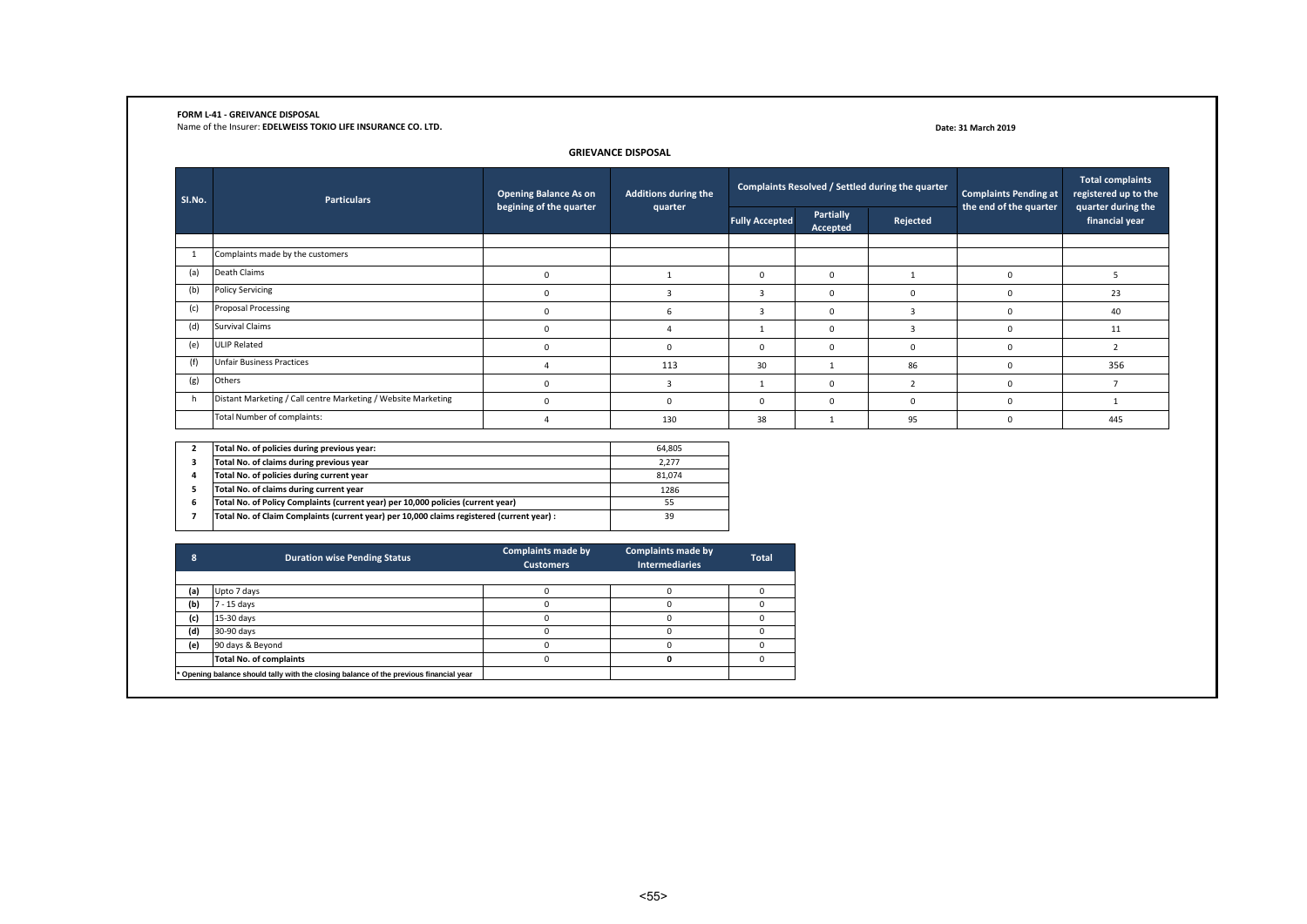**FORM L-41 - GREIVANCE DISPOSAL**

Name of the Insurer: **EDELWEISS TOKIO LIFE INSURANCE CO. LTD.**

**Date: 31 March 2019**

## GRIEVANCE DISPOSAL

| Sl.No. | Particulars | Opening Balance As on begining of the quarter | Additions during the quarter | Complaints Resolved / Settled during the quarter | | | Complaints Pending at the end of the quarter | Total complaints registered up to the quarter during the financial year |
|---|---|---|---|---|---|---|---|---|
| | | | | Fully Accepted | Partially Accepted | Rejected | | |
| 1 | Complaints made by the customers | | | | | | | |
| (a) | Death Claims | 0 | 1 | 0 | 0 | 1 | 0 | 5 |
| (b) | Policy Servicing | 0 | 3 | 3 | 0 | 0 | 0 | 23 |
| (c) | Proposal Processing | 0 | 6 | 3 | 0 | 3 | 0 | 40 |
| (d) | Survival Claims | 0 | 4 | 1 | 0 | 3 | 0 | 11 |
| (e) | ULIP Related | 0 | 0 | 0 | 0 | 0 | 0 | 2 |
| (f) | Unfair Business Practices | 4 | 113 | 30 | 1 | 86 | 0 | 356 |
| (g) | Others | 0 | 3 | 1 | 0 | 2 | 0 | 7 |
| h | Distant Marketing / Call centre Marketing / Website Marketing | 0 | 0 | 0 | 0 | 0 | 0 | 1 |
| | Total Number of complaints: | 4 | 130 | 38 | 1 | 95 | 0 | 445 |

| | | |
|---|---|---|
| **2** | **Total No. of policies during previous year:** | 64,805 |
| **3** | **Total No. of claims during previous year** | 2,277 |
| **4** | **Total No. of policies during current year** | 81,074 |
| **5** | **Total No. of claims during current year** | 1286 |
| **6** | **Total No. of Policy Complaints (current year) per 10,000 policies (current year)** | 55 |
| **7** | **Total No. of Claim Complaints (current year) per 10,000 claims registered (current year) :** | 39 |

| 8 | Duration wise Pending Status | Complaints made by Customers | Complaints made by Intermediaries | Total |
|---|---|---|---|---|
| **(a)** | Upto 7 days | 0 | 0 | 0 |
| **(b)** | 7 - 15 days | 0 | 0 | 0 |
| **(c)** | 15-30 days | 0 | 0 | 0 |
| **(d)** | 30-90 days | 0 | 0 | 0 |
| **(e)** | 90 days & Beyond | 0 | 0 | 0 |
| | **Total No. of complaints** | 0 | **0** | 0 |

* Opening balance should tally with the closing balance of the previous financial year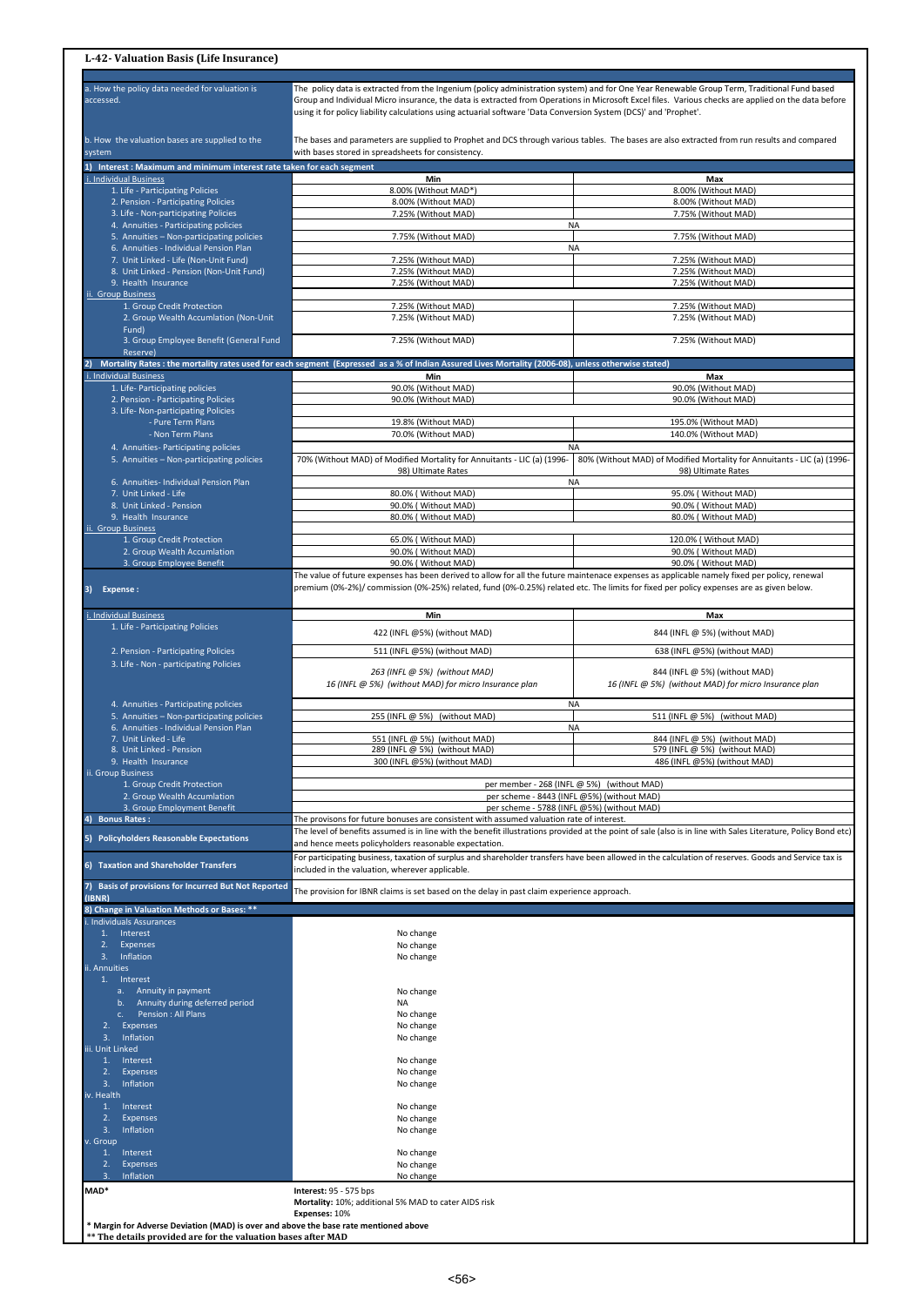## L-42- Valuation Basis (Life Insurance)

| | | |
|---|---|---|
| a. How the policy data needed for valuation is accessed. | The policy data is extracted from the Ingenium (policy administration system) and for One Year Renewable Group Term, Traditional Fund based Group and Individual Micro insurance, the data is extracted from Operations in Microsoft Excel files. Various checks are applied on the data before using it for policy liability calculations using actuarial software 'Data Conversion System (DCS)' and 'Prophet'. | |
| b. How the valuation bases are supplied to the system | The bases and parameters are supplied to Prophet and DCS through various tables. The bases are also extracted from run results and compared with bases stored in spreadsheets for consistency. | |
| **1) Interest : Maximum and minimum interest rate taken for each segment** | | |
| i. Individual Business | **Min** | **Max** |
| 1. Life - Participating Policies | 8.00% (Without MAD*) | 8.00% (Without MAD) |
| 2. Pension - Participating Policies | 8.00% (Without MAD) | 8.00% (Without MAD) |
| 3. Life - Non-participating Policies | 7.25% (Without MAD) | 7.75% (Without MAD) |
| 4. Annuities - Participating policies | NA | |
| 5. Annuities – Non-participating policies | 7.75% (Without MAD) | 7.75% (Without MAD) |
| 6. Annuities - Individual Pension Plan | NA | |
| 7. Unit Linked - Life (Non-Unit Fund) | 7.25% (Without MAD) | 7.25% (Without MAD) |
| 8. Unit Linked - Pension (Non-Unit Fund) | 7.25% (Without MAD) | 7.25% (Without MAD) |
| 9. Health Insurance | 7.25% (Without MAD) | 7.25% (Without MAD) |
| ii. Group Business | | |
| 1. Group Credit Protection | 7.25% (Without MAD) | 7.25% (Without MAD) |
| 2. Group Wealth Accumulation (Non-Unit Fund) | 7.25% (Without MAD) | 7.25% (Without MAD) |
| 3. Group Employee Benefit (General Fund Reserve) | 7.25% (Without MAD) | 7.25% (Without MAD) |
| **2) Mortality Rates : the mortality rates used for each segment (Expressed as a % of Indian Assured Lives Mortality (2006-08), unless otherwise stated)** | | |
| i. Individual Business | **Min** | **Max** |
| 1. Life- Participating policies | 90.0% (Without MAD) | 90.0% (Without MAD) |
| 2. Pension - Participating Policies | 90.0% (Without MAD) | 90.0% (Without MAD) |
| 3. Life- Non-participating Policies | | |
| - Pure Term Plans | 19.8% (Without MAD) | 195.0% (Without MAD) |
| - Non Term Plans | 70.0% (Without MAD) | 140.0% (Without MAD) |
| 4. Annuities- Participating policies | NA | |
| 5. Annuities – Non-participating policies | 70% (Without MAD) of Modified Mortality for Annuitants - LIC (a) (1996-98) Ultimate Rates | 80% (Without MAD) of Modified Mortality for Annuitants - LIC (a) (1996-98) Ultimate Rates |
| 6. Annuities- Individual Pension Plan | NA | |
| 7. Unit Linked - Life | 80.0% ( Without MAD) | 95.0% ( Without MAD) |
| 8. Unit Linked - Pension | 90.0% ( Without MAD) | 90.0% ( Without MAD) |
| 9. Health Insurance | 80.0% ( Without MAD) | 80.0% ( Without MAD) |
| ii. Group Business | | |
| 1. Group Credit Protection | 65.0% ( Without MAD) | 120.0% ( Without MAD) |
| 2. Group Wealth Accumulation | 90.0% ( Without MAD) | 90.0% ( Without MAD) |
| 3. Group Employee Benefit | 90.0% ( Without MAD) | 90.0% ( Without MAD) |
| **3) Expense :** | The value of future expenses has been derived to allow for all the future maintenace expenses as applicable namely fixed per policy, renewal premium (0%-2%)/ commission (0%-25%) related, fund (0%-0.25%) related etc. The limits for fixed per policy expenses are as given below. | |
| i. Individual Business | **Min** | **Max** |
| 1. Life - Participating Policies | 422 (INFL @5%) (without MAD) | 844 (INFL @ 5%) (without MAD) |
| 2. Pension - Participating Policies | 511 (INFL @5%) (without MAD) | 638 (INFL @5%) (without MAD) |
| 3. Life - Non - participating Policies | *263 (INFL @ 5%) (without MAD)* *16 (INFL @ 5%) (without MAD) for micro Insurance plan* | 844 (INFL @ 5%) (without MAD) *16 (INFL @ 5%) (without MAD) for micro Insurance plan* |
| 4. Annuities - Participating policies | NA | |
| 5. Annuities – Non-participating policies | 255 (INFL @ 5%) (without MAD) | 511 (INFL @ 5%) (without MAD) |
| 6. Annuities - Individual Pension Plan | NA | |
| 7. Unit Linked - Life | 551 (INFL @ 5%) (without MAD) | 844 (INFL @ 5%) (without MAD) |
| 8. Unit Linked - Pension | 289 (INFL @ 5%) (without MAD) | 579 (INFL @ 5%) (without MAD) |
| 9. Health Insurance | 300 (INFL @5%) (without MAD) | 486 (INFL @5%) (without MAD) |
| ii. Group Business | | |
| 1. Group Credit Protection | per member - 268 (INFL @ 5%) (without MAD) | |
| 2. Group Wealth Accumulation | per scheme - 8443 (INFL @5%) (without MAD) | |
| 3. Group Employment Benefit | per scheme - 5788 (INFL @5%) (without MAD) | |
| **4) Bonus Rates :** | The provisons for future bonuses are consistent with assumed valuation rate of interest. | |
| **5) Policyholders Reasonable Expectations** | The level of benefits assumed is in line with the benefit illustrations provided at the point of sale (also is in line with Sales Literature, Policy Bond etc) and hence meets policyholders reasonable expectation. | |
| **6) Taxation and Shareholder Transfers** | For participating business, taxation of surplus and shareholder transfers have been allowed in the calculation of reserves. Goods and Service tax is included in the valuation, wherever applicable. | |
| **7) Basis of provisions for Incurred But Not Reported (IBNR)** | The provision for IBNR claims is set based on the delay in past claim experience approach. | |
| **8) Change in Valuation Methods or Bases: \*\*** | | |
| i. Individuals Assurances | | |
| 1. Interest | No change | |
| 2. Expenses | No change | |
| 3. Inflation | No change | |
| ii. Annuities | | |
| 1. Interest | | |
| a. Annuity in payment | No change | |
| b. Annuity during deferred period | NA | |
| c. Pension : All Plans | No change | |
| 2. Expenses | No change | |
| 3. Inflation | No change | |
| iii. Unit Linked | | |
| 1. Interest | No change | |
| 2. Expenses | No change | |
| 3. Inflation | No change | |
| iv. Health | | |
| 1. Interest | No change | |
| 2. Expenses | No change | |
| 3. Inflation | No change | |
| v. Group | | |
| 1. Interest | No change | |
| 2. Expenses | No change | |
| 3. Inflation | No change | |
| **MAD\*** | **Interest:** 95 - 575 bps **Mortality:** 10%; additional 5% MAD to cater AIDS risk **Expenses:** 10% | |

**\* Margin for Adverse Deviation (MAD) is over and above the base rate mentioned above**

**\*\* The details provided are for the valuation bases after MAD**